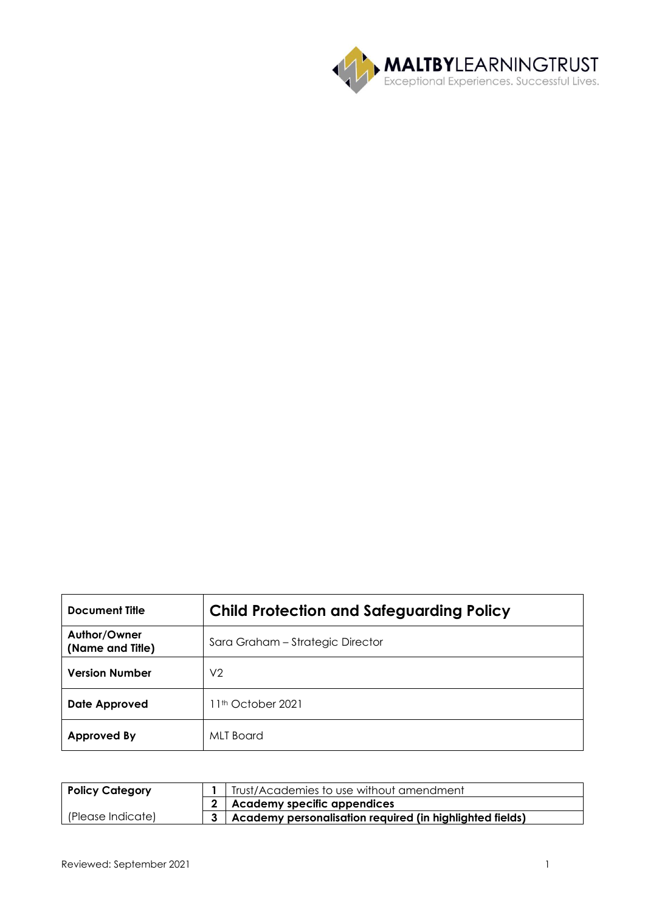MALTBYLEARNINGTRUST
Exceptional Experiences. Successful Lives.

| Document Title | **Child Protection and Safeguarding Policy** |
| --- | --- |
| **Author/Owner (Name and Title)** | Sara Graham – Strategic Director |
| **Version Number** | V2 |
| **Date Approved** | 11th October 2021 |
| **Approved By** | MLT Board |

| **Policy Category** | | |
| --- | --- | --- |
| | **1** | Trust/Academies to use without amendment |
| | **2** | **Academy specific appendices** |
| (Please Indicate) | **3** | **Academy personalisation required (in highlighted fields)** |

Reviewed: September 2021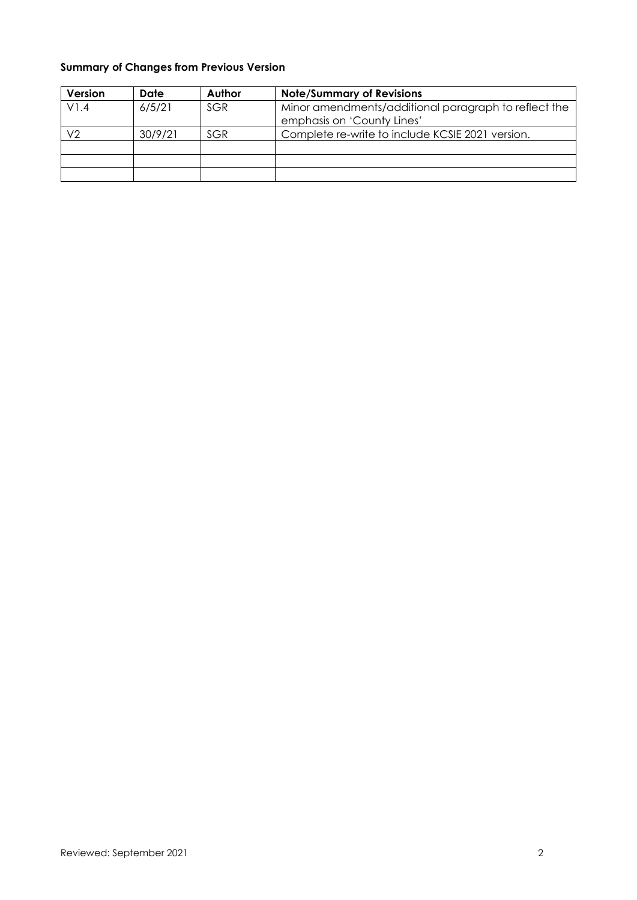**Summary of Changes from Previous Version**

| Version | Date | Author | Note/Summary of Revisions |
|---|---|---|---|
| V1.4 | 6/5/21 | SGR | Minor amendments/additional paragraph to reflect the emphasis on 'County Lines' |
| V2 | 30/9/21 | SGR | Complete re-write to include KCSIE 2021 version. |
| | | | |
| | | | |
| | | | |

Reviewed: September 2021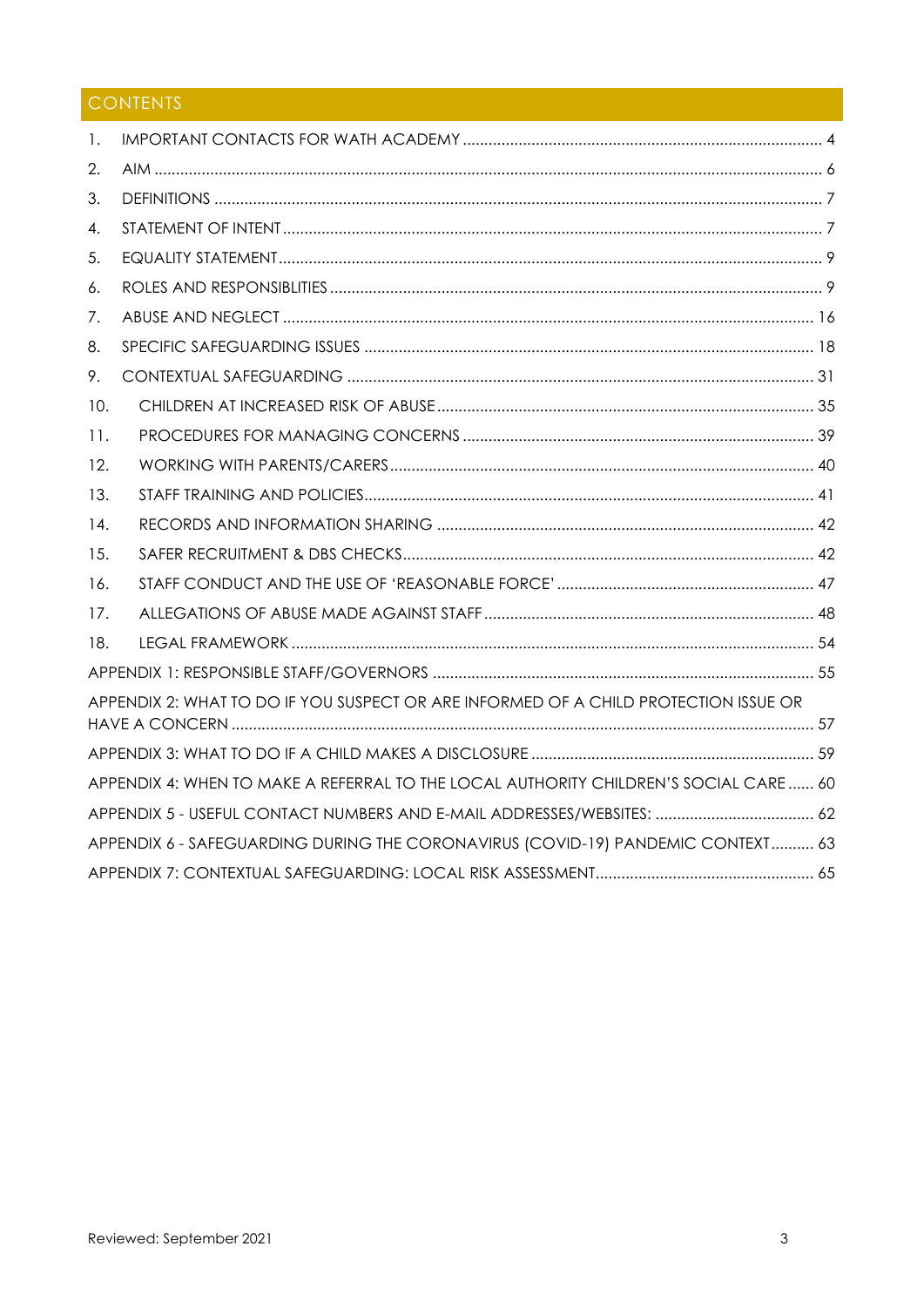## CONTENTS

1. IMPORTANT CONTACTS FOR WATH ACADEMY .................................................................................. 4
2. AIM ......................................................................................................................................... 6
3. DEFINITIONS ........................................................................................................................... 7
4. STATEMENT OF INTENT ............................................................................................................ 7
5. EQUALITY STATEMENT ............................................................................................................. 9
6. ROLES AND RESPONSIBLITIES ................................................................................................. 9
7. ABUSE AND NEGLECT ........................................................................................................... 16
8. SPECIFIC SAFEGUARDING ISSUES ........................................................................................ 18
9. CONTEXTUAL SAFEGUARDING ............................................................................................. 31
10. CHILDREN AT INCREASED RISK OF ABUSE ....................................................................... 35
11. PROCEDURES FOR MANAGING CONCERNS ...................................................................... 39
12. WORKING WITH PARENTS/CARERS .................................................................................... 40
13. STAFF TRAINING AND POLICIES ......................................................................................... 41
14. RECORDS AND INFORMATION SHARING .......................................................................... 42
15. SAFER RECRUITMENT & DBS CHECKS ................................................................................ 42
16. STAFF CONDUCT AND THE USE OF 'REASONABLE FORCE' ............................................. 47
17. ALLEGATIONS OF ABUSE MADE AGAINST STAFF ............................................................. 48
18. LEGAL FRAMEWORK ........................................................................................................... 54

APPENDIX 1: RESPONSIBLE STAFF/GOVERNORS ......................................................................... 55

APPENDIX 2: WHAT TO DO IF YOU SUSPECT OR ARE INFORMED OF A CHILD PROTECTION ISSUE OR HAVE A CONCERN ........................................................................................................................ 57

APPENDIX 3: WHAT TO DO IF A CHILD MAKES A DISCLOSURE .................................................. 59

APPENDIX 4: WHEN TO MAKE A REFERRAL TO THE LOCAL AUTHORITY CHILDREN'S SOCIAL CARE ...... 60

APPENDIX 5 - USEFUL CONTACT NUMBERS AND E-MAIL ADDRESSES/WEBSITES: ..................................... 62

APPENDIX 6 - SAFEGUARDING DURING THE CORONAVIRUS (COVID-19) PANDEMIC CONTEXT .......... 63

APPENDIX 7: CONTEXTUAL SAFEGUARDING: LOCAL RISK ASSESSMENT .................................................. 65

Reviewed: September 2021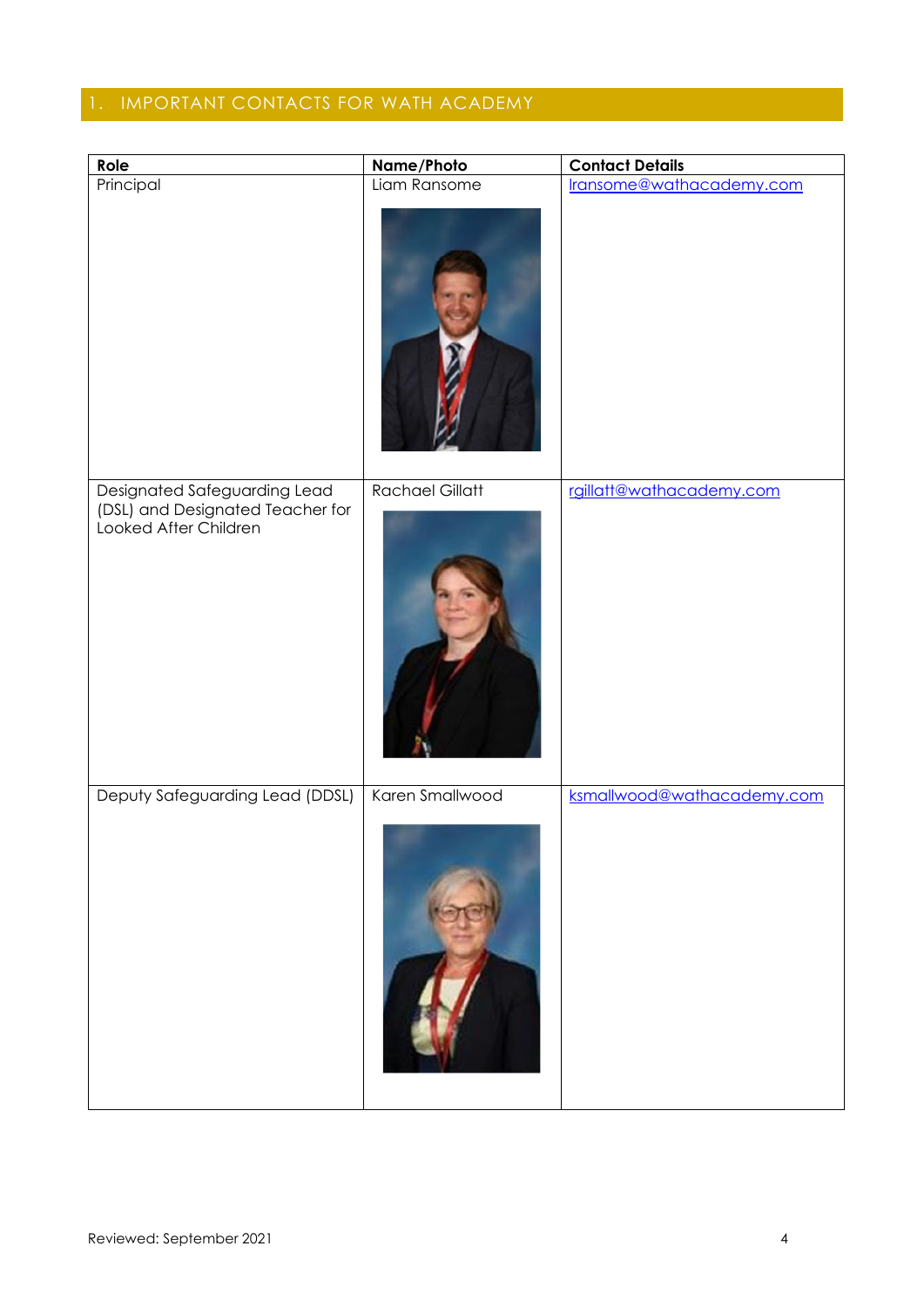## 1. IMPORTANT CONTACTS FOR WATH ACADEMY

| Role | Name/Photo | Contact Details |
|---|---|---|
| Principal | Liam Ransome | lransome@wathacademy.com |
| Designated Safeguarding Lead (DSL) and Designated Teacher for Looked After Children | Rachael Gillatt | rgillatt@wathacademy.com |
| Deputy Safeguarding Lead (DDSL) | Karen Smallwood | ksmallwood@wathacademy.com |

Reviewed: September 2021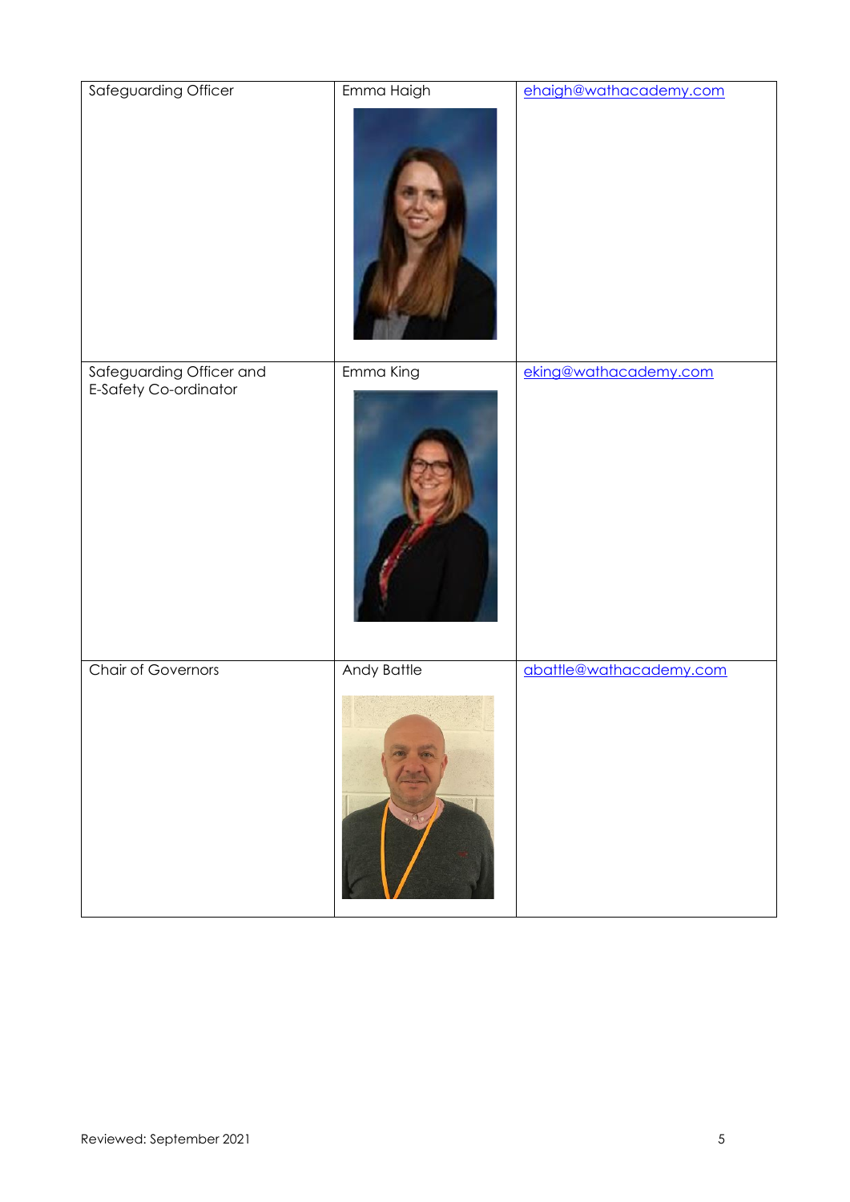| | | |
|---|---|---|
| Safeguarding Officer | Emma Haigh | ehaigh@wathacademy.com |
| Safeguarding Officer and E-Safety Co-ordinator | Emma King | eking@wathacademy.com |
| Chair of Governors | Andy Battle | abattle@wathacademy.com |

Reviewed: September 2021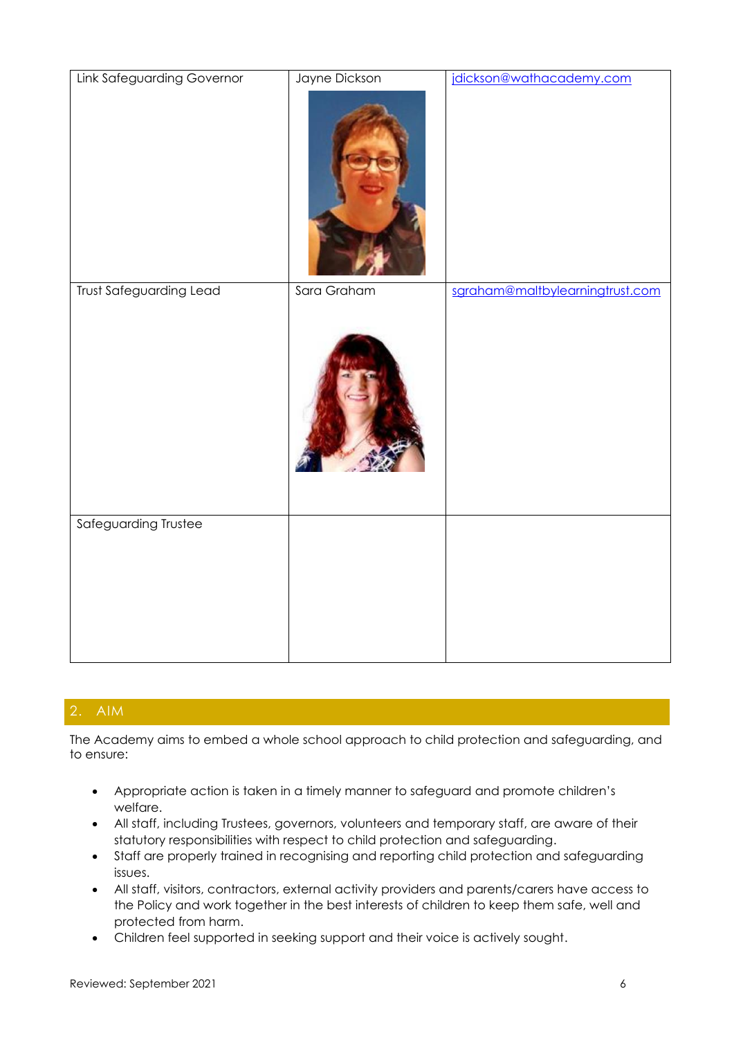| | | |
|---|---|---|
| Link Safeguarding Governor | Jayne Dickson | jdickson@wathacademy.com |
| Trust Safeguarding Lead | Sara Graham | sgraham@maltbylearningtrust.com |
| Safeguarding Trustee | | |

## 2. AIM

The Academy aims to embed a whole school approach to child protection and safeguarding, and to ensure:

- Appropriate action is taken in a timely manner to safeguard and promote children's welfare.
- All staff, including Trustees, governors, volunteers and temporary staff, are aware of their statutory responsibilities with respect to child protection and safeguarding.
- Staff are properly trained in recognising and reporting child protection and safeguarding issues.
- All staff, visitors, contractors, external activity providers and parents/carers have access to the Policy and work together in the best interests of children to keep them safe, well and protected from harm.
- Children feel supported in seeking support and their voice is actively sought.

Reviewed: September 2021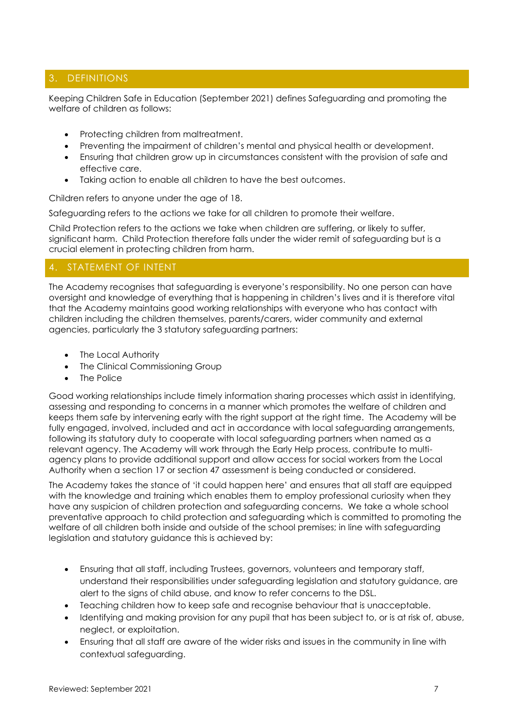## 3. DEFINITIONS

Keeping Children Safe in Education (September 2021) defines Safeguarding and promoting the welfare of children as follows:

- Protecting children from maltreatment.
- Preventing the impairment of children's mental and physical health or development.
- Ensuring that children grow up in circumstances consistent with the provision of safe and effective care.
- Taking action to enable all children to have the best outcomes.

Children refers to anyone under the age of 18.

Safeguarding refers to the actions we take for all children to promote their welfare.

Child Protection refers to the actions we take when children are suffering, or likely to suffer, significant harm. Child Protection therefore falls under the wider remit of safeguarding but is a crucial element in protecting children from harm.

## 4. STATEMENT OF INTENT

The Academy recognises that safeguarding is everyone's responsibility. No one person can have oversight and knowledge of everything that is happening in children's lives and it is therefore vital that the Academy maintains good working relationships with everyone who has contact with children including the children themselves, parents/carers, wider community and external agencies, particularly the 3 statutory safeguarding partners:

- The Local Authority
- The Clinical Commissioning Group
- The Police

Good working relationships include timely information sharing processes which assist in identifying, assessing and responding to concerns in a manner which promotes the welfare of children and keeps them safe by intervening early with the right support at the right time. The Academy will be fully engaged, involved, included and act in accordance with local safeguarding arrangements, following its statutory duty to cooperate with local safeguarding partners when named as a relevant agency. The Academy will work through the Early Help process, contribute to multi-agency plans to provide additional support and allow access for social workers from the Local Authority when a section 17 or section 47 assessment is being conducted or considered.

The Academy takes the stance of 'it could happen here' and ensures that all staff are equipped with the knowledge and training which enables them to employ professional curiosity when they have any suspicion of children protection and safeguarding concerns. We take a whole school preventative approach to child protection and safeguarding which is committed to promoting the welfare of all children both inside and outside of the school premises; in line with safeguarding legislation and statutory guidance this is achieved by:

- Ensuring that all staff, including Trustees, governors, volunteers and temporary staff, understand their responsibilities under safeguarding legislation and statutory guidance, are alert to the signs of child abuse, and know to refer concerns to the DSL.
- Teaching children how to keep safe and recognise behaviour that is unacceptable.
- Identifying and making provision for any pupil that has been subject to, or is at risk of, abuse, neglect, or exploitation.
- Ensuring that all staff are aware of the wider risks and issues in the community in line with contextual safeguarding.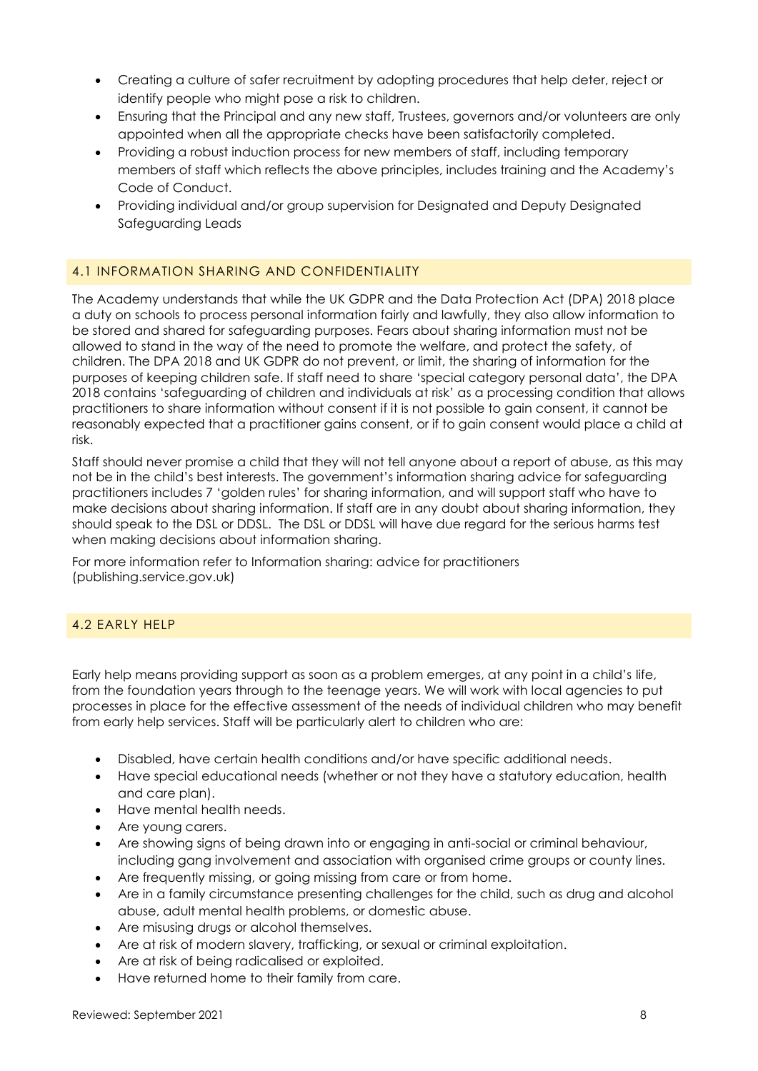- Creating a culture of safer recruitment by adopting procedures that help deter, reject or identify people who might pose a risk to children.
- Ensuring that the Principal and any new staff, Trustees, governors and/or volunteers are only appointed when all the appropriate checks have been satisfactorily completed.
- Providing a robust induction process for new members of staff, including temporary members of staff which reflects the above principles, includes training and the Academy's Code of Conduct.
- Providing individual and/or group supervision for Designated and Deputy Designated Safeguarding Leads

## 4.1 INFORMATION SHARING AND CONFIDENTIALITY

The Academy understands that while the UK GDPR and the Data Protection Act (DPA) 2018 place a duty on schools to process personal information fairly and lawfully, they also allow information to be stored and shared for safeguarding purposes. Fears about sharing information must not be allowed to stand in the way of the need to promote the welfare, and protect the safety, of children. The DPA 2018 and UK GDPR do not prevent, or limit, the sharing of information for the purposes of keeping children safe. If staff need to share 'special category personal data', the DPA 2018 contains 'safeguarding of children and individuals at risk' as a processing condition that allows practitioners to share information without consent if it is not possible to gain consent, it cannot be reasonably expected that a practitioner gains consent, or if to gain consent would place a child at risk.

Staff should never promise a child that they will not tell anyone about a report of abuse, as this may not be in the child's best interests. The government's information sharing advice for safeguarding practitioners includes 7 'golden rules' for sharing information, and will support staff who have to make decisions about sharing information. If staff are in any doubt about sharing information, they should speak to the DSL or DDSL. The DSL or DDSL will have due regard for the serious harms test when making decisions about information sharing.

For more information refer to Information sharing: advice for practitioners (publishing.service.gov.uk)

## 4.2 EARLY HELP

Early help means providing support as soon as a problem emerges, at any point in a child's life, from the foundation years through to the teenage years. We will work with local agencies to put processes in place for the effective assessment of the needs of individual children who may benefit from early help services. Staff will be particularly alert to children who are:

- Disabled, have certain health conditions and/or have specific additional needs.
- Have special educational needs (whether or not they have a statutory education, health and care plan).
- Have mental health needs.
- Are young carers.
- Are showing signs of being drawn into or engaging in anti-social or criminal behaviour, including gang involvement and association with organised crime groups or county lines.
- Are frequently missing, or going missing from care or from home.
- Are in a family circumstance presenting challenges for the child, such as drug and alcohol abuse, adult mental health problems, or domestic abuse.
- Are misusing drugs or alcohol themselves.
- Are at risk of modern slavery, trafficking, or sexual or criminal exploitation.
- Are at risk of being radicalised or exploited.
- Have returned home to their family from care.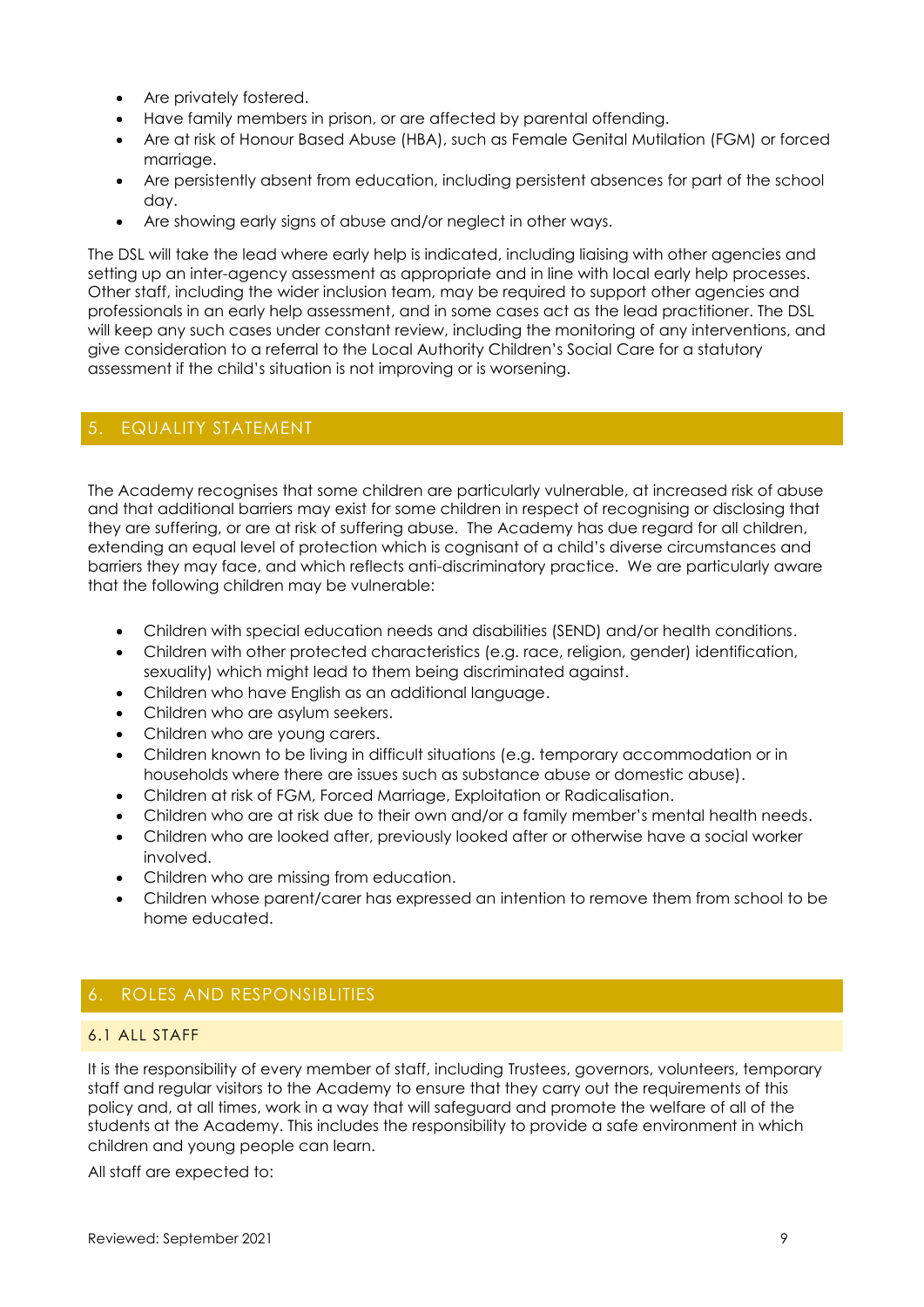- Are privately fostered.
- Have family members in prison, or are affected by parental offending.
- Are at risk of Honour Based Abuse (HBA), such as Female Genital Mutilation (FGM) or forced marriage.
- Are persistently absent from education, including persistent absences for part of the school day.
- Are showing early signs of abuse and/or neglect in other ways.

The DSL will take the lead where early help is indicated, including liaising with other agencies and setting up an inter-agency assessment as appropriate and in line with local early help processes. Other staff, including the wider inclusion team, may be required to support other agencies and professionals in an early help assessment, and in some cases act as the lead practitioner. The DSL will keep any such cases under constant review, including the monitoring of any interventions, and give consideration to a referral to the Local Authority Children's Social Care for a statutory assessment if the child's situation is not improving or is worsening.

## 5. EQUALITY STATEMENT

The Academy recognises that some children are particularly vulnerable, at increased risk of abuse and that additional barriers may exist for some children in respect of recognising or disclosing that they are suffering, or are at risk of suffering abuse. The Academy has due regard for all children, extending an equal level of protection which is cognisant of a child's diverse circumstances and barriers they may face, and which reflects anti-discriminatory practice. We are particularly aware that the following children may be vulnerable:

- Children with special education needs and disabilities (SEND) and/or health conditions.
- Children with other protected characteristics (e.g. race, religion, gender) identification, sexuality) which might lead to them being discriminated against.
- Children who have English as an additional language.
- Children who are asylum seekers.
- Children who are young carers.
- Children known to be living in difficult situations (e.g. temporary accommodation or in households where there are issues such as substance abuse or domestic abuse).
- Children at risk of FGM, Forced Marriage, Exploitation or Radicalisation.
- Children who are at risk due to their own and/or a family member's mental health needs.
- Children who are looked after, previously looked after or otherwise have a social worker involved.
- Children who are missing from education.
- Children whose parent/carer has expressed an intention to remove them from school to be home educated.

## 6. ROLES AND RESPONSIBLITIES

### 6.1 ALL STAFF

It is the responsibility of every member of staff, including Trustees, governors, volunteers, temporary staff and regular visitors to the Academy to ensure that they carry out the requirements of this policy and, at all times, work in a way that will safeguard and promote the welfare of all of the students at the Academy. This includes the responsibility to provide a safe environment in which children and young people can learn.

All staff are expected to: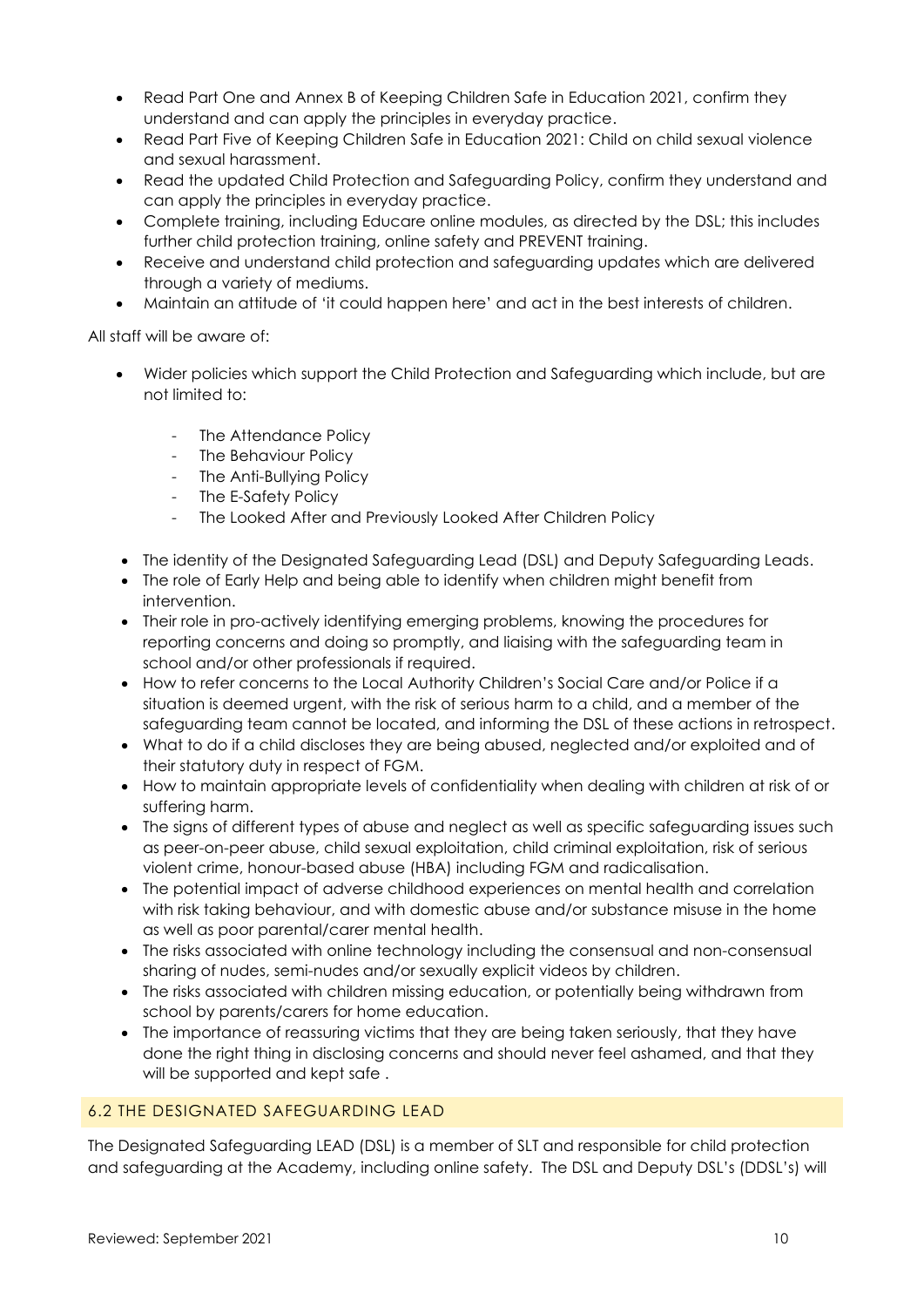- Read Part One and Annex B of Keeping Children Safe in Education 2021, confirm they understand and can apply the principles in everyday practice.
- Read Part Five of Keeping Children Safe in Education 2021: Child on child sexual violence and sexual harassment.
- Read the updated Child Protection and Safeguarding Policy, confirm they understand and can apply the principles in everyday practice.
- Complete training, including Educare online modules, as directed by the DSL; this includes further child protection training, online safety and PREVENT training.
- Receive and understand child protection and safeguarding updates which are delivered through a variety of mediums.
- Maintain an attitude of 'it could happen here' and act in the best interests of children.

All staff will be aware of:

- Wider policies which support the Child Protection and Safeguarding which include, but are not limited to:
    - The Attendance Policy
    - The Behaviour Policy
    - The Anti-Bullying Policy
    - The E-Safety Policy
    - The Looked After and Previously Looked After Children Policy
- The identity of the Designated Safeguarding Lead (DSL) and Deputy Safeguarding Leads.
- The role of Early Help and being able to identify when children might benefit from intervention.
- Their role in pro-actively identifying emerging problems, knowing the procedures for reporting concerns and doing so promptly, and liaising with the safeguarding team in school and/or other professionals if required.
- How to refer concerns to the Local Authority Children's Social Care and/or Police if a situation is deemed urgent, with the risk of serious harm to a child, and a member of the safeguarding team cannot be located, and informing the DSL of these actions in retrospect.
- What to do if a child discloses they are being abused, neglected and/or exploited and of their statutory duty in respect of FGM.
- How to maintain appropriate levels of confidentiality when dealing with children at risk of or suffering harm.
- The signs of different types of abuse and neglect as well as specific safeguarding issues such as peer-on-peer abuse, child sexual exploitation, child criminal exploitation, risk of serious violent crime, honour-based abuse (HBA) including FGM and radicalisation.
- The potential impact of adverse childhood experiences on mental health and correlation with risk taking behaviour, and with domestic abuse and/or substance misuse in the home as well as poor parental/carer mental health.
- The risks associated with online technology including the consensual and non-consensual sharing of nudes, semi-nudes and/or sexually explicit videos by children.
- The risks associated with children missing education, or potentially being withdrawn from school by parents/carers for home education.
- The importance of reassuring victims that they are being taken seriously, that they have done the right thing in disclosing concerns and should never feel ashamed, and that they will be supported and kept safe .

## 6.2 THE DESIGNATED SAFEGUARDING LEAD

The Designated Safeguarding LEAD (DSL) is a member of SLT and responsible for child protection and safeguarding at the Academy, including online safety. The DSL and Deputy DSL's (DDSL's) will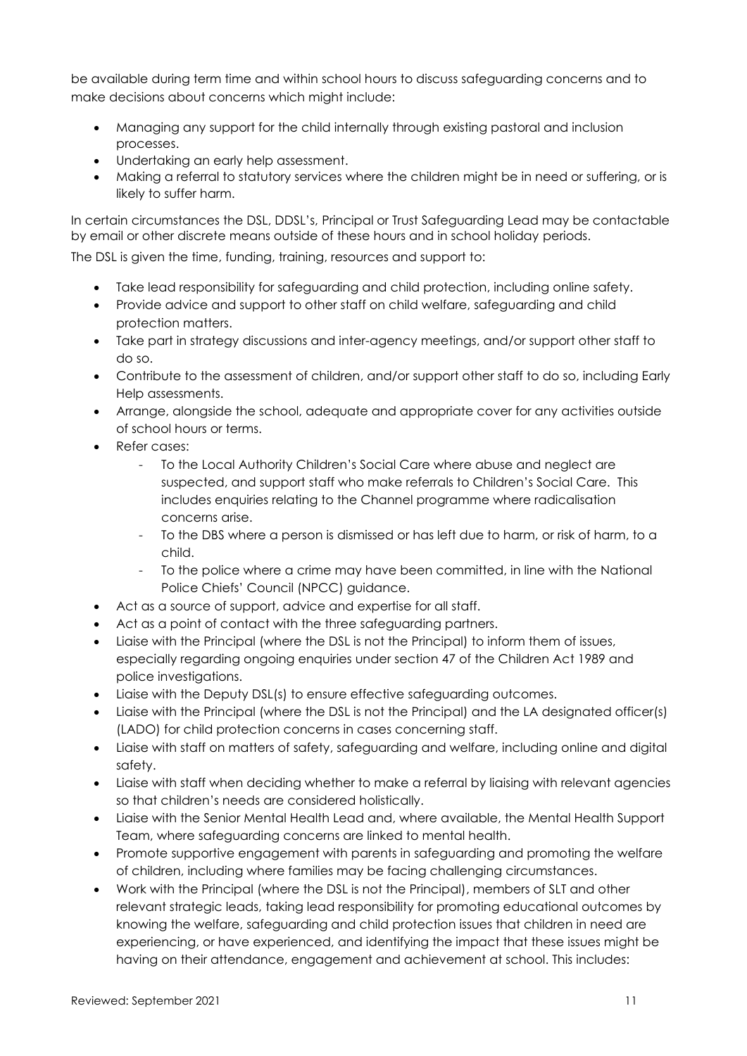be available during term time and within school hours to discuss safeguarding concerns and to make decisions about concerns which might include:

- Managing any support for the child internally through existing pastoral and inclusion processes.
- Undertaking an early help assessment.
- Making a referral to statutory services where the children might be in need or suffering, or is likely to suffer harm.

In certain circumstances the DSL, DDSL's, Principal or Trust Safeguarding Lead may be contactable by email or other discrete means outside of these hours and in school holiday periods.

The DSL is given the time, funding, training, resources and support to:

- Take lead responsibility for safeguarding and child protection, including online safety.
- Provide advice and support to other staff on child welfare, safeguarding and child protection matters.
- Take part in strategy discussions and inter-agency meetings, and/or support other staff to do so.
- Contribute to the assessment of children, and/or support other staff to do so, including Early Help assessments.
- Arrange, alongside the school, adequate and appropriate cover for any activities outside of school hours or terms.
- Refer cases:
    - To the Local Authority Children's Social Care where abuse and neglect are suspected, and support staff who make referrals to Children's Social Care. This includes enquiries relating to the Channel programme where radicalisation concerns arise.
    - To the DBS where a person is dismissed or has left due to harm, or risk of harm, to a child.
    - To the police where a crime may have been committed, in line with the National Police Chiefs' Council (NPCC) guidance.
- Act as a source of support, advice and expertise for all staff.
- Act as a point of contact with the three safeguarding partners.
- Liaise with the Principal (where the DSL is not the Principal) to inform them of issues, especially regarding ongoing enquiries under section 47 of the Children Act 1989 and police investigations.
- Liaise with the Deputy DSL(s) to ensure effective safeguarding outcomes.
- Liaise with the Principal (where the DSL is not the Principal) and the LA designated officer(s) (LADO) for child protection concerns in cases concerning staff.
- Liaise with staff on matters of safety, safeguarding and welfare, including online and digital safety.
- Liaise with staff when deciding whether to make a referral by liaising with relevant agencies so that children's needs are considered holistically.
- Liaise with the Senior Mental Health Lead and, where available, the Mental Health Support Team, where safeguarding concerns are linked to mental health.
- Promote supportive engagement with parents in safeguarding and promoting the welfare of children, including where families may be facing challenging circumstances.
- Work with the Principal (where the DSL is not the Principal), members of SLT and other relevant strategic leads, taking lead responsibility for promoting educational outcomes by knowing the welfare, safeguarding and child protection issues that children in need are experiencing, or have experienced, and identifying the impact that these issues might be having on their attendance, engagement and achievement at school. This includes: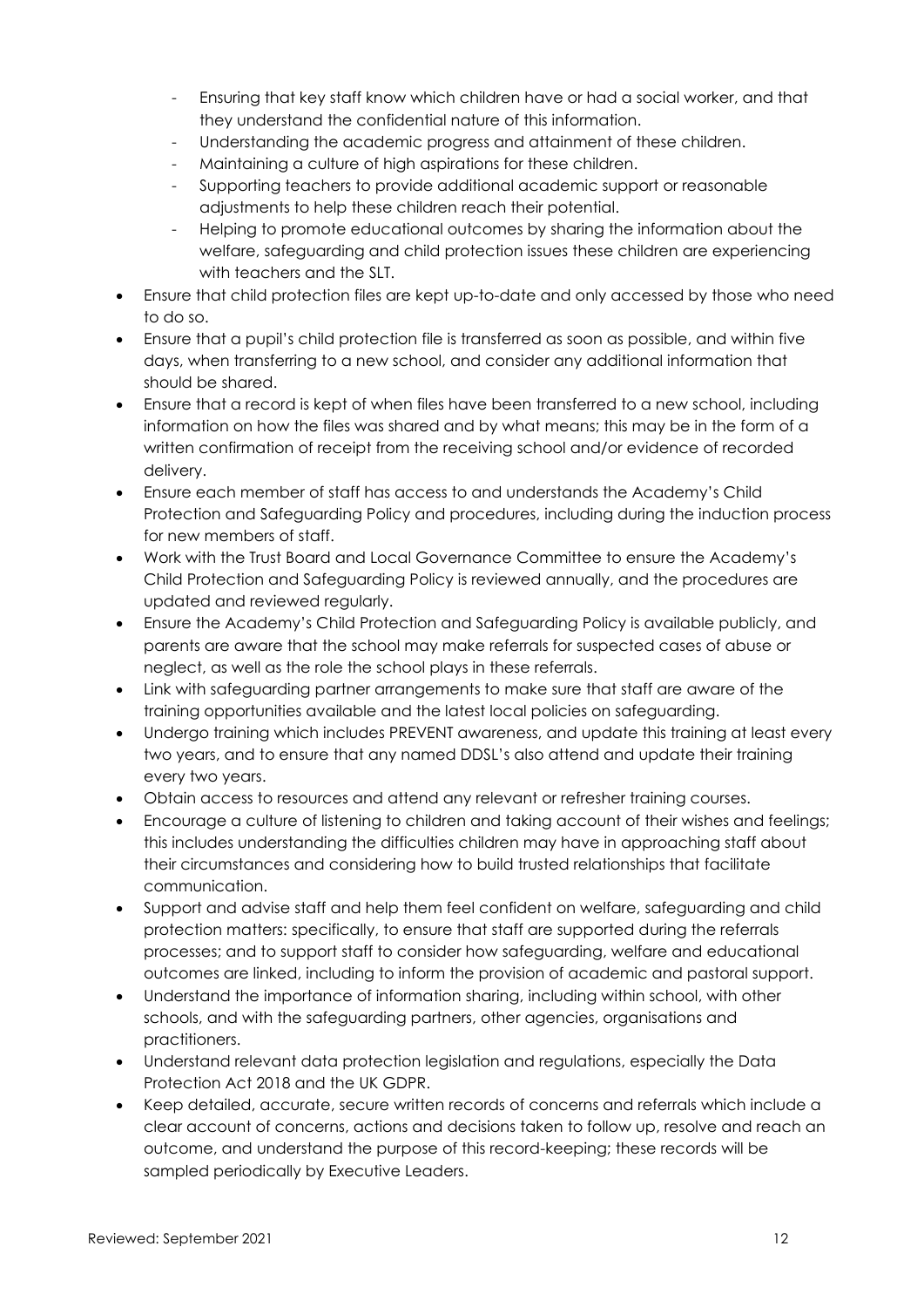- Ensuring that key staff know which children have or had a social worker, and that they understand the confidential nature of this information.
    - Understanding the academic progress and attainment of these children.
    - Maintaining a culture of high aspirations for these children.
    - Supporting teachers to provide additional academic support or reasonable adjustments to help these children reach their potential.
    - Helping to promote educational outcomes by sharing the information about the welfare, safeguarding and child protection issues these children are experiencing with teachers and the SLT.
- Ensure that child protection files are kept up-to-date and only accessed by those who need to do so.
- Ensure that a pupil's child protection file is transferred as soon as possible, and within five days, when transferring to a new school, and consider any additional information that should be shared.
- Ensure that a record is kept of when files have been transferred to a new school, including information on how the files was shared and by what means; this may be in the form of a written confirmation of receipt from the receiving school and/or evidence of recorded delivery.
- Ensure each member of staff has access to and understands the Academy's Child Protection and Safeguarding Policy and procedures, including during the induction process for new members of staff.
- Work with the Trust Board and Local Governance Committee to ensure the Academy's Child Protection and Safeguarding Policy is reviewed annually, and the procedures are updated and reviewed regularly.
- Ensure the Academy's Child Protection and Safeguarding Policy is available publicly, and parents are aware that the school may make referrals for suspected cases of abuse or neglect, as well as the role the school plays in these referrals.
- Link with safeguarding partner arrangements to make sure that staff are aware of the training opportunities available and the latest local policies on safeguarding.
- Undergo training which includes PREVENT awareness, and update this training at least every two years, and to ensure that any named DDSL's also attend and update their training every two years.
- Obtain access to resources and attend any relevant or refresher training courses.
- Encourage a culture of listening to children and taking account of their wishes and feelings; this includes understanding the difficulties children may have in approaching staff about their circumstances and considering how to build trusted relationships that facilitate communication.
- Support and advise staff and help them feel confident on welfare, safeguarding and child protection matters: specifically, to ensure that staff are supported during the referrals processes; and to support staff to consider how safeguarding, welfare and educational outcomes are linked, including to inform the provision of academic and pastoral support.
- Understand the importance of information sharing, including within school, with other schools, and with the safeguarding partners, other agencies, organisations and practitioners.
- Understand relevant data protection legislation and regulations, especially the Data Protection Act 2018 and the UK GDPR.
- Keep detailed, accurate, secure written records of concerns and referrals which include a clear account of concerns, actions and decisions taken to follow up, resolve and reach an outcome, and understand the purpose of this record-keeping; these records will be sampled periodically by Executive Leaders.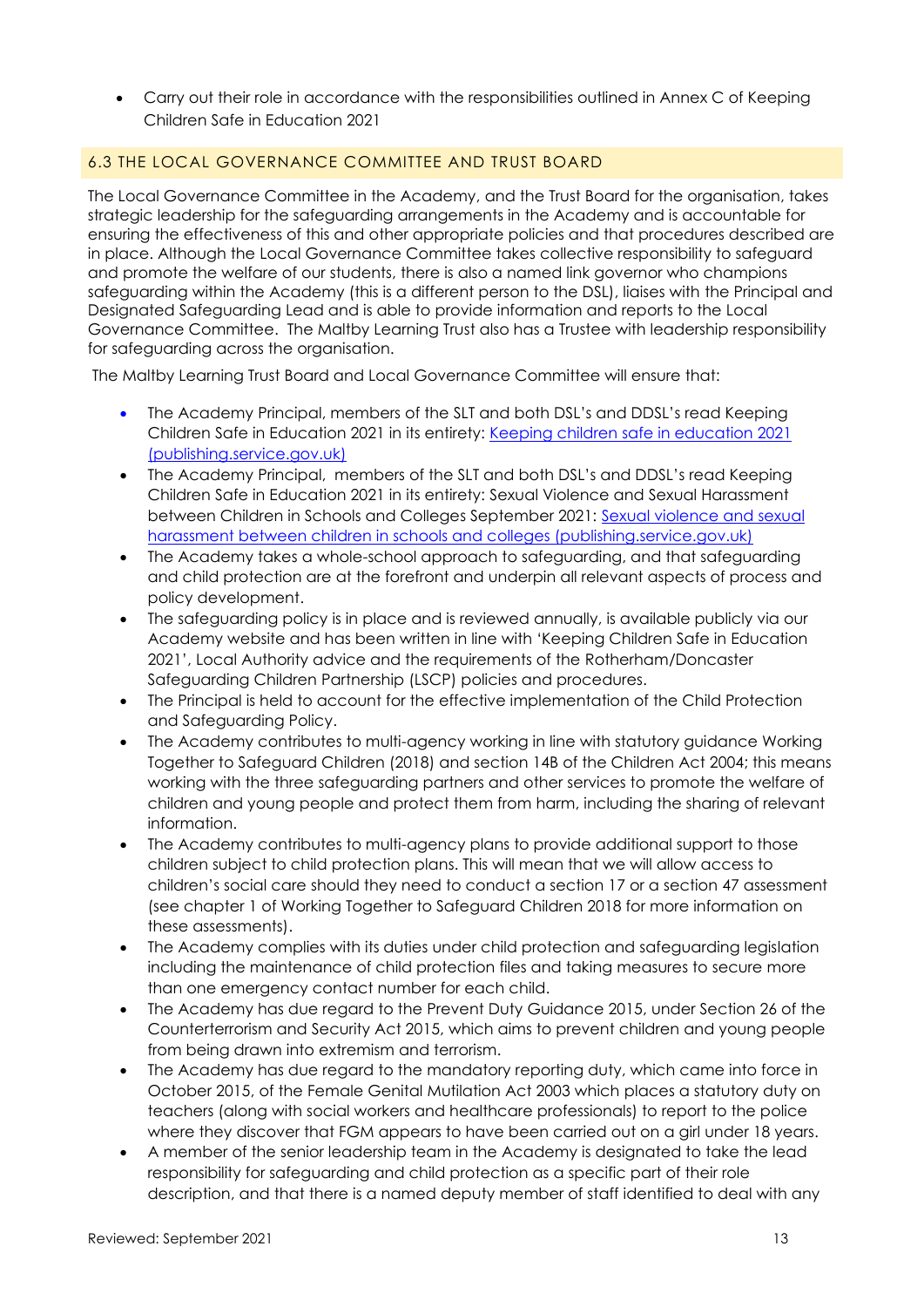- Carry out their role in accordance with the responsibilities outlined in Annex C of Keeping Children Safe in Education 2021

### 6.3 THE LOCAL GOVERNANCE COMMITTEE AND TRUST BOARD

The Local Governance Committee in the Academy, and the Trust Board for the organisation, takes strategic leadership for the safeguarding arrangements in the Academy and is accountable for ensuring the effectiveness of this and other appropriate policies and that procedures described are in place. Although the Local Governance Committee takes collective responsibility to safeguard and promote the welfare of our students, there is also a named link governor who champions safeguarding within the Academy (this is a different person to the DSL), liaises with the Principal and Designated Safeguarding Lead and is able to provide information and reports to the Local Governance Committee. The Maltby Learning Trust also has a Trustee with leadership responsibility for safeguarding across the organisation.

The Maltby Learning Trust Board and Local Governance Committee will ensure that:

- The Academy Principal, members of the SLT and both DSL's and DDSL's read Keeping Children Safe in Education 2021 in its entirety: [Keeping children safe in education 2021 (publishing.service.gov.uk)]()
- The Academy Principal, members of the SLT and both DSL's and DDSL's read Keeping Children Safe in Education 2021 in its entirety: Sexual Violence and Sexual Harassment between Children in Schools and Colleges September 2021: [Sexual violence and sexual harassment between children in schools and colleges (publishing.service.gov.uk)]()
- The Academy takes a whole-school approach to safeguarding, and that safeguarding and child protection are at the forefront and underpin all relevant aspects of process and policy development.
- The safeguarding policy is in place and is reviewed annually, is available publicly via our Academy website and has been written in line with 'Keeping Children Safe in Education 2021', Local Authority advice and the requirements of the Rotherham/Doncaster Safeguarding Children Partnership (LSCP) policies and procedures.
- The Principal is held to account for the effective implementation of the Child Protection and Safeguarding Policy.
- The Academy contributes to multi-agency working in line with statutory guidance Working Together to Safeguard Children (2018) and section 14B of the Children Act 2004; this means working with the three safeguarding partners and other services to promote the welfare of children and young people and protect them from harm, including the sharing of relevant information.
- The Academy contributes to multi-agency plans to provide additional support to those children subject to child protection plans. This will mean that we will allow access to children's social care should they need to conduct a section 17 or a section 47 assessment (see chapter 1 of Working Together to Safeguard Children 2018 for more information on these assessments).
- The Academy complies with its duties under child protection and safeguarding legislation including the maintenance of child protection files and taking measures to secure more than one emergency contact number for each child.
- The Academy has due regard to the Prevent Duty Guidance 2015, under Section 26 of the Counterterrorism and Security Act 2015, which aims to prevent children and young people from being drawn into extremism and terrorism.
- The Academy has due regard to the mandatory reporting duty, which came into force in October 2015, of the Female Genital Mutilation Act 2003 which places a statutory duty on teachers (along with social workers and healthcare professionals) to report to the police where they discover that FGM appears to have been carried out on a girl under 18 years.
- A member of the senior leadership team in the Academy is designated to take the lead responsibility for safeguarding and child protection as a specific part of their role description, and that there is a named deputy member of staff identified to deal with any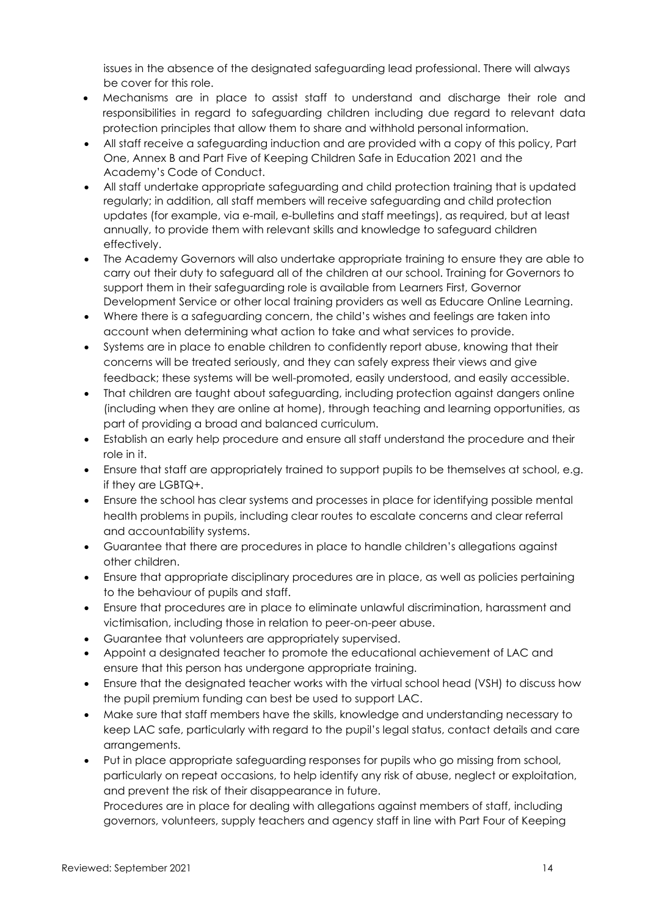issues in the absence of the designated safeguarding lead professional. There will always be cover for this role.

- Mechanisms are in place to assist staff to understand and discharge their role and responsibilities in regard to safeguarding children including due regard to relevant data protection principles that allow them to share and withhold personal information.
- All staff receive a safeguarding induction and are provided with a copy of this policy, Part One, Annex B and Part Five of Keeping Children Safe in Education 2021 and the Academy's Code of Conduct.
- All staff undertake appropriate safeguarding and child protection training that is updated regularly; in addition, all staff members will receive safeguarding and child protection updates (for example, via e-mail, e-bulletins and staff meetings), as required, but at least annually, to provide them with relevant skills and knowledge to safeguard children effectively.
- The Academy Governors will also undertake appropriate training to ensure they are able to carry out their duty to safeguard all of the children at our school. Training for Governors to support them in their safeguarding role is available from Learners First, Governor Development Service or other local training providers as well as Educare Online Learning.
- Where there is a safeguarding concern, the child's wishes and feelings are taken into account when determining what action to take and what services to provide.
- Systems are in place to enable children to confidently report abuse, knowing that their concerns will be treated seriously, and they can safely express their views and give feedback; these systems will be well-promoted, easily understood, and easily accessible.
- That children are taught about safeguarding, including protection against dangers online (including when they are online at home), through teaching and learning opportunities, as part of providing a broad and balanced curriculum.
- Establish an early help procedure and ensure all staff understand the procedure and their role in it.
- Ensure that staff are appropriately trained to support pupils to be themselves at school, e.g. if they are LGBTQ+.
- Ensure the school has clear systems and processes in place for identifying possible mental health problems in pupils, including clear routes to escalate concerns and clear referral and accountability systems.
- Guarantee that there are procedures in place to handle children's allegations against other children.
- Ensure that appropriate disciplinary procedures are in place, as well as policies pertaining to the behaviour of pupils and staff.
- Ensure that procedures are in place to eliminate unlawful discrimination, harassment and victimisation, including those in relation to peer-on-peer abuse.
- Guarantee that volunteers are appropriately supervised.
- Appoint a designated teacher to promote the educational achievement of LAC and ensure that this person has undergone appropriate training.
- Ensure that the designated teacher works with the virtual school head (VSH) to discuss how the pupil premium funding can best be used to support LAC.
- Make sure that staff members have the skills, knowledge and understanding necessary to keep LAC safe, particularly with regard to the pupil's legal status, contact details and care arrangements.
- Put in place appropriate safeguarding responses for pupils who go missing from school, particularly on repeat occasions, to help identify any risk of abuse, neglect or exploitation, and prevent the risk of their disappearance in future.
  Procedures are in place for dealing with allegations against members of staff, including governors, volunteers, supply teachers and agency staff in line with Part Four of Keeping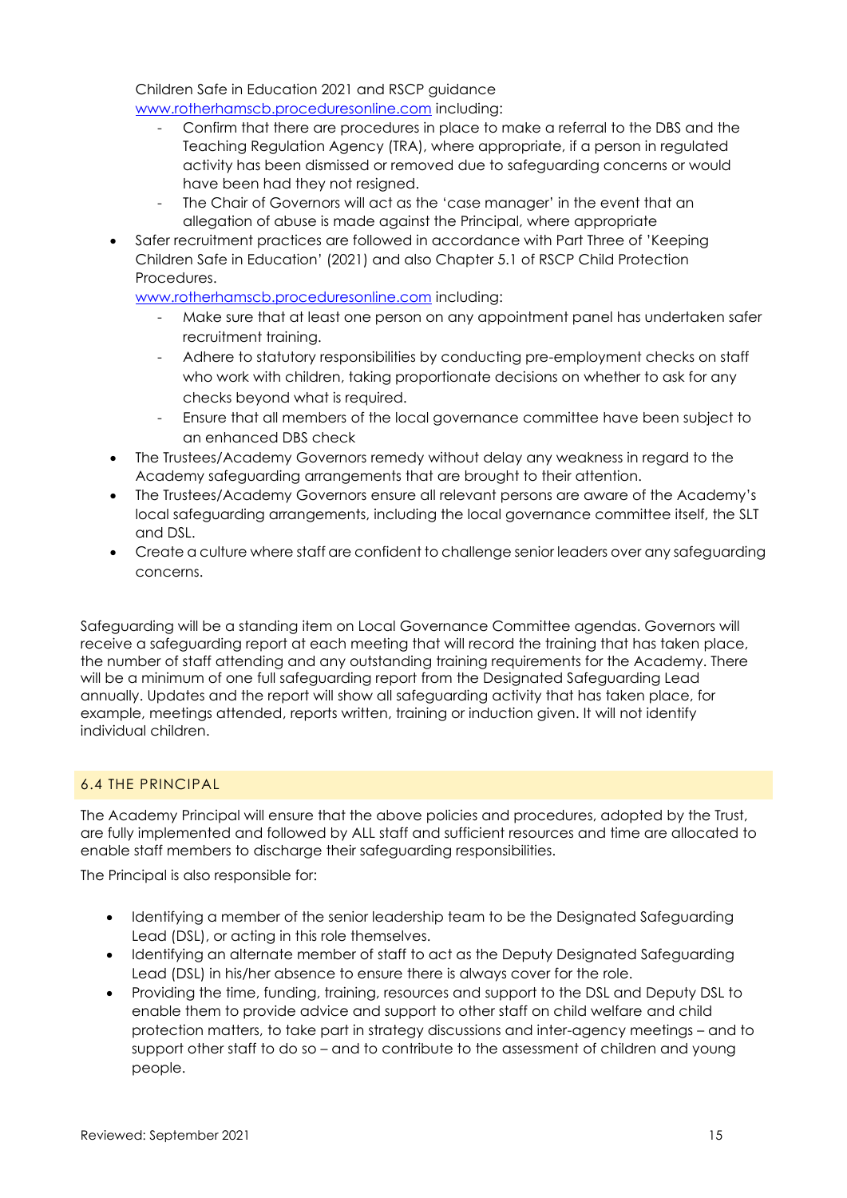Children Safe in Education 2021 and RSCP guidance
www.rotherhamscb.proceduresonline.com including:

- Confirm that there are procedures in place to make a referral to the DBS and the Teaching Regulation Agency (TRA), where appropriate, if a person in regulated activity has been dismissed or removed due to safeguarding concerns or would have been had they not resigned.
- The Chair of Governors will act as the 'case manager' in the event that an allegation of abuse is made against the Principal, where appropriate

- Safer recruitment practices are followed in accordance with Part Three of 'Keeping Children Safe in Education' (2021) and also Chapter 5.1 of RSCP Child Protection Procedures.
  www.rotherhamscb.proceduresonline.com including:
  - Make sure that at least one person on any appointment panel has undertaken safer recruitment training.
  - Adhere to statutory responsibilities by conducting pre-employment checks on staff who work with children, taking proportionate decisions on whether to ask for any checks beyond what is required.
  - Ensure that all members of the local governance committee have been subject to an enhanced DBS check
- The Trustees/Academy Governors remedy without delay any weakness in regard to the Academy safeguarding arrangements that are brought to their attention.
- The Trustees/Academy Governors ensure all relevant persons are aware of the Academy's local safeguarding arrangements, including the local governance committee itself, the SLT and DSL.
- Create a culture where staff are confident to challenge senior leaders over any safeguarding concerns.

Safeguarding will be a standing item on Local Governance Committee agendas. Governors will receive a safeguarding report at each meeting that will record the training that has taken place, the number of staff attending and any outstanding training requirements for the Academy. There will be a minimum of one full safeguarding report from the Designated Safeguarding Lead annually. Updates and the report will show all safeguarding activity that has taken place, for example, meetings attended, reports written, training or induction given. It will not identify individual children.

## 6.4 THE PRINCIPAL

The Academy Principal will ensure that the above policies and procedures, adopted by the Trust, are fully implemented and followed by ALL staff and sufficient resources and time are allocated to enable staff members to discharge their safeguarding responsibilities.

The Principal is also responsible for:

- Identifying a member of the senior leadership team to be the Designated Safeguarding Lead (DSL), or acting in this role themselves.
- Identifying an alternate member of staff to act as the Deputy Designated Safeguarding Lead (DSL) in his/her absence to ensure there is always cover for the role.
- Providing the time, funding, training, resources and support to the DSL and Deputy DSL to enable them to provide advice and support to other staff on child welfare and child protection matters, to take part in strategy discussions and inter-agency meetings – and to support other staff to do so – and to contribute to the assessment of children and young people.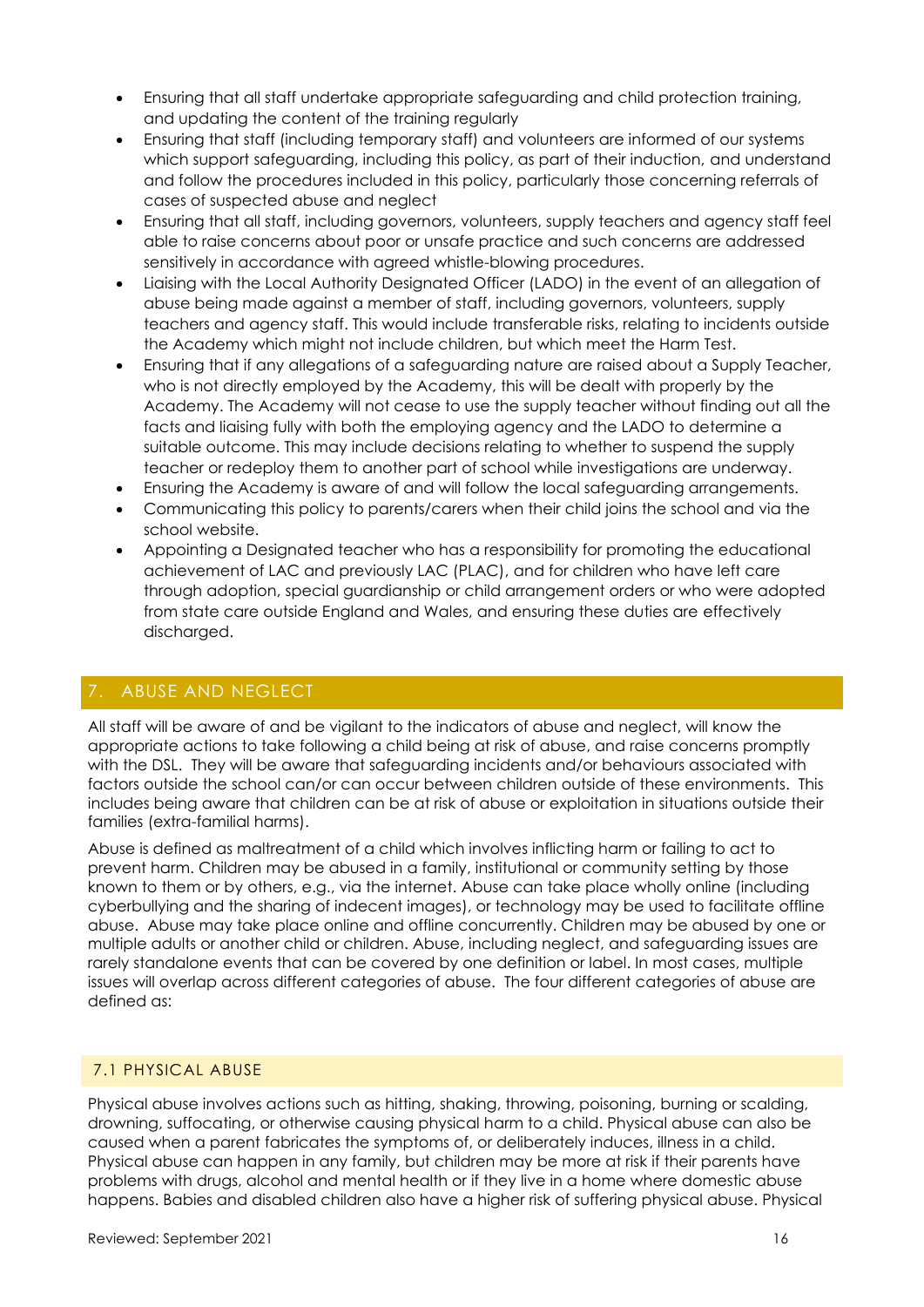- Ensuring that all staff undertake appropriate safeguarding and child protection training, and updating the content of the training regularly
- Ensuring that staff (including temporary staff) and volunteers are informed of our systems which support safeguarding, including this policy, as part of their induction, and understand and follow the procedures included in this policy, particularly those concerning referrals of cases of suspected abuse and neglect
- Ensuring that all staff, including governors, volunteers, supply teachers and agency staff feel able to raise concerns about poor or unsafe practice and such concerns are addressed sensitively in accordance with agreed whistle-blowing procedures.
- Liaising with the Local Authority Designated Officer (LADO) in the event of an allegation of abuse being made against a member of staff, including governors, volunteers, supply teachers and agency staff. This would include transferable risks, relating to incidents outside the Academy which might not include children, but which meet the Harm Test.
- Ensuring that if any allegations of a safeguarding nature are raised about a Supply Teacher, who is not directly employed by the Academy, this will be dealt with properly by the Academy. The Academy will not cease to use the supply teacher without finding out all the facts and liaising fully with both the employing agency and the LADO to determine a suitable outcome. This may include decisions relating to whether to suspend the supply teacher or redeploy them to another part of school while investigations are underway.
- Ensuring the Academy is aware of and will follow the local safeguarding arrangements.
- Communicating this policy to parents/carers when their child joins the school and via the school website.
- Appointing a Designated teacher who has a responsibility for promoting the educational achievement of LAC and previously LAC (PLAC), and for children who have left care through adoption, special guardianship or child arrangement orders or who were adopted from state care outside England and Wales, and ensuring these duties are effectively discharged.

## 7. ABUSE AND NEGLECT

All staff will be aware of and be vigilant to the indicators of abuse and neglect, will know the appropriate actions to take following a child being at risk of abuse, and raise concerns promptly with the DSL. They will be aware that safeguarding incidents and/or behaviours associated with factors outside the school can/or can occur between children outside of these environments. This includes being aware that children can be at risk of abuse or exploitation in situations outside their families (extra-familial harms).

Abuse is defined as maltreatment of a child which involves inflicting harm or failing to act to prevent harm. Children may be abused in a family, institutional or community setting by those known to them or by others, e.g., via the internet. Abuse can take place wholly online (including cyberbullying and the sharing of indecent images), or technology may be used to facilitate offline abuse. Abuse may take place online and offline concurrently. Children may be abused by one or multiple adults or another child or children. Abuse, including neglect, and safeguarding issues are rarely standalone events that can be covered by one definition or label. In most cases, multiple issues will overlap across different categories of abuse. The four different categories of abuse are defined as:

### 7.1 PHYSICAL ABUSE

Physical abuse involves actions such as hitting, shaking, throwing, poisoning, burning or scalding, drowning, suffocating, or otherwise causing physical harm to a child. Physical abuse can also be caused when a parent fabricates the symptoms of, or deliberately induces, illness in a child. Physical abuse can happen in any family, but children may be more at risk if their parents have problems with drugs, alcohol and mental health or if they live in a home where domestic abuse happens. Babies and disabled children also have a higher risk of suffering physical abuse. Physical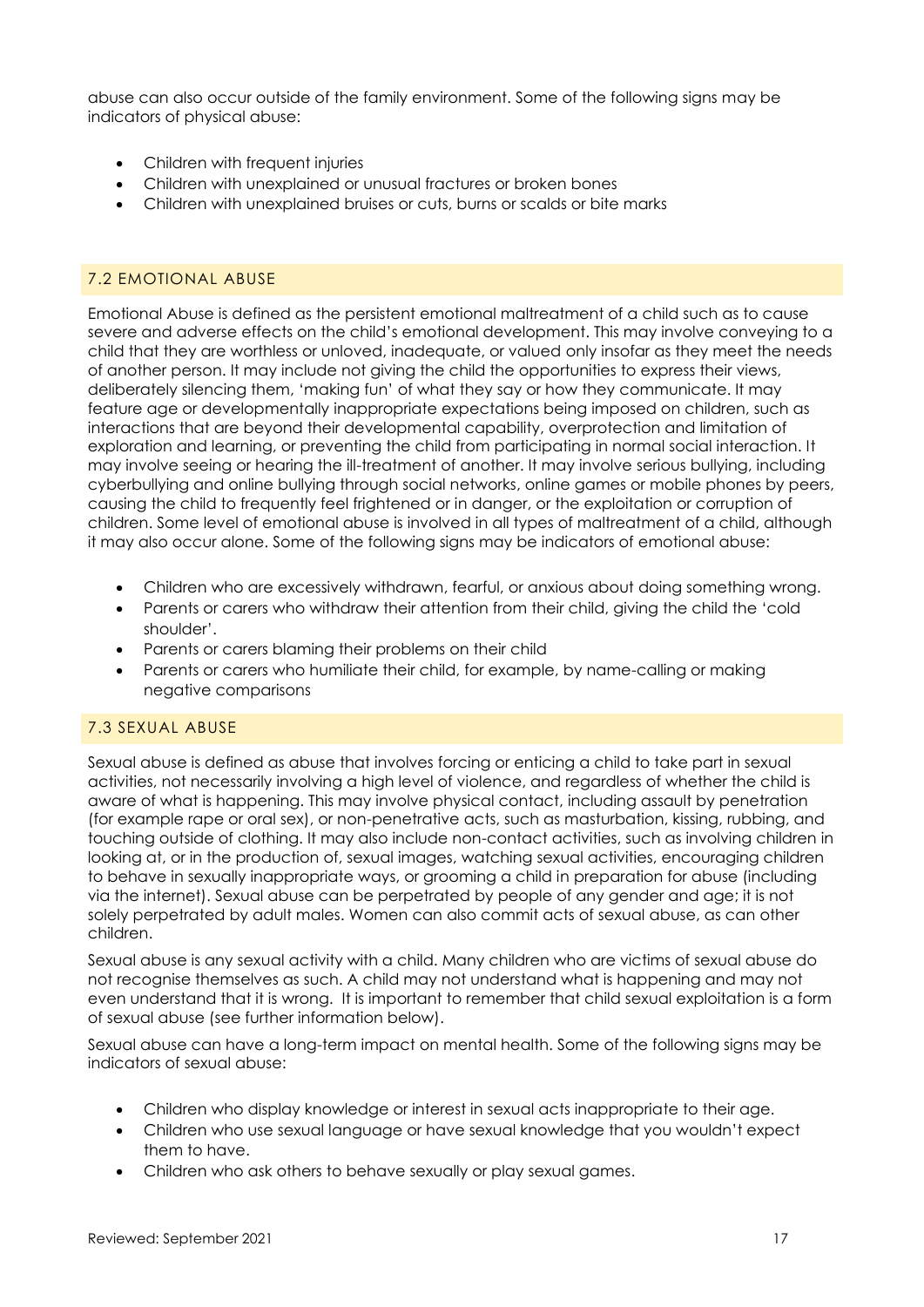abuse can also occur outside of the family environment. Some of the following signs may be indicators of physical abuse:

- Children with frequent injuries
- Children with unexplained or unusual fractures or broken bones
- Children with unexplained bruises or cuts, burns or scalds or bite marks

## 7.2 EMOTIONAL ABUSE

Emotional Abuse is defined as the persistent emotional maltreatment of a child such as to cause severe and adverse effects on the child's emotional development. This may involve conveying to a child that they are worthless or unloved, inadequate, or valued only insofar as they meet the needs of another person. It may include not giving the child the opportunities to express their views, deliberately silencing them, 'making fun' of what they say or how they communicate. It may feature age or developmentally inappropriate expectations being imposed on children, such as interactions that are beyond their developmental capability, overprotection and limitation of exploration and learning, or preventing the child from participating in normal social interaction. It may involve seeing or hearing the ill-treatment of another. It may involve serious bullying, including cyberbullying and online bullying through social networks, online games or mobile phones by peers, causing the child to frequently feel frightened or in danger, or the exploitation or corruption of children. Some level of emotional abuse is involved in all types of maltreatment of a child, although it may also occur alone. Some of the following signs may be indicators of emotional abuse:

- Children who are excessively withdrawn, fearful, or anxious about doing something wrong.
- Parents or carers who withdraw their attention from their child, giving the child the 'cold shoulder'.
- Parents or carers blaming their problems on their child
- Parents or carers who humiliate their child, for example, by name-calling or making negative comparisons

## 7.3 SEXUAL ABUSE

Sexual abuse is defined as abuse that involves forcing or enticing a child to take part in sexual activities, not necessarily involving a high level of violence, and regardless of whether the child is aware of what is happening. This may involve physical contact, including assault by penetration (for example rape or oral sex), or non-penetrative acts, such as masturbation, kissing, rubbing, and touching outside of clothing. It may also include non-contact activities, such as involving children in looking at, or in the production of, sexual images, watching sexual activities, encouraging children to behave in sexually inappropriate ways, or grooming a child in preparation for abuse (including via the internet). Sexual abuse can be perpetrated by people of any gender and age; it is not solely perpetrated by adult males. Women can also commit acts of sexual abuse, as can other children.

Sexual abuse is any sexual activity with a child. Many children who are victims of sexual abuse do not recognise themselves as such. A child may not understand what is happening and may not even understand that it is wrong. It is important to remember that child sexual exploitation is a form of sexual abuse (see further information below).

Sexual abuse can have a long-term impact on mental health. Some of the following signs may be indicators of sexual abuse:

- Children who display knowledge or interest in sexual acts inappropriate to their age.
- Children who use sexual language or have sexual knowledge that you wouldn't expect them to have.
- Children who ask others to behave sexually or play sexual games.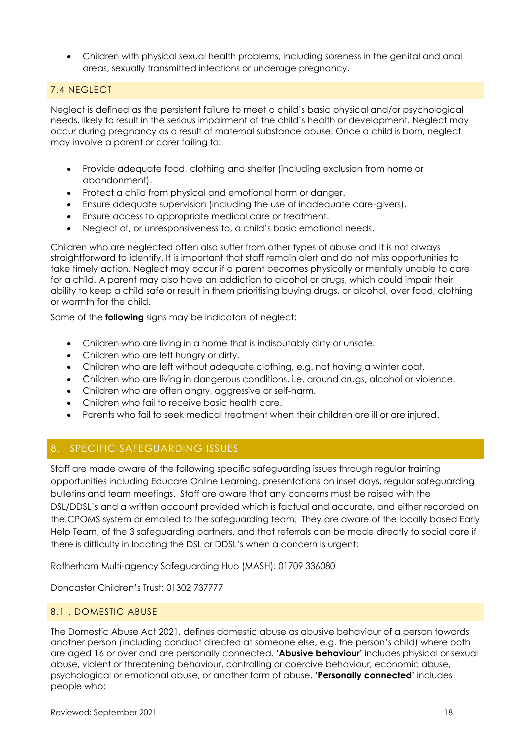- Children with physical sexual health problems, including soreness in the genital and anal areas, sexually transmitted infections or underage pregnancy.

### 7.4 NEGLECT

Neglect is defined as the persistent failure to meet a child's basic physical and/or psychological needs, likely to result in the serious impairment of the child's health or development. Neglect may occur during pregnancy as a result of maternal substance abuse. Once a child is born, neglect may involve a parent or carer failing to:

- Provide adequate food, clothing and shelter (including exclusion from home or abandonment).
- Protect a child from physical and emotional harm or danger.
- Ensure adequate supervision (including the use of inadequate care-givers).
- Ensure access to appropriate medical care or treatment.
- Neglect of, or unresponsiveness to, a child's basic emotional needs.

Children who are neglected often also suffer from other types of abuse and it is not always straightforward to identify. It is important that staff remain alert and do not miss opportunities to take timely action. Neglect may occur if a parent becomes physically or mentally unable to care for a child. A parent may also have an addiction to alcohol or drugs, which could impair their ability to keep a child safe or result in them prioritising buying drugs, or alcohol, over food, clothing or warmth for the child.

Some of the **following** signs may be indicators of neglect:

- Children who are living in a home that is indisputably dirty or unsafe.
- Children who are left hungry or dirty.
- Children who are left without adequate clothing, e.g. not having a winter coat.
- Children who are living in dangerous conditions, i.e. around drugs, alcohol or violence.
- Children who are often angry, aggressive or self-harm.
- Children who fail to receive basic health care.
- Parents who fail to seek medical treatment when their children are ill or are injured.

## 8. SPECIFIC SAFEGUARDING ISSUES

Staff are made aware of the following specific safeguarding issues through regular training opportunities including Educare Online Learning, presentations on inset days, regular safeguarding bulletins and team meetings. Staff are aware that any concerns must be raised with the DSL/DDSL's and a written account provided which is factual and accurate, and either recorded on the CPOMS system or emailed to the safeguarding team. They are aware of the locally based Early Help Team, of the 3 safeguarding partners, and that referrals can be made directly to social care if there is difficulty in locating the DSL or DDSL's when a concern is urgent:

Rotherham Multi-agency Safeguarding Hub (MASH): 01709 336080

Doncaster Children's Trust: 01302 737777

### 8.1 . DOMESTIC ABUSE

The Domestic Abuse Act 2021, defines domestic abuse as abusive behaviour of a person towards another person (including conduct directed at someone else, e.g. the person's child) where both are aged 16 or over and are personally connected. **'Abusive behaviour'** includes physical or sexual abuse, violent or threatening behaviour, controlling or coercive behaviour, economic abuse, psychological or emotional abuse, or another form of abuse. **'Personally connected'** includes people who: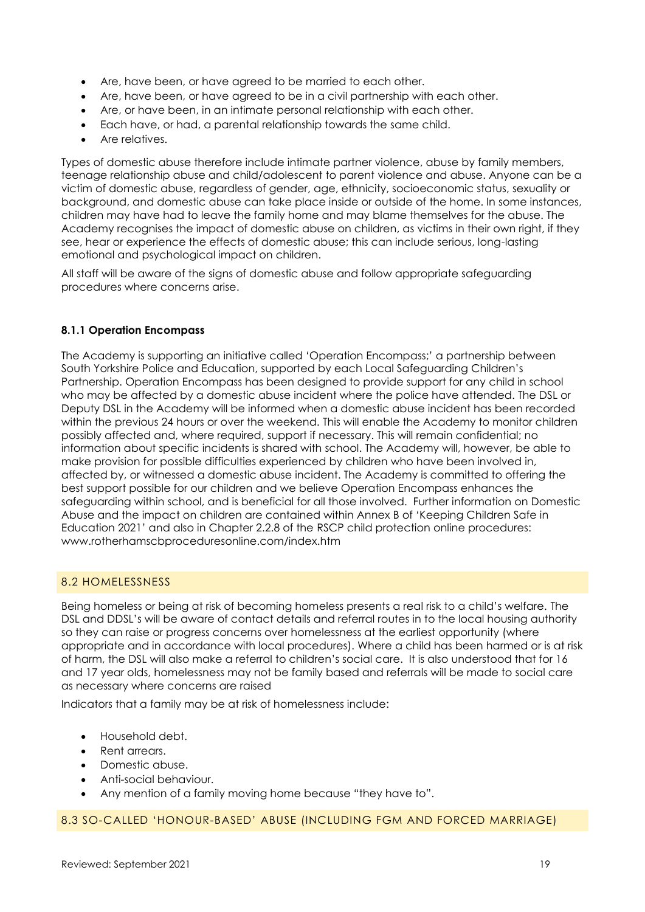- Are, have been, or have agreed to be married to each other.
- Are, have been, or have agreed to be in a civil partnership with each other.
- Are, or have been, in an intimate personal relationship with each other.
- Each have, or had, a parental relationship towards the same child.
- Are relatives.

Types of domestic abuse therefore include intimate partner violence, abuse by family members, teenage relationship abuse and child/adolescent to parent violence and abuse. Anyone can be a victim of domestic abuse, regardless of gender, age, ethnicity, socioeconomic status, sexuality or background, and domestic abuse can take place inside or outside of the home. In some instances, children may have had to leave the family home and may blame themselves for the abuse. The Academy recognises the impact of domestic abuse on children, as victims in their own right, if they see, hear or experience the effects of domestic abuse; this can include serious, long-lasting emotional and psychological impact on children.

All staff will be aware of the signs of domestic abuse and follow appropriate safeguarding procedures where concerns arise.

#### 8.1.1 Operation Encompass

The Academy is supporting an initiative called 'Operation Encompass;' a partnership between South Yorkshire Police and Education, supported by each Local Safeguarding Children's Partnership. Operation Encompass has been designed to provide support for any child in school who may be affected by a domestic abuse incident where the police have attended. The DSL or Deputy DSL in the Academy will be informed when a domestic abuse incident has been recorded within the previous 24 hours or over the weekend. This will enable the Academy to monitor children possibly affected and, where required, support if necessary. This will remain confidential; no information about specific incidents is shared with school. The Academy will, however, be able to make provision for possible difficulties experienced by children who have been involved in, affected by, or witnessed a domestic abuse incident. The Academy is committed to offering the best support possible for our children and we believe Operation Encompass enhances the safeguarding within school, and is beneficial for all those involved. Further information on Domestic Abuse and the impact on children are contained within Annex B of 'Keeping Children Safe in Education 2021' and also in Chapter 2.2.8 of the RSCP child protection online procedures: www.rotherhamscbproceduresonline.com/index.htm

### 8.2 HOMELESSNESS

Being homeless or being at risk of becoming homeless presents a real risk to a child's welfare. The DSL and DDSL's will be aware of contact details and referral routes in to the local housing authority so they can raise or progress concerns over homelessness at the earliest opportunity (where appropriate and in accordance with local procedures). Where a child has been harmed or is at risk of harm, the DSL will also make a referral to children's social care. It is also understood that for 16 and 17 year olds, homelessness may not be family based and referrals will be made to social care as necessary where concerns are raised

Indicators that a family may be at risk of homelessness include:

- Household debt.
- Rent arrears.
- Domestic abuse.
- Anti-social behaviour.
- Any mention of a family moving home because "they have to".

### 8.3 SO-CALLED 'HONOUR-BASED' ABUSE (INCLUDING FGM AND FORCED MARRIAGE)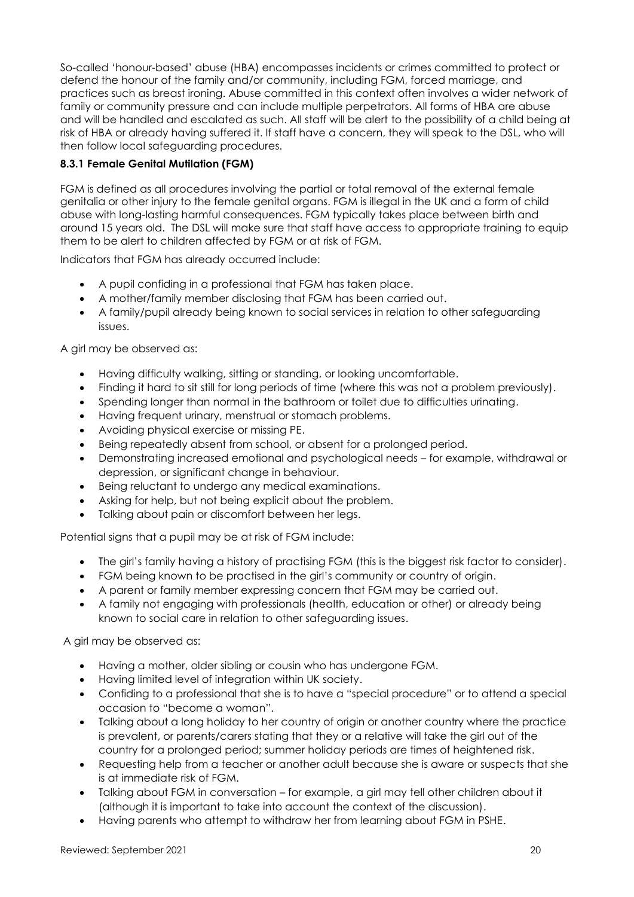So-called 'honour-based' abuse (HBA) encompasses incidents or crimes committed to protect or defend the honour of the family and/or community, including FGM, forced marriage, and practices such as breast ironing. Abuse committed in this context often involves a wider network of family or community pressure and can include multiple perpetrators. All forms of HBA are abuse and will be handled and escalated as such. All staff will be alert to the possibility of a child being at risk of HBA or already having suffered it. If staff have a concern, they will speak to the DSL, who will then follow local safeguarding procedures.

#### 8.3.1 Female Genital Mutilation (FGM)

FGM is defined as all procedures involving the partial or total removal of the external female genitalia or other injury to the female genital organs. FGM is illegal in the UK and a form of child abuse with long-lasting harmful consequences. FGM typically takes place between birth and around 15 years old. The DSL will make sure that staff have access to appropriate training to equip them to be alert to children affected by FGM or at risk of FGM.

Indicators that FGM has already occurred include:

- A pupil confiding in a professional that FGM has taken place.
- A mother/family member disclosing that FGM has been carried out.
- A family/pupil already being known to social services in relation to other safeguarding issues.

A girl may be observed as:

- Having difficulty walking, sitting or standing, or looking uncomfortable.
- Finding it hard to sit still for long periods of time (where this was not a problem previously).
- Spending longer than normal in the bathroom or toilet due to difficulties urinating.
- Having frequent urinary, menstrual or stomach problems.
- Avoiding physical exercise or missing PE.
- Being repeatedly absent from school, or absent for a prolonged period.
- Demonstrating increased emotional and psychological needs – for example, withdrawal or depression, or significant change in behaviour.
- Being reluctant to undergo any medical examinations.
- Asking for help, but not being explicit about the problem.
- Talking about pain or discomfort between her legs.

Potential signs that a pupil may be at risk of FGM include:

- The girl's family having a history of practising FGM (this is the biggest risk factor to consider).
- FGM being known to be practised in the girl's community or country of origin.
- A parent or family member expressing concern that FGM may be carried out.
- A family not engaging with professionals (health, education or other) or already being known to social care in relation to other safeguarding issues.

A girl may be observed as:

- Having a mother, older sibling or cousin who has undergone FGM.
- Having limited level of integration within UK society.
- Confiding to a professional that she is to have a "special procedure" or to attend a special occasion to "become a woman".
- Talking about a long holiday to her country of origin or another country where the practice is prevalent, or parents/carers stating that they or a relative will take the girl out of the country for a prolonged period; summer holiday periods are times of heightened risk.
- Requesting help from a teacher or another adult because she is aware or suspects that she is at immediate risk of FGM.
- Talking about FGM in conversation – for example, a girl may tell other children about it (although it is important to take into account the context of the discussion).
- Having parents who attempt to withdraw her from learning about FGM in PSHE.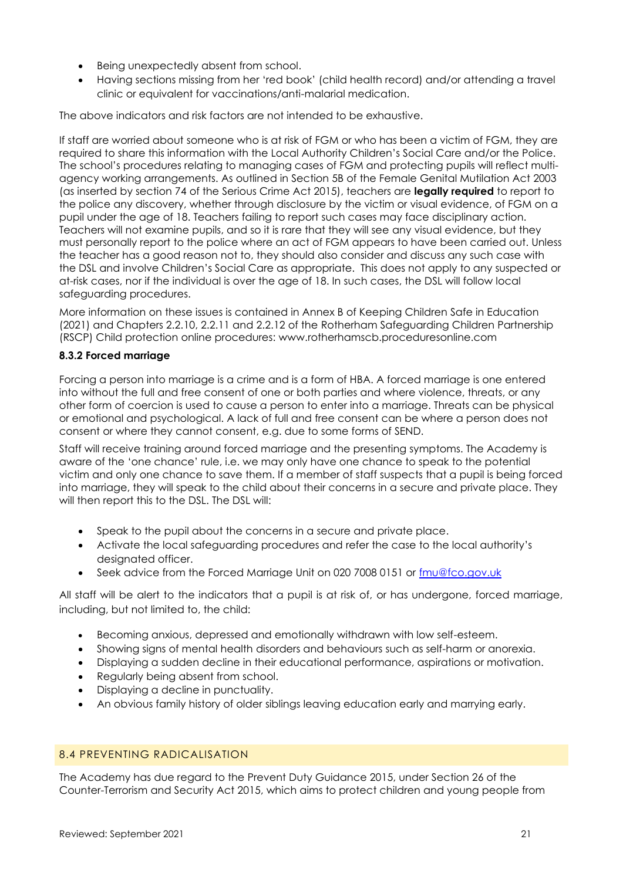- Being unexpectedly absent from school.
- Having sections missing from her 'red book' (child health record) and/or attending a travel clinic or equivalent for vaccinations/anti-malarial medication.

The above indicators and risk factors are not intended to be exhaustive.

If staff are worried about someone who is at risk of FGM or who has been a victim of FGM, they are required to share this information with the Local Authority Children's Social Care and/or the Police. The school's procedures relating to managing cases of FGM and protecting pupils will reflect multi-agency working arrangements. As outlined in Section 5B of the Female Genital Mutilation Act 2003 (as inserted by section 74 of the Serious Crime Act 2015), teachers are **legally required** to report to the police any discovery, whether through disclosure by the victim or visual evidence, of FGM on a pupil under the age of 18. Teachers failing to report such cases may face disciplinary action. Teachers will not examine pupils, and so it is rare that they will see any visual evidence, but they must personally report to the police where an act of FGM appears to have been carried out. Unless the teacher has a good reason not to, they should also consider and discuss any such case with the DSL and involve Children's Social Care as appropriate. This does not apply to any suspected or at-risk cases, nor if the individual is over the age of 18. In such cases, the DSL will follow local safeguarding procedures.

More information on these issues is contained in Annex B of Keeping Children Safe in Education (2021) and Chapters 2.2.10, 2.2.11 and 2.2.12 of the Rotherham Safeguarding Children Partnership (RSCP) Child protection online procedures: www.rotherhamscb.proceduresonline.com

#### 8.3.2 Forced marriage

Forcing a person into marriage is a crime and is a form of HBA. A forced marriage is one entered into without the full and free consent of one or both parties and where violence, threats, or any other form of coercion is used to cause a person to enter into a marriage. Threats can be physical or emotional and psychological. A lack of full and free consent can be where a person does not consent or where they cannot consent, e.g. due to some forms of SEND.

Staff will receive training around forced marriage and the presenting symptoms. The Academy is aware of the 'one chance' rule, i.e. we may only have one chance to speak to the potential victim and only one chance to save them. If a member of staff suspects that a pupil is being forced into marriage, they will speak to the child about their concerns in a secure and private place. They will then report this to the DSL. The DSL will:

- Speak to the pupil about the concerns in a secure and private place.
- Activate the local safeguarding procedures and refer the case to the local authority's designated officer.
- Seek advice from the Forced Marriage Unit on 020 7008 0151 or [fmu@fco.gov.uk](mailto:fmu@fco.gov.uk)

All staff will be alert to the indicators that a pupil is at risk of, or has undergone, forced marriage, including, but not limited to, the child:

- Becoming anxious, depressed and emotionally withdrawn with low self-esteem.
- Showing signs of mental health disorders and behaviours such as self-harm or anorexia.
- Displaying a sudden decline in their educational performance, aspirations or motivation.
- Regularly being absent from school.
- Displaying a decline in punctuality.
- An obvious family history of older siblings leaving education early and marrying early.

### 8.4 PREVENTING RADICALISATION

The Academy has due regard to the Prevent Duty Guidance 2015, under Section 26 of the Counter-Terrorism and Security Act 2015, which aims to protect children and young people from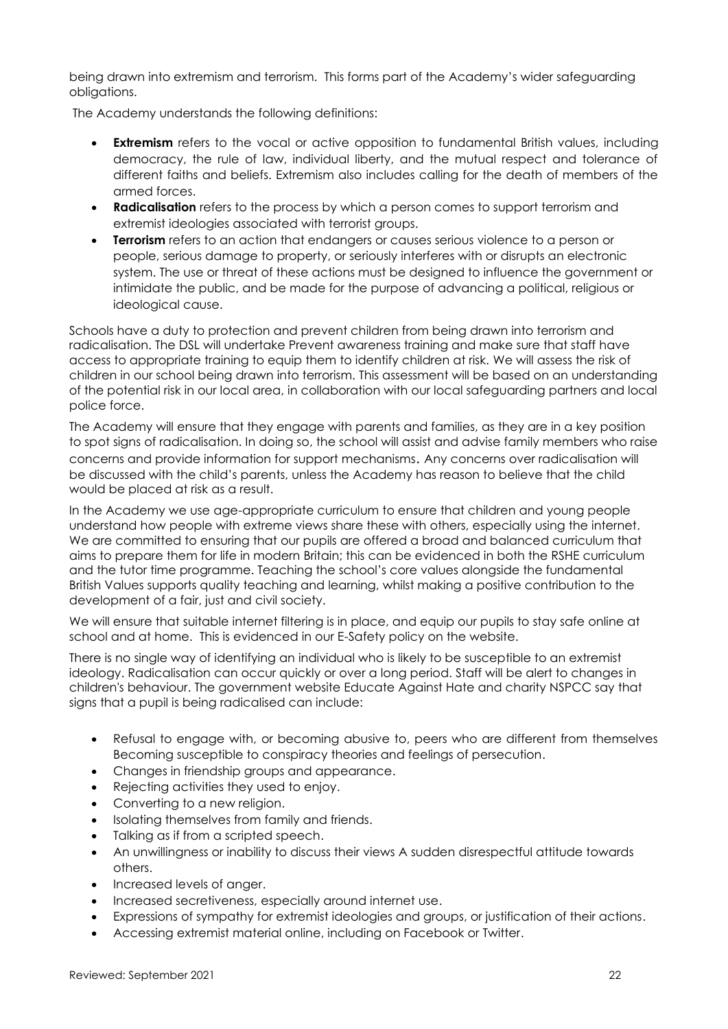being drawn into extremism and terrorism. This forms part of the Academy's wider safeguarding obligations.

The Academy understands the following definitions:

- **Extremism** refers to the vocal or active opposition to fundamental British values, including democracy, the rule of law, individual liberty, and the mutual respect and tolerance of different faiths and beliefs. Extremism also includes calling for the death of members of the armed forces.
- **Radicalisation** refers to the process by which a person comes to support terrorism and extremist ideologies associated with terrorist groups.
- **Terrorism** refers to an action that endangers or causes serious violence to a person or people, serious damage to property, or seriously interferes with or disrupts an electronic system. The use or threat of these actions must be designed to influence the government or intimidate the public, and be made for the purpose of advancing a political, religious or ideological cause.

Schools have a duty to protection and prevent children from being drawn into terrorism and radicalisation. The DSL will undertake Prevent awareness training and make sure that staff have access to appropriate training to equip them to identify children at risk. We will assess the risk of children in our school being drawn into terrorism. This assessment will be based on an understanding of the potential risk in our local area, in collaboration with our local safeguarding partners and local police force.

The Academy will ensure that they engage with parents and families, as they are in a key position to spot signs of radicalisation. In doing so, the school will assist and advise family members who raise concerns and provide information for support mechanisms. Any concerns over radicalisation will be discussed with the child's parents, unless the Academy has reason to believe that the child would be placed at risk as a result.

In the Academy we use age-appropriate curriculum to ensure that children and young people understand how people with extreme views share these with others, especially using the internet. We are committed to ensuring that our pupils are offered a broad and balanced curriculum that aims to prepare them for life in modern Britain; this can be evidenced in both the RSHE curriculum and the tutor time programme. Teaching the school's core values alongside the fundamental British Values supports quality teaching and learning, whilst making a positive contribution to the development of a fair, just and civil society.

We will ensure that suitable internet filtering is in place, and equip our pupils to stay safe online at school and at home. This is evidenced in our E-Safety policy on the website.

There is no single way of identifying an individual who is likely to be susceptible to an extremist ideology. Radicalisation can occur quickly or over a long period. Staff will be alert to changes in children's behaviour. The government website Educate Against Hate and charity NSPCC say that signs that a pupil is being radicalised can include:

- Refusal to engage with, or becoming abusive to, peers who are different from themselves Becoming susceptible to conspiracy theories and feelings of persecution.
- Changes in friendship groups and appearance.
- Rejecting activities they used to enjoy.
- Converting to a new religion.
- Isolating themselves from family and friends.
- Talking as if from a scripted speech.
- An unwillingness or inability to discuss their views A sudden disrespectful attitude towards others.
- Increased levels of anger.
- Increased secretiveness, especially around internet use.
- Expressions of sympathy for extremist ideologies and groups, or justification of their actions.
- Accessing extremist material online, including on Facebook or Twitter.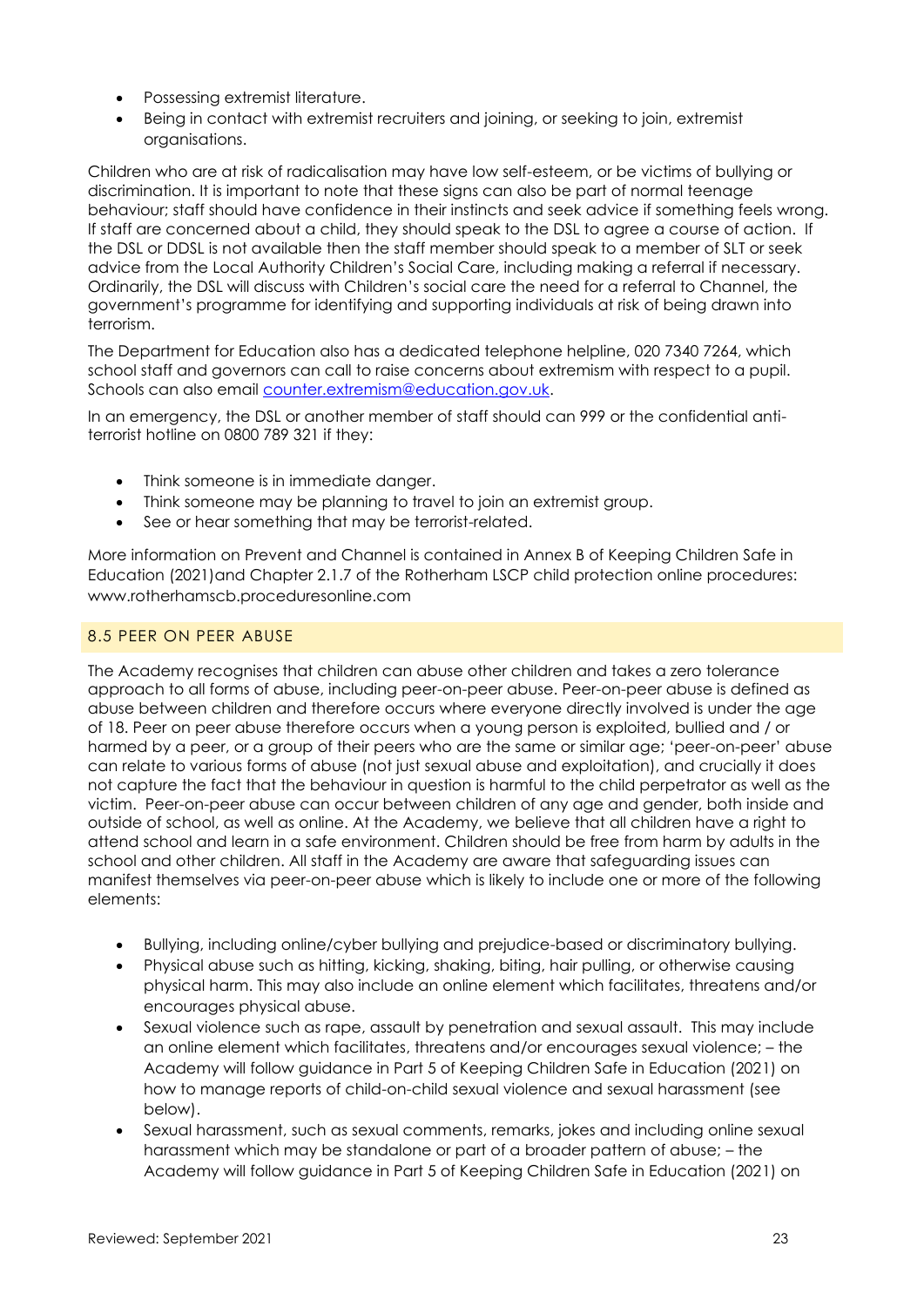- Possessing extremist literature.
- Being in contact with extremist recruiters and joining, or seeking to join, extremist organisations.

Children who are at risk of radicalisation may have low self-esteem, or be victims of bullying or discrimination. It is important to note that these signs can also be part of normal teenage behaviour; staff should have confidence in their instincts and seek advice if something feels wrong. If staff are concerned about a child, they should speak to the DSL to agree a course of action. If the DSL or DDSL is not available then the staff member should speak to a member of SLT or seek advice from the Local Authority Children's Social Care, including making a referral if necessary. Ordinarily, the DSL will discuss with Children's social care the need for a referral to Channel, the government's programme for identifying and supporting individuals at risk of being drawn into terrorism.

The Department for Education also has a dedicated telephone helpline, 020 7340 7264, which school staff and governors can call to raise concerns about extremism with respect to a pupil. Schools can also email [counter.extremism@education.gov.uk](mailto:counter.extremism@education.gov.uk).

In an emergency, the DSL or another member of staff should can 999 or the confidential anti-terrorist hotline on 0800 789 321 if they:

- Think someone is in immediate danger.
- Think someone may be planning to travel to join an extremist group.
- See or hear something that may be terrorist-related.

More information on Prevent and Channel is contained in Annex B of Keeping Children Safe in Education (2021)and Chapter 2.1.7 of the Rotherham LSCP child protection online procedures: www.rotherhamscb.proceduresonline.com

## 8.5 PEER ON PEER ABUSE

The Academy recognises that children can abuse other children and takes a zero tolerance approach to all forms of abuse, including peer-on-peer abuse. Peer-on-peer abuse is defined as abuse between children and therefore occurs where everyone directly involved is under the age of 18. Peer on peer abuse therefore occurs when a young person is exploited, bullied and / or harmed by a peer, or a group of their peers who are the same or similar age; 'peer-on-peer' abuse can relate to various forms of abuse (not just sexual abuse and exploitation), and crucially it does not capture the fact that the behaviour in question is harmful to the child perpetrator as well as the victim. Peer-on-peer abuse can occur between children of any age and gender, both inside and outside of school, as well as online. At the Academy, we believe that all children have a right to attend school and learn in a safe environment. Children should be free from harm by adults in the school and other children. All staff in the Academy are aware that safeguarding issues can manifest themselves via peer-on-peer abuse which is likely to include one or more of the following elements:

- Bullying, including online/cyber bullying and prejudice-based or discriminatory bullying.
- Physical abuse such as hitting, kicking, shaking, biting, hair pulling, or otherwise causing physical harm. This may also include an online element which facilitates, threatens and/or encourages physical abuse.
- Sexual violence such as rape, assault by penetration and sexual assault. This may include an online element which facilitates, threatens and/or encourages sexual violence; – the Academy will follow guidance in Part 5 of Keeping Children Safe in Education (2021) on how to manage reports of child-on-child sexual violence and sexual harassment (see below).
- Sexual harassment, such as sexual comments, remarks, jokes and including online sexual harassment which may be standalone or part of a broader pattern of abuse; – the Academy will follow guidance in Part 5 of Keeping Children Safe in Education (2021) on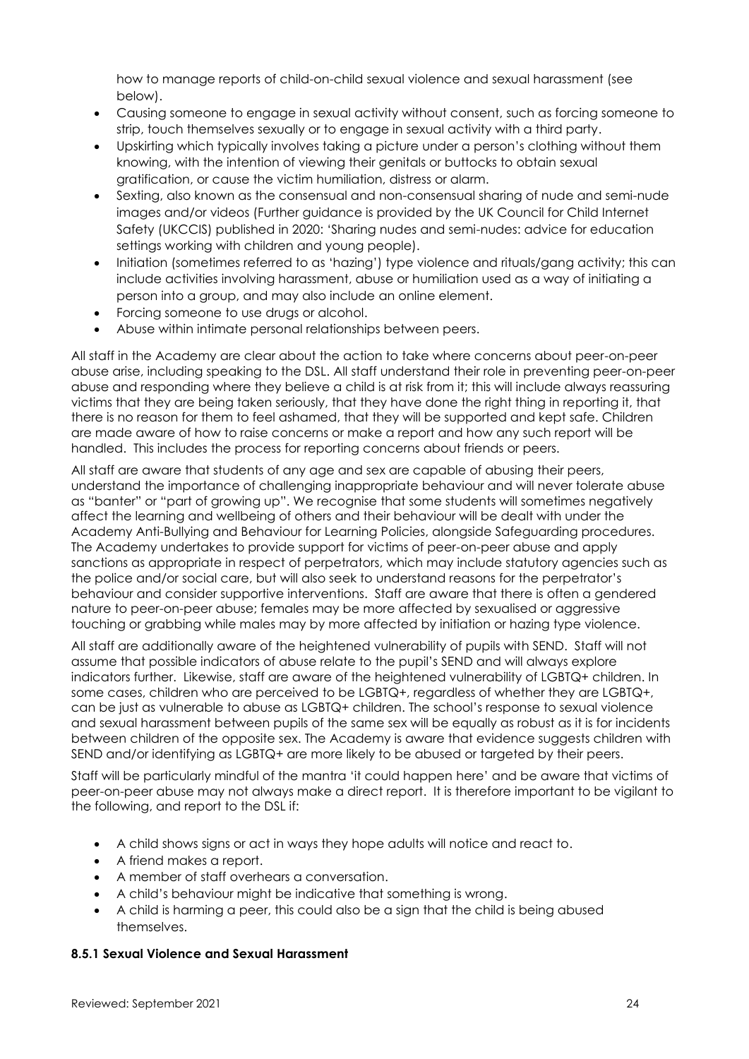how to manage reports of child-on-child sexual violence and sexual harassment (see below).

- Causing someone to engage in sexual activity without consent, such as forcing someone to strip, touch themselves sexually or to engage in sexual activity with a third party.
- Upskirting which typically involves taking a picture under a person's clothing without them knowing, with the intention of viewing their genitals or buttocks to obtain sexual gratification, or cause the victim humiliation, distress or alarm.
- Sexting, also known as the consensual and non-consensual sharing of nude and semi-nude images and/or videos (Further guidance is provided by the UK Council for Child Internet Safety (UKCCIS) published in 2020: 'Sharing nudes and semi-nudes: advice for education settings working with children and young people).
- Initiation (sometimes referred to as 'hazing') type violence and rituals/gang activity; this can include activities involving harassment, abuse or humiliation used as a way of initiating a person into a group, and may also include an online element.
- Forcing someone to use drugs or alcohol.
- Abuse within intimate personal relationships between peers.

All staff in the Academy are clear about the action to take where concerns about peer-on-peer abuse arise, including speaking to the DSL. All staff understand their role in preventing peer-on-peer abuse and responding where they believe a child is at risk from it; this will include always reassuring victims that they are being taken seriously, that they have done the right thing in reporting it, that there is no reason for them to feel ashamed, that they will be supported and kept safe. Children are made aware of how to raise concerns or make a report and how any such report will be handled. This includes the process for reporting concerns about friends or peers.

All staff are aware that students of any age and sex are capable of abusing their peers, understand the importance of challenging inappropriate behaviour and will never tolerate abuse as "banter" or "part of growing up". We recognise that some students will sometimes negatively affect the learning and wellbeing of others and their behaviour will be dealt with under the Academy Anti-Bullying and Behaviour for Learning Policies, alongside Safeguarding procedures. The Academy undertakes to provide support for victims of peer-on-peer abuse and apply sanctions as appropriate in respect of perpetrators, which may include statutory agencies such as the police and/or social care, but will also seek to understand reasons for the perpetrator's behaviour and consider supportive interventions. Staff are aware that there is often a gendered nature to peer-on-peer abuse; females may be more affected by sexualised or aggressive touching or grabbing while males may by more affected by initiation or hazing type violence.

All staff are additionally aware of the heightened vulnerability of pupils with SEND. Staff will not assume that possible indicators of abuse relate to the pupil's SEND and will always explore indicators further. Likewise, staff are aware of the heightened vulnerability of LGBTQ+ children. In some cases, children who are perceived to be LGBTQ+, regardless of whether they are LGBTQ+, can be just as vulnerable to abuse as LGBTQ+ children. The school's response to sexual violence and sexual harassment between pupils of the same sex will be equally as robust as it is for incidents between children of the opposite sex. The Academy is aware that evidence suggests children with SEND and/or identifying as LGBTQ+ are more likely to be abused or targeted by their peers.

Staff will be particularly mindful of the mantra 'it could happen here' and be aware that victims of peer-on-peer abuse may not always make a direct report. It is therefore important to be vigilant to the following, and report to the DSL if:

- A child shows signs or act in ways they hope adults will notice and react to.
- A friend makes a report.
- A member of staff overhears a conversation.
- A child's behaviour might be indicative that something is wrong.
- A child is harming a peer, this could also be a sign that the child is being abused themselves.

**8.5.1 Sexual Violence and Sexual Harassment**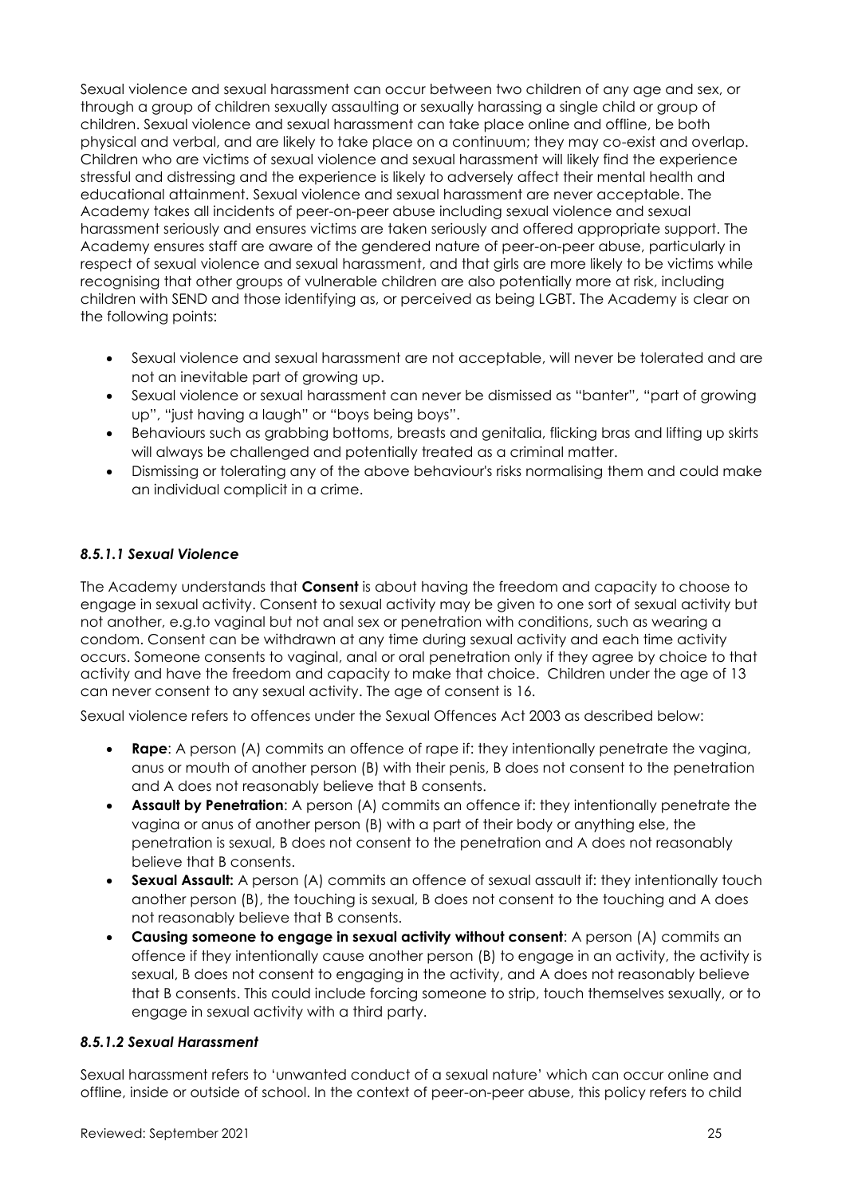Sexual violence and sexual harassment can occur between two children of any age and sex, or through a group of children sexually assaulting or sexually harassing a single child or group of children. Sexual violence and sexual harassment can take place online and offline, be both physical and verbal, and are likely to take place on a continuum; they may co-exist and overlap. Children who are victims of sexual violence and sexual harassment will likely find the experience stressful and distressing and the experience is likely to adversely affect their mental health and educational attainment. Sexual violence and sexual harassment are never acceptable. The Academy takes all incidents of peer-on-peer abuse including sexual violence and sexual harassment seriously and ensures victims are taken seriously and offered appropriate support. The Academy ensures staff are aware of the gendered nature of peer-on-peer abuse, particularly in respect of sexual violence and sexual harassment, and that girls are more likely to be victims while recognising that other groups of vulnerable children are also potentially more at risk, including children with SEND and those identifying as, or perceived as being LGBT. The Academy is clear on the following points:

- Sexual violence and sexual harassment are not acceptable, will never be tolerated and are not an inevitable part of growing up.
- Sexual violence or sexual harassment can never be dismissed as "banter", "part of growing up", "just having a laugh" or "boys being boys".
- Behaviours such as grabbing bottoms, breasts and genitalia, flicking bras and lifting up skirts will always be challenged and potentially treated as a criminal matter.
- Dismissing or tolerating any of the above behaviour's risks normalising them and could make an individual complicit in a crime.

#### *8.5.1.1 Sexual Violence*

The Academy understands that **Consent** is about having the freedom and capacity to choose to engage in sexual activity. Consent to sexual activity may be given to one sort of sexual activity but not another, e.g.to vaginal but not anal sex or penetration with conditions, such as wearing a condom. Consent can be withdrawn at any time during sexual activity and each time activity occurs. Someone consents to vaginal, anal or oral penetration only if they agree by choice to that activity and have the freedom and capacity to make that choice. Children under the age of 13 can never consent to any sexual activity. The age of consent is 16.

Sexual violence refers to offences under the Sexual Offences Act 2003 as described below:

- **Rape**: A person (A) commits an offence of rape if: they intentionally penetrate the vagina, anus or mouth of another person (B) with their penis, B does not consent to the penetration and A does not reasonably believe that B consents.
- **Assault by Penetration**: A person (A) commits an offence if: they intentionally penetrate the vagina or anus of another person (B) with a part of their body or anything else, the penetration is sexual, B does not consent to the penetration and A does not reasonably believe that B consents.
- **Sexual Assault:** A person (A) commits an offence of sexual assault if: they intentionally touch another person (B), the touching is sexual, B does not consent to the touching and A does not reasonably believe that B consents.
- **Causing someone to engage in sexual activity without consent**: A person (A) commits an offence if they intentionally cause another person (B) to engage in an activity, the activity is sexual, B does not consent to engaging in the activity, and A does not reasonably believe that B consents. This could include forcing someone to strip, touch themselves sexually, or to engage in sexual activity with a third party.

#### *8.5.1.2 Sexual Harassment*

Sexual harassment refers to 'unwanted conduct of a sexual nature' which can occur online and offline, inside or outside of school. In the context of peer-on-peer abuse, this policy refers to child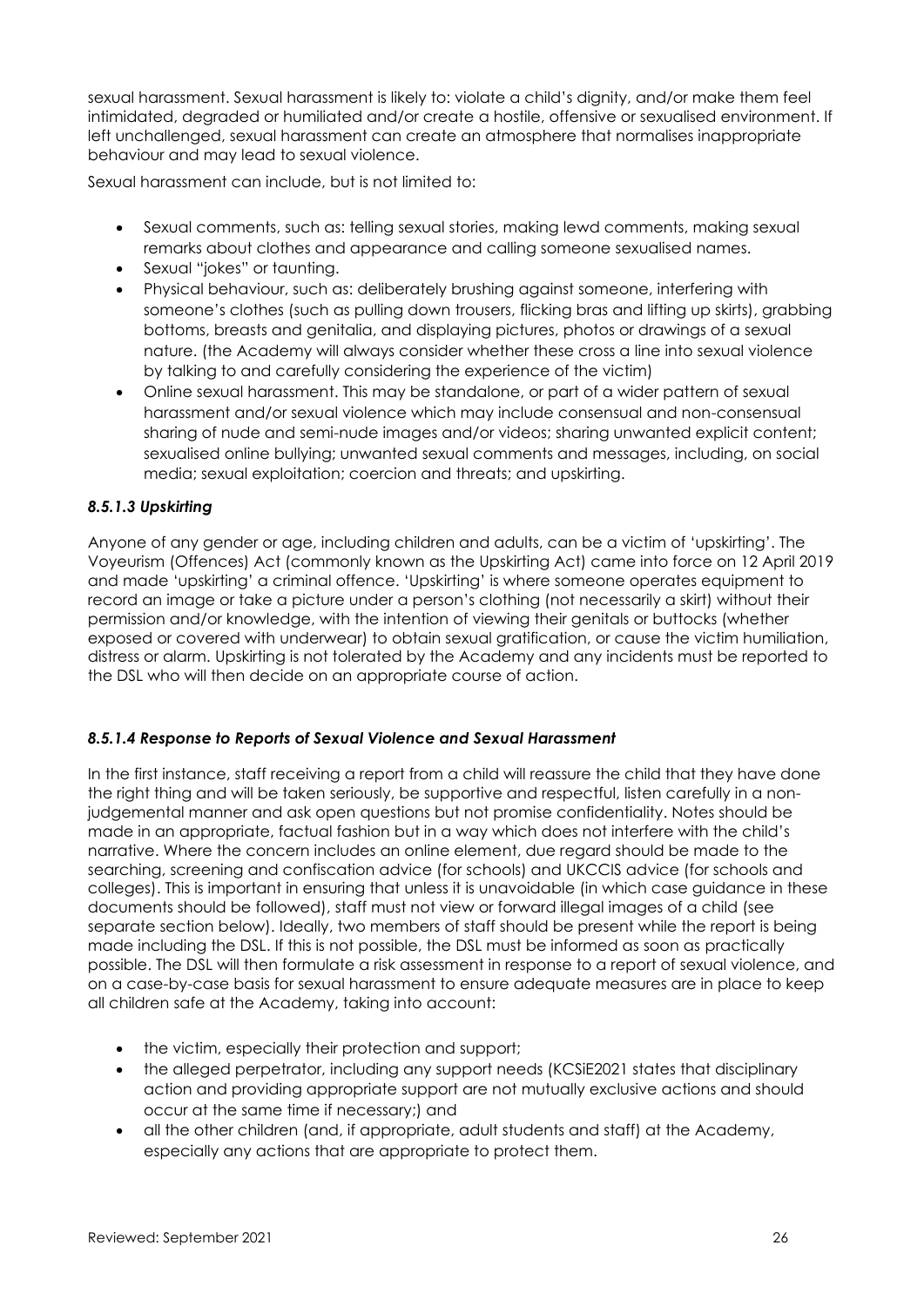sexual harassment. Sexual harassment is likely to: violate a child's dignity, and/or make them feel intimidated, degraded or humiliated and/or create a hostile, offensive or sexualised environment. If left unchallenged, sexual harassment can create an atmosphere that normalises inappropriate behaviour and may lead to sexual violence.

Sexual harassment can include, but is not limited to:

- Sexual comments, such as: telling sexual stories, making lewd comments, making sexual remarks about clothes and appearance and calling someone sexualised names.
- Sexual "jokes" or taunting.
- Physical behaviour, such as: deliberately brushing against someone, interfering with someone's clothes (such as pulling down trousers, flicking bras and lifting up skirts), grabbing bottoms, breasts and genitalia, and displaying pictures, photos or drawings of a sexual nature. (the Academy will always consider whether these cross a line into sexual violence by talking to and carefully considering the experience of the victim)
- Online sexual harassment. This may be standalone, or part of a wider pattern of sexual harassment and/or sexual violence which may include consensual and non-consensual sharing of nude and semi-nude images and/or videos; sharing unwanted explicit content; sexualised online bullying; unwanted sexual comments and messages, including, on social media; sexual exploitation; coercion and threats; and upskirting.

#### *8.5.1.3 Upskirting*

Anyone of any gender or age, including children and adults, can be a victim of 'upskirting'. The Voyeurism (Offences) Act (commonly known as the Upskirting Act) came into force on 12 April 2019 and made 'upskirting' a criminal offence. 'Upskirting' is where someone operates equipment to record an image or take a picture under a person's clothing (not necessarily a skirt) without their permission and/or knowledge, with the intention of viewing their genitals or buttocks (whether exposed or covered with underwear) to obtain sexual gratification, or cause the victim humiliation, distress or alarm. Upskirting is not tolerated by the Academy and any incidents must be reported to the DSL who will then decide on an appropriate course of action.

#### *8.5.1.4 Response to Reports of Sexual Violence and Sexual Harassment*

In the first instance, staff receiving a report from a child will reassure the child that they have done the right thing and will be taken seriously, be supportive and respectful, listen carefully in a non-judgemental manner and ask open questions but not promise confidentiality. Notes should be made in an appropriate, factual fashion but in a way which does not interfere with the child's narrative. Where the concern includes an online element, due regard should be made to the searching, screening and confiscation advice (for schools) and UKCCIS advice (for schools and colleges). This is important in ensuring that unless it is unavoidable (in which case guidance in these documents should be followed), staff must not view or forward illegal images of a child (see separate section below). Ideally, two members of staff should be present while the report is being made including the DSL. If this is not possible, the DSL must be informed as soon as practically possible. The DSL will then formulate a risk assessment in response to a report of sexual violence, and on a case-by-case basis for sexual harassment to ensure adequate measures are in place to keep all children safe at the Academy, taking into account:

- the victim, especially their protection and support;
- the alleged perpetrator, including any support needs (KCSiE2021 states that disciplinary action and providing appropriate support are not mutually exclusive actions and should occur at the same time if necessary;) and
- all the other children (and, if appropriate, adult students and staff) at the Academy, especially any actions that are appropriate to protect them.

Reviewed: September 2021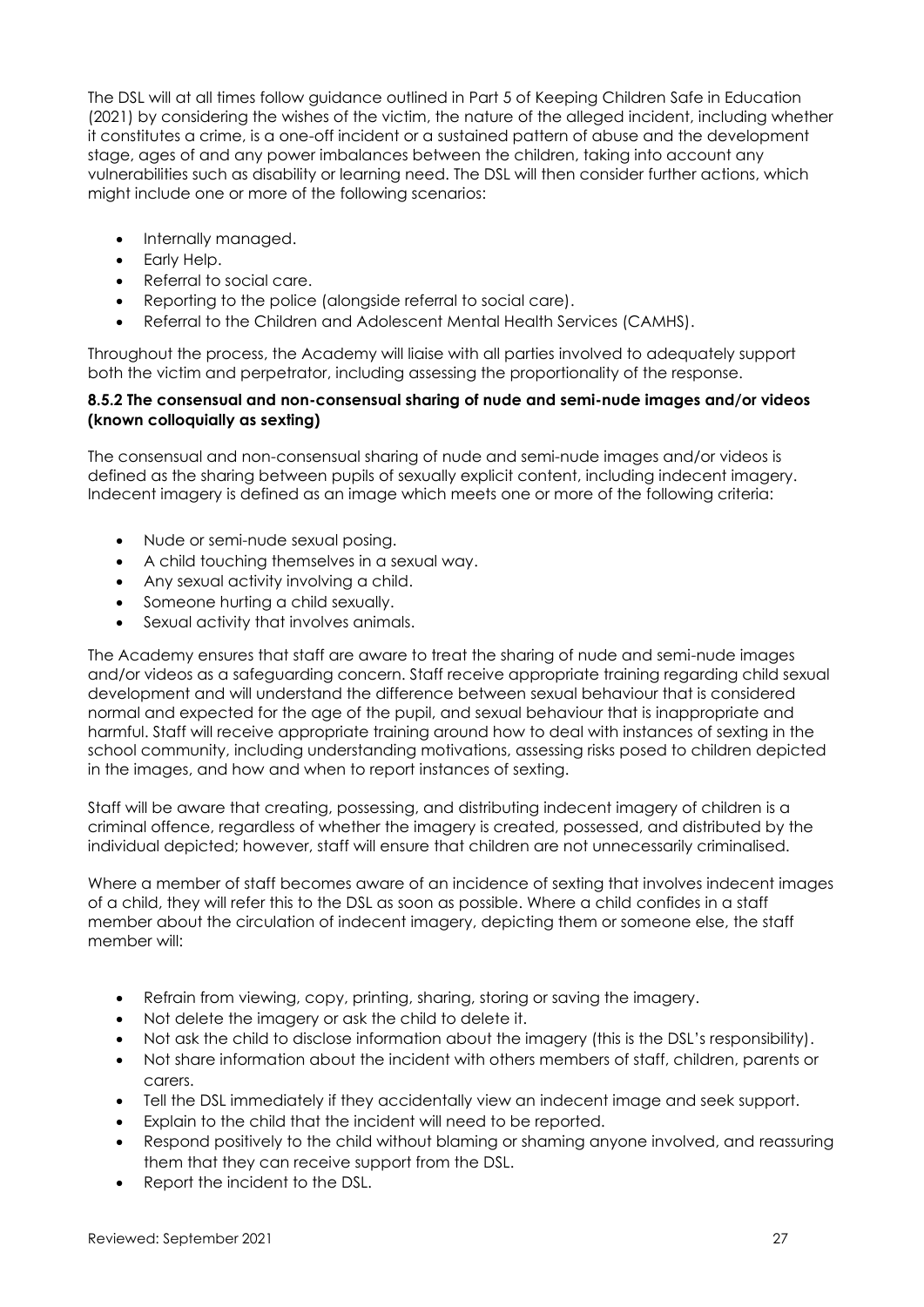The DSL will at all times follow guidance outlined in Part 5 of Keeping Children Safe in Education (2021) by considering the wishes of the victim, the nature of the alleged incident, including whether it constitutes a crime, is a one-off incident or a sustained pattern of abuse and the development stage, ages of and any power imbalances between the children, taking into account any vulnerabilities such as disability or learning need. The DSL will then consider further actions, which might include one or more of the following scenarios:

- Internally managed.
- Early Help.
- Referral to social care.
- Reporting to the police (alongside referral to social care).
- Referral to the Children and Adolescent Mental Health Services (CAMHS).

Throughout the process, the Academy will liaise with all parties involved to adequately support both the victim and perpetrator, including assessing the proportionality of the response.

#### 8.5.2 The consensual and non-consensual sharing of nude and semi-nude images and/or videos (known colloquially as sexting)

The consensual and non-consensual sharing of nude and semi-nude images and/or videos is defined as the sharing between pupils of sexually explicit content, including indecent imagery. Indecent imagery is defined as an image which meets one or more of the following criteria:

- Nude or semi-nude sexual posing.
- A child touching themselves in a sexual way.
- Any sexual activity involving a child.
- Someone hurting a child sexually.
- Sexual activity that involves animals.

The Academy ensures that staff are aware to treat the sharing of nude and semi-nude images and/or videos as a safeguarding concern. Staff receive appropriate training regarding child sexual development and will understand the difference between sexual behaviour that is considered normal and expected for the age of the pupil, and sexual behaviour that is inappropriate and harmful. Staff will receive appropriate training around how to deal with instances of sexting in the school community, including understanding motivations, assessing risks posed to children depicted in the images, and how and when to report instances of sexting.

Staff will be aware that creating, possessing, and distributing indecent imagery of children is a criminal offence, regardless of whether the imagery is created, possessed, and distributed by the individual depicted; however, staff will ensure that children are not unnecessarily criminalised.

Where a member of staff becomes aware of an incidence of sexting that involves indecent images of a child, they will refer this to the DSL as soon as possible. Where a child confides in a staff member about the circulation of indecent imagery, depicting them or someone else, the staff member will:

- Refrain from viewing, copy, printing, sharing, storing or saving the imagery.
- Not delete the imagery or ask the child to delete it.
- Not ask the child to disclose information about the imagery (this is the DSL's responsibility).
- Not share information about the incident with others members of staff, children, parents or carers.
- Tell the DSL immediately if they accidentally view an indecent image and seek support.
- Explain to the child that the incident will need to be reported.
- Respond positively to the child without blaming or shaming anyone involved, and reassuring them that they can receive support from the DSL.
- Report the incident to the DSL.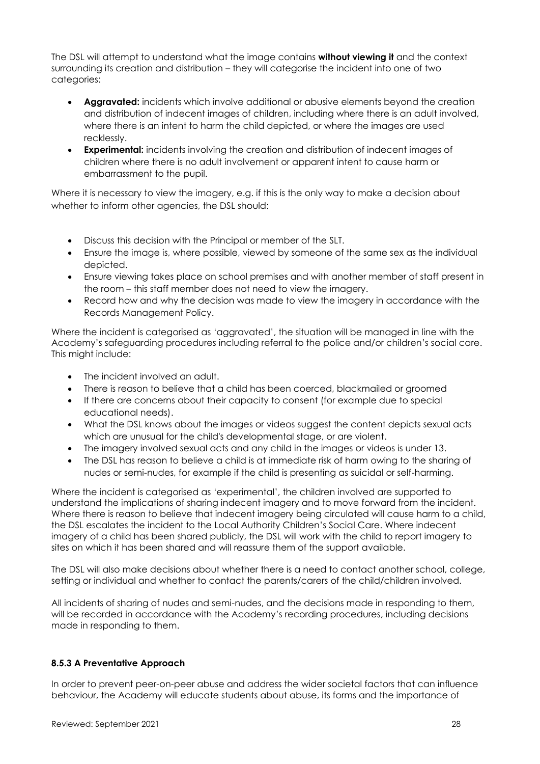The DSL will attempt to understand what the image contains **without viewing it** and the context surrounding its creation and distribution – they will categorise the incident into one of two categories:

- **Aggravated:** incidents which involve additional or abusive elements beyond the creation and distribution of indecent images of children, including where there is an adult involved, where there is an intent to harm the child depicted, or where the images are used recklessly.
- **Experimental:** incidents involving the creation and distribution of indecent images of children where there is no adult involvement or apparent intent to cause harm or embarrassment to the pupil.

Where it is necessary to view the imagery, e.g. if this is the only way to make a decision about whether to inform other agencies, the DSL should:

- Discuss this decision with the Principal or member of the SLT.
- Ensure the image is, where possible, viewed by someone of the same sex as the individual depicted.
- Ensure viewing takes place on school premises and with another member of staff present in the room – this staff member does not need to view the imagery.
- Record how and why the decision was made to view the imagery in accordance with the Records Management Policy.

Where the incident is categorised as 'aggravated', the situation will be managed in line with the Academy's safeguarding procedures including referral to the police and/or children's social care. This might include:

- The incident involved an adult.
- There is reason to believe that a child has been coerced, blackmailed or groomed
- If there are concerns about their capacity to consent (for example due to special educational needs).
- What the DSL knows about the images or videos suggest the content depicts sexual acts which are unusual for the child's developmental stage, or are violent.
- The imagery involved sexual acts and any child in the images or videos is under 13.
- The DSL has reason to believe a child is at immediate risk of harm owing to the sharing of nudes or semi-nudes, for example if the child is presenting as suicidal or self-harming.

Where the incident is categorised as 'experimental', the children involved are supported to understand the implications of sharing indecent imagery and to move forward from the incident. Where there is reason to believe that indecent imagery being circulated will cause harm to a child, the DSL escalates the incident to the Local Authority Children's Social Care. Where indecent imagery of a child has been shared publicly, the DSL will work with the child to report imagery to sites on which it has been shared and will reassure them of the support available.

The DSL will also make decisions about whether there is a need to contact another school, college, setting or individual and whether to contact the parents/carers of the child/children involved.

All incidents of sharing of nudes and semi-nudes, and the decisions made in responding to them, will be recorded in accordance with the Academy's recording procedures, including decisions made in responding to them.

#### 8.5.3 A Preventative Approach

In order to prevent peer-on-peer abuse and address the wider societal factors that can influence behaviour, the Academy will educate students about abuse, its forms and the importance of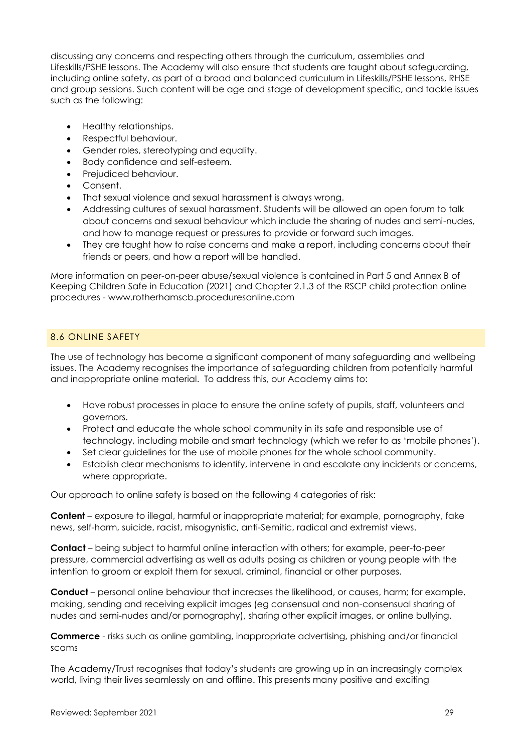discussing any concerns and respecting others through the curriculum, assemblies and Lifeskills/PSHE lessons. The Academy will also ensure that students are taught about safeguarding, including online safety, as part of a broad and balanced curriculum in Lifeskills/PSHE lessons, RHSE and group sessions. Such content will be age and stage of development specific, and tackle issues such as the following:

- Healthy relationships.
- Respectful behaviour.
- Gender roles, stereotyping and equality.
- Body confidence and self-esteem.
- Prejudiced behaviour.
- Consent.
- That sexual violence and sexual harassment is always wrong.
- Addressing cultures of sexual harassment. Students will be allowed an open forum to talk about concerns and sexual behaviour which include the sharing of nudes and semi-nudes, and how to manage request or pressures to provide or forward such images.
- They are taught how to raise concerns and make a report, including concerns about their friends or peers, and how a report will be handled.

More information on peer-on-peer abuse/sexual violence is contained in Part 5 and Annex B of Keeping Children Safe in Education (2021) and Chapter 2.1.3 of the RSCP child protection online procedures - www.rotherhamscb.proceduresonline.com

## 8.6 ONLINE SAFETY

The use of technology has become a significant component of many safeguarding and wellbeing issues. The Academy recognises the importance of safeguarding children from potentially harmful and inappropriate online material. To address this, our Academy aims to:

- Have robust processes in place to ensure the online safety of pupils, staff, volunteers and governors.
- Protect and educate the whole school community in its safe and responsible use of technology, including mobile and smart technology (which we refer to as 'mobile phones').
- Set clear guidelines for the use of mobile phones for the whole school community.
- Establish clear mechanisms to identify, intervene in and escalate any incidents or concerns, where appropriate.

Our approach to online safety is based on the following 4 categories of risk:

**Content** – exposure to illegal, harmful or inappropriate material; for example, pornography, fake news, self-harm, suicide, racist, misogynistic, anti-Semitic, radical and extremist views.

**Contact** – being subject to harmful online interaction with others; for example, peer-to-peer pressure, commercial advertising as well as adults posing as children or young people with the intention to groom or exploit them for sexual, criminal, financial or other purposes.

**Conduct** – personal online behaviour that increases the likelihood, or causes, harm; for example, making, sending and receiving explicit images (eg consensual and non-consensual sharing of nudes and semi-nudes and/or pornography), sharing other explicit images, or online bullying.

**Commerce** - risks such as online gambling, inappropriate advertising, phishing and/or financial scams

The Academy/Trust recognises that today's students are growing up in an increasingly complex world, living their lives seamlessly on and offline. This presents many positive and exciting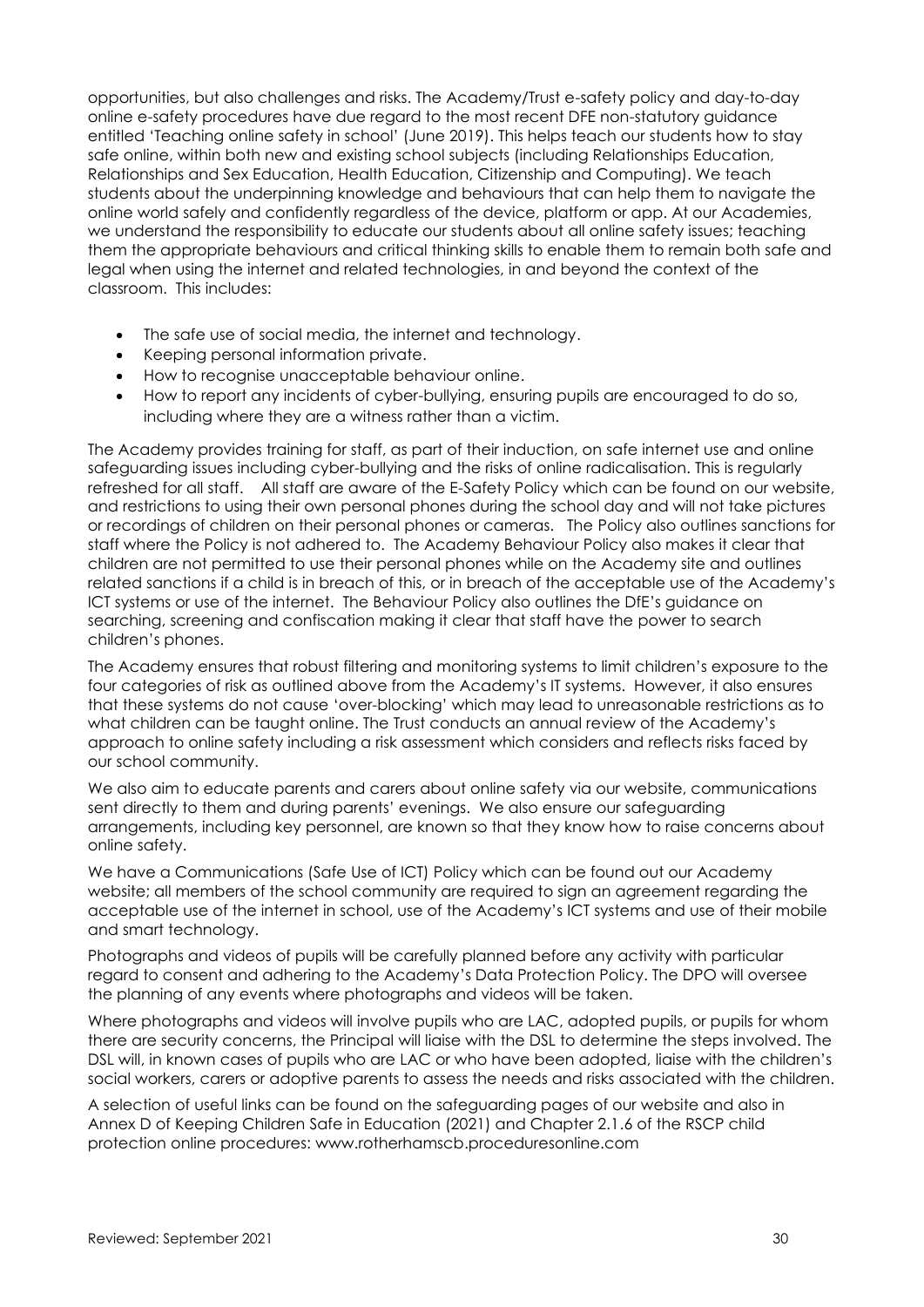opportunities, but also challenges and risks. The Academy/Trust e-safety policy and day-to-day online e-safety procedures have due regard to the most recent DFE non-statutory guidance entitled 'Teaching online safety in school' (June 2019). This helps teach our students how to stay safe online, within both new and existing school subjects (including Relationships Education, Relationships and Sex Education, Health Education, Citizenship and Computing). We teach students about the underpinning knowledge and behaviours that can help them to navigate the online world safely and confidently regardless of the device, platform or app. At our Academies, we understand the responsibility to educate our students about all online safety issues; teaching them the appropriate behaviours and critical thinking skills to enable them to remain both safe and legal when using the internet and related technologies, in and beyond the context of the classroom. This includes:

- The safe use of social media, the internet and technology.
- Keeping personal information private.
- How to recognise unacceptable behaviour online.
- How to report any incidents of cyber-bullying, ensuring pupils are encouraged to do so, including where they are a witness rather than a victim.

The Academy provides training for staff, as part of their induction, on safe internet use and online safeguarding issues including cyber-bullying and the risks of online radicalisation. This is regularly refreshed for all staff. All staff are aware of the E-Safety Policy which can be found on our website, and restrictions to using their own personal phones during the school day and will not take pictures or recordings of children on their personal phones or cameras. The Policy also outlines sanctions for staff where the Policy is not adhered to. The Academy Behaviour Policy also makes it clear that children are not permitted to use their personal phones while on the Academy site and outlines related sanctions if a child is in breach of this, or in breach of the acceptable use of the Academy's ICT systems or use of the internet. The Behaviour Policy also outlines the DfE's guidance on searching, screening and confiscation making it clear that staff have the power to search children's phones.

The Academy ensures that robust filtering and monitoring systems to limit children's exposure to the four categories of risk as outlined above from the Academy's IT systems. However, it also ensures that these systems do not cause 'over-blocking' which may lead to unreasonable restrictions as to what children can be taught online. The Trust conducts an annual review of the Academy's approach to online safety including a risk assessment which considers and reflects risks faced by our school community.

We also aim to educate parents and carers about online safety via our website, communications sent directly to them and during parents' evenings. We also ensure our safeguarding arrangements, including key personnel, are known so that they know how to raise concerns about online safety.

We have a Communications (Safe Use of ICT) Policy which can be found out our Academy website; all members of the school community are required to sign an agreement regarding the acceptable use of the internet in school, use of the Academy's ICT systems and use of their mobile and smart technology.

Photographs and videos of pupils will be carefully planned before any activity with particular regard to consent and adhering to the Academy's Data Protection Policy. The DPO will oversee the planning of any events where photographs and videos will be taken.

Where photographs and videos will involve pupils who are LAC, adopted pupils, or pupils for whom there are security concerns, the Principal will liaise with the DSL to determine the steps involved. The DSL will, in known cases of pupils who are LAC or who have been adopted, liaise with the children's social workers, carers or adoptive parents to assess the needs and risks associated with the children.

A selection of useful links can be found on the safeguarding pages of our website and also in Annex D of Keeping Children Safe in Education (2021) and Chapter 2.1.6 of the RSCP child protection online procedures: www.rotherhamscb.proceduresonline.com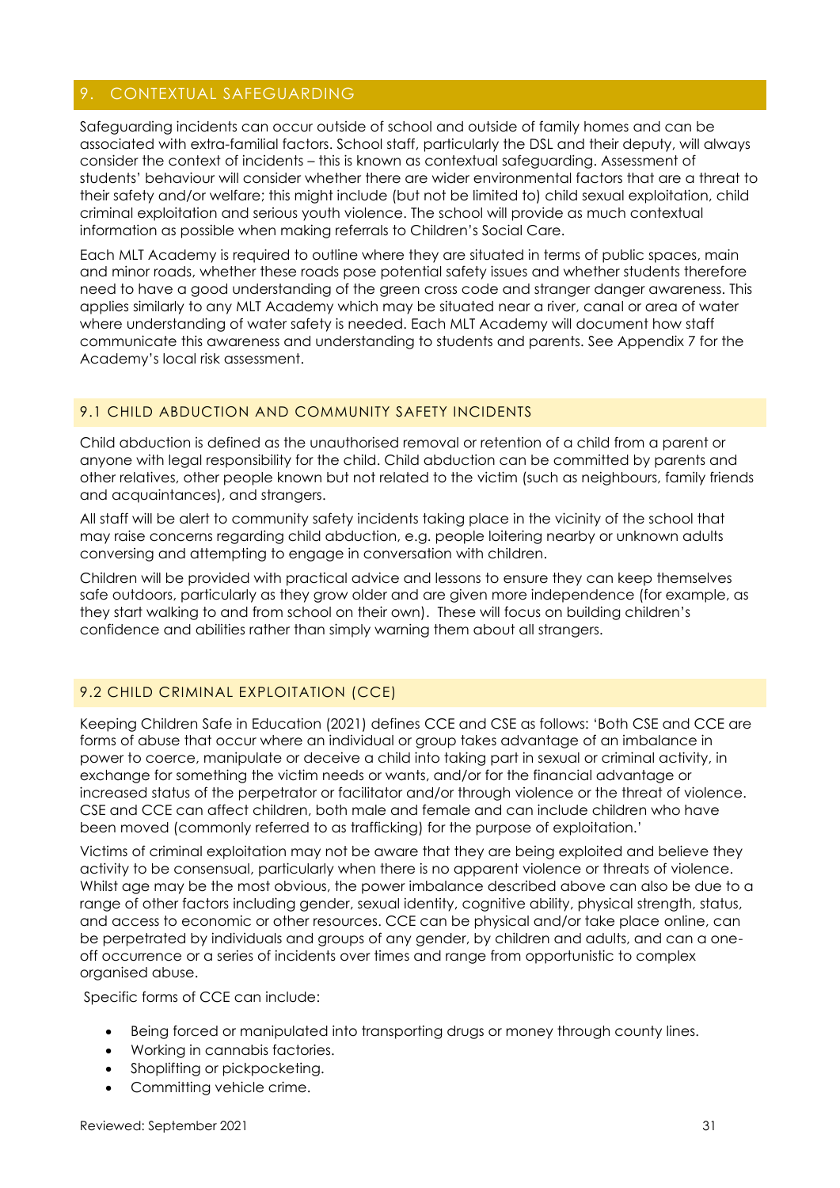## 9. CONTEXTUAL SAFEGUARDING

Safeguarding incidents can occur outside of school and outside of family homes and can be associated with extra-familial factors. School staff, particularly the DSL and their deputy, will always consider the context of incidents – this is known as contextual safeguarding. Assessment of students' behaviour will consider whether there are wider environmental factors that are a threat to their safety and/or welfare; this might include (but not be limited to) child sexual exploitation, child criminal exploitation and serious youth violence. The school will provide as much contextual information as possible when making referrals to Children's Social Care.

Each MLT Academy is required to outline where they are situated in terms of public spaces, main and minor roads, whether these roads pose potential safety issues and whether students therefore need to have a good understanding of the green cross code and stranger danger awareness. This applies similarly to any MLT Academy which may be situated near a river, canal or area of water where understanding of water safety is needed. Each MLT Academy will document how staff communicate this awareness and understanding to students and parents. See Appendix 7 for the Academy's local risk assessment.

### 9.1 CHILD ABDUCTION AND COMMUNITY SAFETY INCIDENTS

Child abduction is defined as the unauthorised removal or retention of a child from a parent or anyone with legal responsibility for the child. Child abduction can be committed by parents and other relatives, other people known but not related to the victim (such as neighbours, family friends and acquaintances), and strangers.

All staff will be alert to community safety incidents taking place in the vicinity of the school that may raise concerns regarding child abduction, e.g. people loitering nearby or unknown adults conversing and attempting to engage in conversation with children.

Children will be provided with practical advice and lessons to ensure they can keep themselves safe outdoors, particularly as they grow older and are given more independence (for example, as they start walking to and from school on their own). These will focus on building children's confidence and abilities rather than simply warning them about all strangers.

### 9.2 CHILD CRIMINAL EXPLOITATION (CCE)

Keeping Children Safe in Education (2021) defines CCE and CSE as follows: 'Both CSE and CCE are forms of abuse that occur where an individual or group takes advantage of an imbalance in power to coerce, manipulate or deceive a child into taking part in sexual or criminal activity, in exchange for something the victim needs or wants, and/or for the financial advantage or increased status of the perpetrator or facilitator and/or through violence or the threat of violence. CSE and CCE can affect children, both male and female and can include children who have been moved (commonly referred to as trafficking) for the purpose of exploitation.'

Victims of criminal exploitation may not be aware that they are being exploited and believe they activity to be consensual, particularly when there is no apparent violence or threats of violence. Whilst age may be the most obvious, the power imbalance described above can also be due to a range of other factors including gender, sexual identity, cognitive ability, physical strength, status, and access to economic or other resources. CCE can be physical and/or take place online, can be perpetrated by individuals and groups of any gender, by children and adults, and can a one-off occurrence or a series of incidents over times and range from opportunistic to complex organised abuse.

Specific forms of CCE can include:

- Being forced or manipulated into transporting drugs or money through county lines.
- Working in cannabis factories.
- Shoplifting or pickpocketing.
- Committing vehicle crime.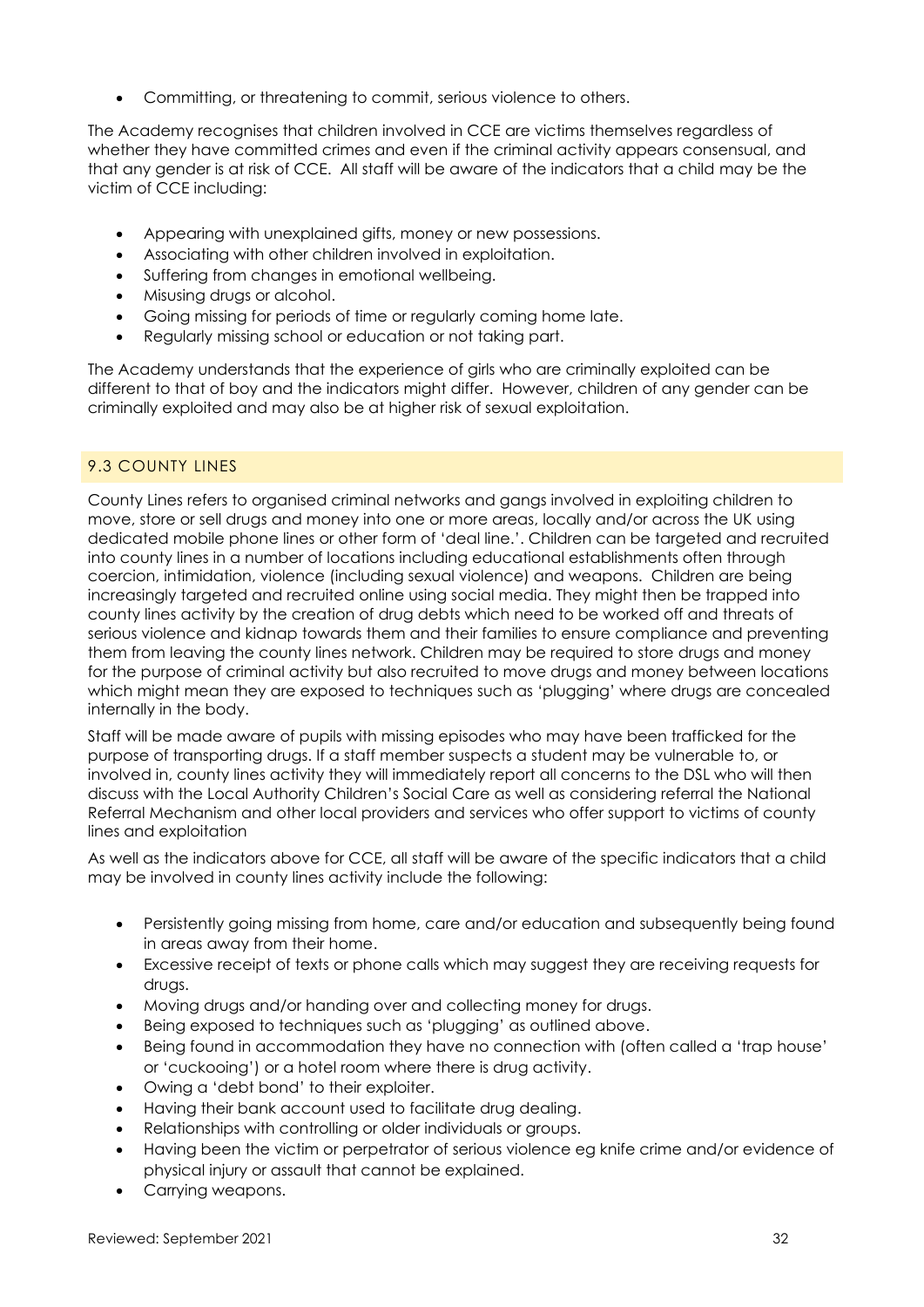- Committing, or threatening to commit, serious violence to others.

The Academy recognises that children involved in CCE are victims themselves regardless of whether they have committed crimes and even if the criminal activity appears consensual, and that any gender is at risk of CCE. All staff will be aware of the indicators that a child may be the victim of CCE including:

- Appearing with unexplained gifts, money or new possessions.
- Associating with other children involved in exploitation.
- Suffering from changes in emotional wellbeing.
- Misusing drugs or alcohol.
- Going missing for periods of time or regularly coming home late.
- Regularly missing school or education or not taking part.

The Academy understands that the experience of girls who are criminally exploited can be different to that of boy and the indicators might differ. However, children of any gender can be criminally exploited and may also be at higher risk of sexual exploitation.

### 9.3 COUNTY LINES

County Lines refers to organised criminal networks and gangs involved in exploiting children to move, store or sell drugs and money into one or more areas, locally and/or across the UK using dedicated mobile phone lines or other form of 'deal line.'. Children can be targeted and recruited into county lines in a number of locations including educational establishments often through coercion, intimidation, violence (including sexual violence) and weapons. Children are being increasingly targeted and recruited online using social media. They might then be trapped into county lines activity by the creation of drug debts which need to be worked off and threats of serious violence and kidnap towards them and their families to ensure compliance and preventing them from leaving the county lines network. Children may be required to store drugs and money for the purpose of criminal activity but also recruited to move drugs and money between locations which might mean they are exposed to techniques such as 'plugging' where drugs are concealed internally in the body.

Staff will be made aware of pupils with missing episodes who may have been trafficked for the purpose of transporting drugs. If a staff member suspects a student may be vulnerable to, or involved in, county lines activity they will immediately report all concerns to the DSL who will then discuss with the Local Authority Children's Social Care as well as considering referral the National Referral Mechanism and other local providers and services who offer support to victims of county lines and exploitation

As well as the indicators above for CCE, all staff will be aware of the specific indicators that a child may be involved in county lines activity include the following:

- Persistently going missing from home, care and/or education and subsequently being found in areas away from their home.
- Excessive receipt of texts or phone calls which may suggest they are receiving requests for drugs.
- Moving drugs and/or handing over and collecting money for drugs.
- Being exposed to techniques such as 'plugging' as outlined above.
- Being found in accommodation they have no connection with (often called a 'trap house' or 'cuckooing') or a hotel room where there is drug activity.
- Owing a 'debt bond' to their exploiter.
- Having their bank account used to facilitate drug dealing.
- Relationships with controlling or older individuals or groups.
- Having been the victim or perpetrator of serious violence eg knife crime and/or evidence of physical injury or assault that cannot be explained.
- Carrying weapons.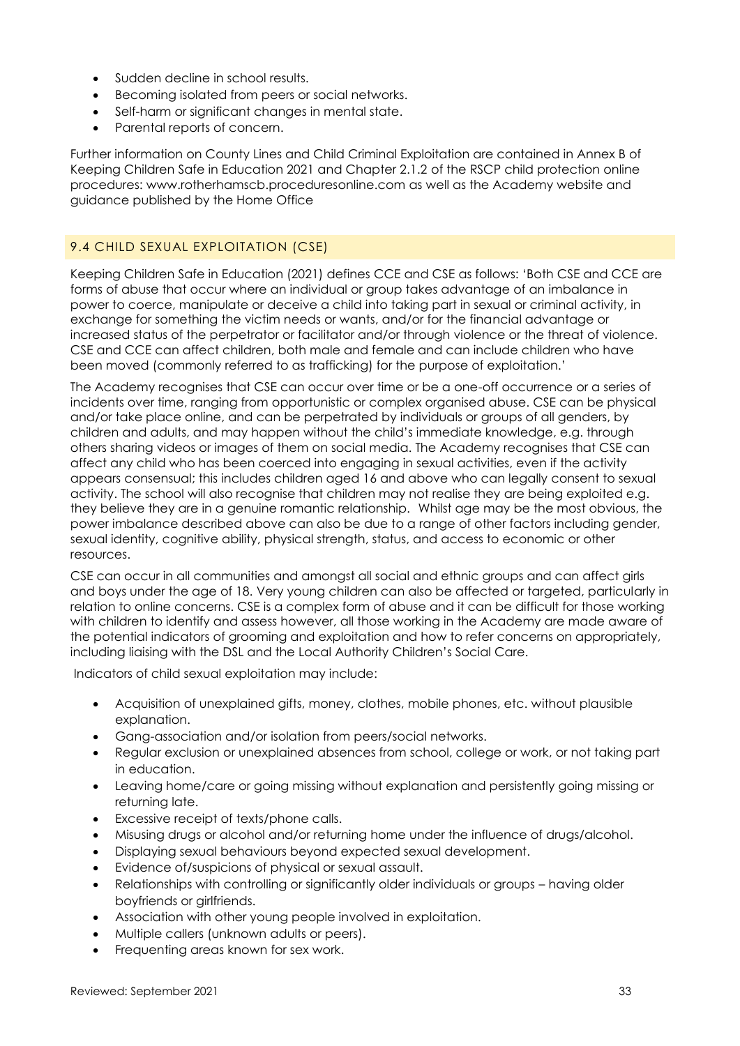- Sudden decline in school results.
- Becoming isolated from peers or social networks.
- Self-harm or significant changes in mental state.
- Parental reports of concern.

Further information on County Lines and Child Criminal Exploitation are contained in Annex B of Keeping Children Safe in Education 2021 and Chapter 2.1.2 of the RSCP child protection online procedures: www.rotherhamscb.proceduresonline.com as well as the Academy website and guidance published by the Home Office

## 9.4 CHILD SEXUAL EXPLOITATION (CSE)

Keeping Children Safe in Education (2021) defines CCE and CSE as follows: 'Both CSE and CCE are forms of abuse that occur where an individual or group takes advantage of an imbalance in power to coerce, manipulate or deceive a child into taking part in sexual or criminal activity, in exchange for something the victim needs or wants, and/or for the financial advantage or increased status of the perpetrator or facilitator and/or through violence or the threat of violence. CSE and CCE can affect children, both male and female and can include children who have been moved (commonly referred to as trafficking) for the purpose of exploitation.'

The Academy recognises that CSE can occur over time or be a one-off occurrence or a series of incidents over time, ranging from opportunistic or complex organised abuse. CSE can be physical and/or take place online, and can be perpetrated by individuals or groups of all genders, by children and adults, and may happen without the child's immediate knowledge, e.g. through others sharing videos or images of them on social media. The Academy recognises that CSE can affect any child who has been coerced into engaging in sexual activities, even if the activity appears consensual; this includes children aged 16 and above who can legally consent to sexual activity. The school will also recognise that children may not realise they are being exploited e.g. they believe they are in a genuine romantic relationship. Whilst age may be the most obvious, the power imbalance described above can also be due to a range of other factors including gender, sexual identity, cognitive ability, physical strength, status, and access to economic or other resources.

CSE can occur in all communities and amongst all social and ethnic groups and can affect girls and boys under the age of 18. Very young children can also be affected or targeted, particularly in relation to online concerns. CSE is a complex form of abuse and it can be difficult for those working with children to identify and assess however, all those working in the Academy are made aware of the potential indicators of grooming and exploitation and how to refer concerns on appropriately, including liaising with the DSL and the Local Authority Children's Social Care.

Indicators of child sexual exploitation may include:

- Acquisition of unexplained gifts, money, clothes, mobile phones, etc. without plausible explanation.
- Gang-association and/or isolation from peers/social networks.
- Regular exclusion or unexplained absences from school, college or work, or not taking part in education.
- Leaving home/care or going missing without explanation and persistently going missing or returning late.
- Excessive receipt of texts/phone calls.
- Misusing drugs or alcohol and/or returning home under the influence of drugs/alcohol.
- Displaying sexual behaviours beyond expected sexual development.
- Evidence of/suspicions of physical or sexual assault.
- Relationships with controlling or significantly older individuals or groups – having older boyfriends or girlfriends.
- Association with other young people involved in exploitation.
- Multiple callers (unknown adults or peers).
- Frequenting areas known for sex work.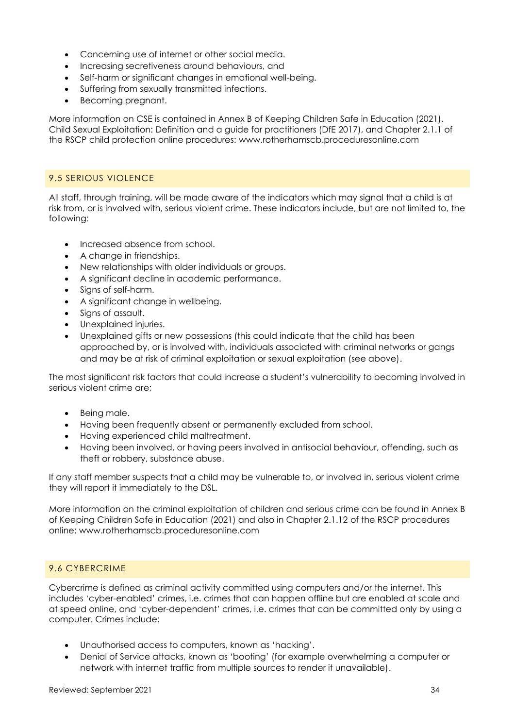- Concerning use of internet or other social media.
- Increasing secretiveness around behaviours, and
- Self-harm or significant changes in emotional well-being.
- Suffering from sexually transmitted infections.
- Becoming pregnant.

More information on CSE is contained in Annex B of Keeping Children Safe in Education (2021), Child Sexual Exploitation: Definition and a guide for practitioners (DfE 2017), and Chapter 2.1.1 of the RSCP child protection online procedures: www.rotherhamscb.proceduresonline.com

## 9.5 SERIOUS VIOLENCE

All staff, through training, will be made aware of the indicators which may signal that a child is at risk from, or is involved with, serious violent crime. These indicators include, but are not limited to, the following:

- Increased absence from school.
- A change in friendships.
- New relationships with older individuals or groups.
- A significant decline in academic performance.
- Signs of self-harm.
- A significant change in wellbeing.
- Signs of assault.
- Unexplained injuries.
- Unexplained gifts or new possessions (this could indicate that the child has been approached by, or is involved with, individuals associated with criminal networks or gangs and may be at risk of criminal exploitation or sexual exploitation (see above).

The most significant risk factors that could increase a student's vulnerability to becoming involved in serious violent crime are;

- Being male.
- Having been frequently absent or permanently excluded from school.
- Having experienced child maltreatment.
- Having been involved, or having peers involved in antisocial behaviour, offending, such as theft or robbery, substance abuse.

If any staff member suspects that a child may be vulnerable to, or involved in, serious violent crime they will report it immediately to the DSL.

More information on the criminal exploitation of children and serious crime can be found in Annex B of Keeping Children Safe in Education (2021) and also in Chapter 2.1.12 of the RSCP procedures online: www.rotherhamscb.proceduresonline.com

## 9.6 CYBERCRIME

Cybercrime is defined as criminal activity committed using computers and/or the internet. This includes 'cyber-enabled' crimes, i.e. crimes that can happen offline but are enabled at scale and at speed online, and 'cyber-dependent' crimes, i.e. crimes that can be committed only by using a computer. Crimes include:

- Unauthorised access to computers, known as 'hacking'.
- Denial of Service attacks, known as 'booting' (for example overwhelming a computer or network with internet traffic from multiple sources to render it unavailable).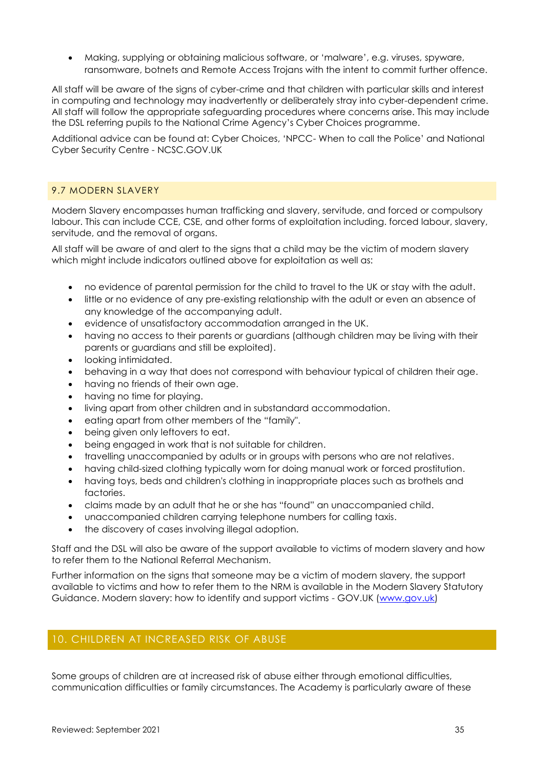- Making, supplying or obtaining malicious software, or 'malware', e.g. viruses, spyware, ransomware, botnets and Remote Access Trojans with the intent to commit further offence.

All staff will be aware of the signs of cyber-crime and that children with particular skills and interest in computing and technology may inadvertently or deliberately stray into cyber-dependent crime. All staff will follow the appropriate safeguarding procedures where concerns arise. This may include the DSL referring pupils to the National Crime Agency's Cyber Choices programme.

Additional advice can be found at: Cyber Choices, 'NPCC- When to call the Police' and National Cyber Security Centre - NCSC.GOV.UK

### 9.7 MODERN SLAVERY

Modern Slavery encompasses human trafficking and slavery, servitude, and forced or compulsory labour. This can include CCE, CSE, and other forms of exploitation including. forced labour, slavery, servitude, and the removal of organs.

All staff will be aware of and alert to the signs that a child may be the victim of modern slavery which might include indicators outlined above for exploitation as well as:

- no evidence of parental permission for the child to travel to the UK or stay with the adult.
- little or no evidence of any pre-existing relationship with the adult or even an absence of any knowledge of the accompanying adult.
- evidence of unsatisfactory accommodation arranged in the UK.
- having no access to their parents or guardians (although children may be living with their parents or guardians and still be exploited).
- looking intimidated.
- behaving in a way that does not correspond with behaviour typical of children their age.
- having no friends of their own age.
- having no time for playing.
- living apart from other children and in substandard accommodation.
- eating apart from other members of the "family".
- being given only leftovers to eat.
- being engaged in work that is not suitable for children.
- travelling unaccompanied by adults or in groups with persons who are not relatives.
- having child-sized clothing typically worn for doing manual work or forced prostitution.
- having toys, beds and children's clothing in inappropriate places such as brothels and factories.
- claims made by an adult that he or she has "found" an unaccompanied child.
- unaccompanied children carrying telephone numbers for calling taxis.
- the discovery of cases involving illegal adoption.

Staff and the DSL will also be aware of the support available to victims of modern slavery and how to refer them to the National Referral Mechanism.

Further information on the signs that someone may be a victim of modern slavery, the support available to victims and how to refer them to the NRM is available in the Modern Slavery Statutory Guidance. Modern slavery: how to identify and support victims - GOV.UK (www.gov.uk)

## 10. CHILDREN AT INCREASED RISK OF ABUSE

Some groups of children are at increased risk of abuse either through emotional difficulties, communication difficulties or family circumstances. The Academy is particularly aware of these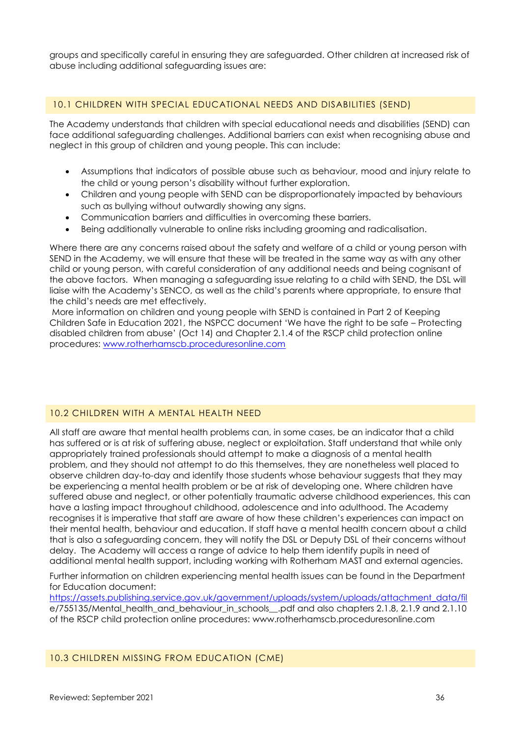groups and specifically careful in ensuring they are safeguarded. Other children at increased risk of abuse including additional safeguarding issues are:

## 10.1 CHILDREN WITH SPECIAL EDUCATIONAL NEEDS AND DISABILITIES (SEND)

The Academy understands that children with special educational needs and disabilities (SEND) can face additional safeguarding challenges. Additional barriers can exist when recognising abuse and neglect in this group of children and young people. This can include:

- Assumptions that indicators of possible abuse such as behaviour, mood and injury relate to the child or young person's disability without further exploration.
- Children and young people with SEND can be disproportionately impacted by behaviours such as bullying without outwardly showing any signs.
- Communication barriers and difficulties in overcoming these barriers.
- Being additionally vulnerable to online risks including grooming and radicalisation.

Where there are any concerns raised about the safety and welfare of a child or young person with SEND in the Academy, we will ensure that these will be treated in the same way as with any other child or young person, with careful consideration of any additional needs and being cognisant of the above factors. When managing a safeguarding issue relating to a child with SEND, the DSL will liaise with the Academy's SENCO, as well as the child's parents where appropriate, to ensure that the child's needs are met effectively.

More information on children and young people with SEND is contained in Part 2 of Keeping Children Safe in Education 2021, the NSPCC document 'We have the right to be safe – Protecting disabled children from abuse' (Oct 14) and Chapter 2.1.4 of the RSCP child protection online procedures: [www.rotherhamscb.proceduresonline.com](www.rotherhamscb.proceduresonline.com)

## 10.2 CHILDREN WITH A MENTAL HEALTH NEED

All staff are aware that mental health problems can, in some cases, be an indicator that a child has suffered or is at risk of suffering abuse, neglect or exploitation. Staff understand that while only appropriately trained professionals should attempt to make a diagnosis of a mental health problem, and they should not attempt to do this themselves, they are nonetheless well placed to observe children day-to-day and identify those students whose behaviour suggests that they may be experiencing a mental health problem or be at risk of developing one. Where children have suffered abuse and neglect, or other potentially traumatic adverse childhood experiences, this can have a lasting impact throughout childhood, adolescence and into adulthood. The Academy recognises it is imperative that staff are aware of how these children's experiences can impact on their mental health, behaviour and education. If staff have a mental health concern about a child that is also a safeguarding concern, they will notify the DSL or Deputy DSL of their concerns without delay. The Academy will access a range of advice to help them identify pupils in need of additional mental health support, including working with Rotherham MAST and external agencies.

Further information on children experiencing mental health issues can be found in the Department for Education document: https://assets.publishing.service.gov.uk/government/uploads/system/uploads/attachment_data/file/755135/Mental_health_and_behaviour_in_schools__.pdf and also chapters 2.1.8, 2.1.9 and 2.1.10 of the RSCP child protection online procedures: www.rotherhamscb.proceduresonline.com

## 10.3 CHILDREN MISSING FROM EDUCATION (CME)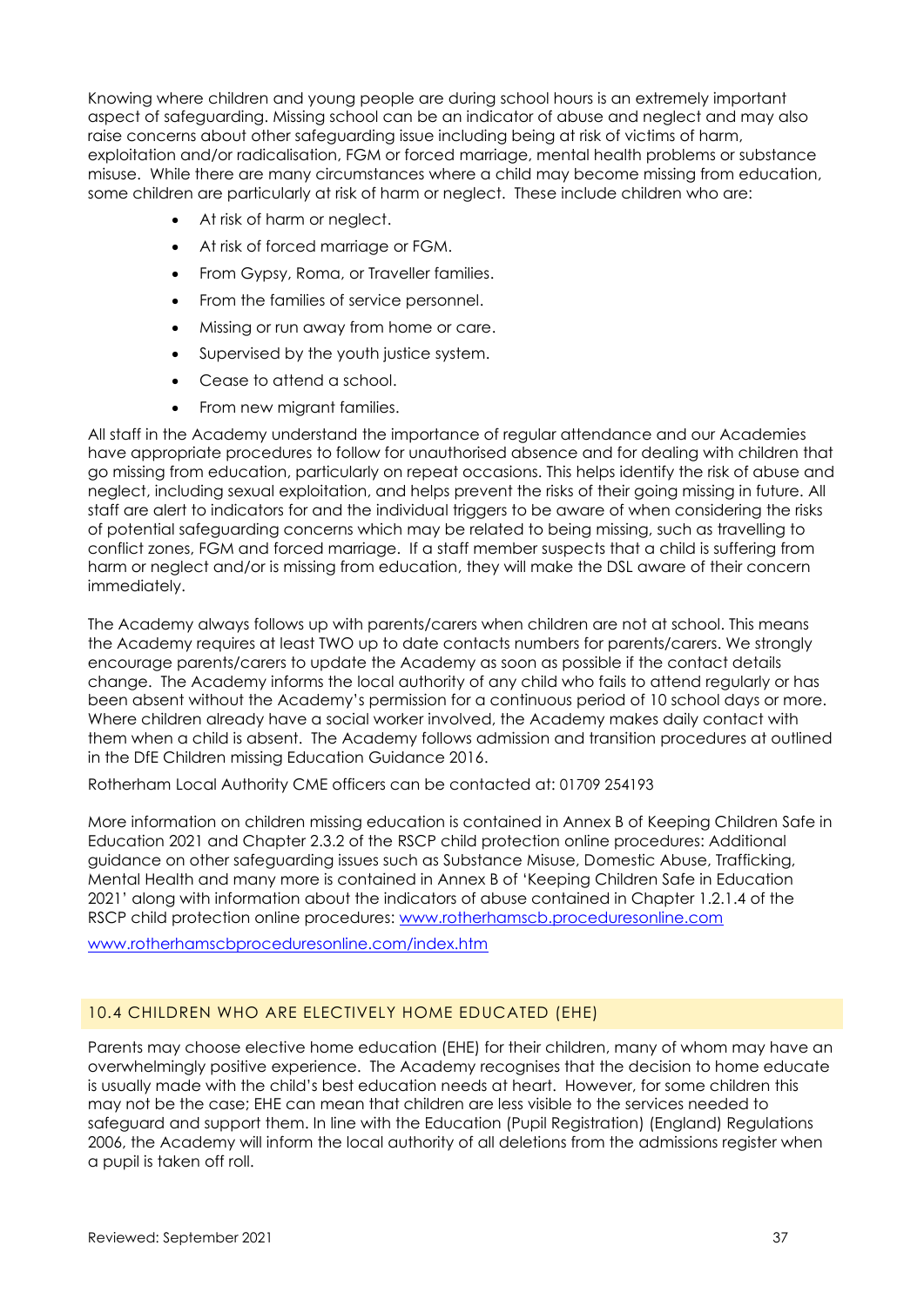Knowing where children and young people are during school hours is an extremely important aspect of safeguarding. Missing school can be an indicator of abuse and neglect and may also raise concerns about other safeguarding issue including being at risk of victims of harm, exploitation and/or radicalisation, FGM or forced marriage, mental health problems or substance misuse. While there are many circumstances where a child may become missing from education, some children are particularly at risk of harm or neglect. These include children who are:

- At risk of harm or neglect.
- At risk of forced marriage or FGM.
- From Gypsy, Roma, or Traveller families.
- From the families of service personnel.
- Missing or run away from home or care.
- Supervised by the youth justice system.
- Cease to attend a school.
- From new migrant families.

All staff in the Academy understand the importance of regular attendance and our Academies have appropriate procedures to follow for unauthorised absence and for dealing with children that go missing from education, particularly on repeat occasions. This helps identify the risk of abuse and neglect, including sexual exploitation, and helps prevent the risks of their going missing in future. All staff are alert to indicators for and the individual triggers to be aware of when considering the risks of potential safeguarding concerns which may be related to being missing, such as travelling to conflict zones, FGM and forced marriage. If a staff member suspects that a child is suffering from harm or neglect and/or is missing from education, they will make the DSL aware of their concern immediately.

The Academy always follows up with parents/carers when children are not at school. This means the Academy requires at least TWO up to date contacts numbers for parents/carers. We strongly encourage parents/carers to update the Academy as soon as possible if the contact details change. The Academy informs the local authority of any child who fails to attend regularly or has been absent without the Academy's permission for a continuous period of 10 school days or more. Where children already have a social worker involved, the Academy makes daily contact with them when a child is absent. The Academy follows admission and transition procedures at outlined in the DfE Children missing Education Guidance 2016.

Rotherham Local Authority CME officers can be contacted at: 01709 254193

More information on children missing education is contained in Annex B of Keeping Children Safe in Education 2021 and Chapter 2.3.2 of the RSCP child protection online procedures: Additional guidance on other safeguarding issues such as Substance Misuse, Domestic Abuse, Trafficking, Mental Health and many more is contained in Annex B of 'Keeping Children Safe in Education 2021' along with information about the indicators of abuse contained in Chapter 1.2.1.4 of the RSCP child protection online procedures: [www.rotherhamscb.proceduresonline.com](http://www.rotherhamscb.proceduresonline.com)

[www.rotherhamscbproceduresonline.com/index.htm](http://www.rotherhamscbproceduresonline.com/index.htm)

## 10.4 CHILDREN WHO ARE ELECTIVELY HOME EDUCATED (EHE)

Parents may choose elective home education (EHE) for their children, many of whom may have an overwhelmingly positive experience. The Academy recognises that the decision to home educate is usually made with the child's best education needs at heart. However, for some children this may not be the case; EHE can mean that children are less visible to the services needed to safeguard and support them. In line with the Education (Pupil Registration) (England) Regulations 2006, the Academy will inform the local authority of all deletions from the admissions register when a pupil is taken off roll.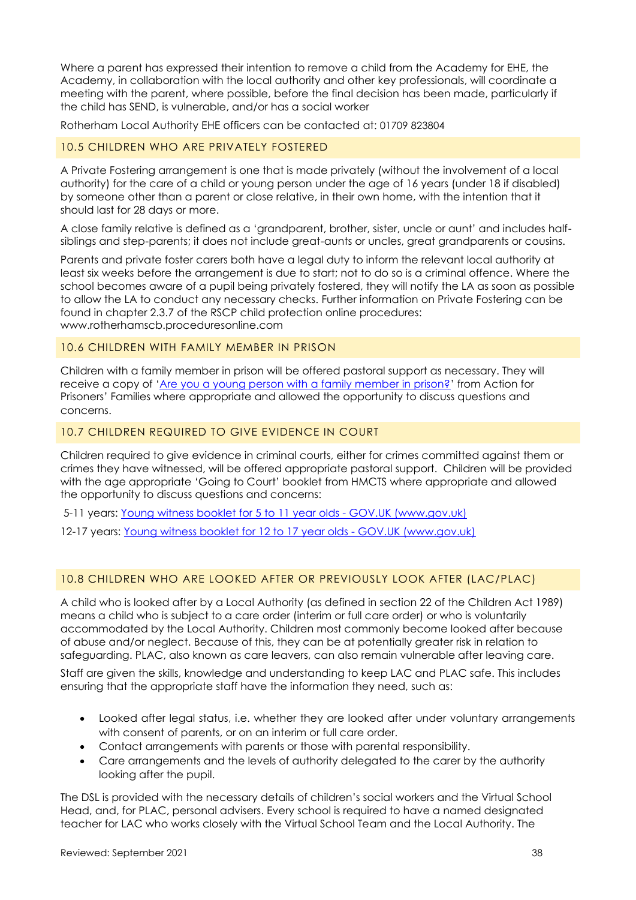Where a parent has expressed their intention to remove a child from the Academy for EHE, the Academy, in collaboration with the local authority and other key professionals, will coordinate a meeting with the parent, where possible, before the final decision has been made, particularly if the child has SEND, is vulnerable, and/or has a social worker

Rotherham Local Authority EHE officers can be contacted at: 01709 823804

### 10.5 CHILDREN WHO ARE PRIVATELY FOSTERED

A Private Fostering arrangement is one that is made privately (without the involvement of a local authority) for the care of a child or young person under the age of 16 years (under 18 if disabled) by someone other than a parent or close relative, in their own home, with the intention that it should last for 28 days or more.

A close family relative is defined as a 'grandparent, brother, sister, uncle or aunt' and includes half-siblings and step-parents; it does not include great-aunts or uncles, great grandparents or cousins.

Parents and private foster carers both have a legal duty to inform the relevant local authority at least six weeks before the arrangement is due to start; not to do so is a criminal offence. Where the school becomes aware of a pupil being privately fostered, they will notify the LA as soon as possible to allow the LA to conduct any necessary checks. Further information on Private Fostering can be found in chapter 2.3.7 of the RSCP child protection online procedures: www.rotherhamscb.proceduresonline.com

### 10.6 CHILDREN WITH FAMILY MEMBER IN PRISON

Children with a family member in prison will be offered pastoral support as necessary. They will receive a copy of 'Are you a young person with a family member in prison?' from Action for Prisoners' Families where appropriate and allowed the opportunity to discuss questions and concerns.

### 10.7 CHILDREN REQUIRED TO GIVE EVIDENCE IN COURT

Children required to give evidence in criminal courts, either for crimes committed against them or crimes they have witnessed, will be offered appropriate pastoral support. Children will be provided with the age appropriate 'Going to Court' booklet from HMCTS where appropriate and allowed the opportunity to discuss questions and concerns:

5-11 years: Young witness booklet for 5 to 11 year olds - GOV.UK (www.gov.uk)

12-17 years: Young witness booklet for 12 to 17 year olds - GOV.UK (www.gov.uk)

### 10.8 CHILDREN WHO ARE LOOKED AFTER OR PREVIOUSLY LOOK AFTER (LAC/PLAC)

A child who is looked after by a Local Authority (as defined in section 22 of the Children Act 1989) means a child who is subject to a care order (interim or full care order) or who is voluntarily accommodated by the Local Authority. Children most commonly become looked after because of abuse and/or neglect. Because of this, they can be at potentially greater risk in relation to safeguarding. PLAC, also known as care leavers, can also remain vulnerable after leaving care.

Staff are given the skills, knowledge and understanding to keep LAC and PLAC safe. This includes ensuring that the appropriate staff have the information they need, such as:

- Looked after legal status, i.e. whether they are looked after under voluntary arrangements with consent of parents, or on an interim or full care order.
- Contact arrangements with parents or those with parental responsibility.
- Care arrangements and the levels of authority delegated to the carer by the authority looking after the pupil.

The DSL is provided with the necessary details of children's social workers and the Virtual School Head, and, for PLAC, personal advisers. Every school is required to have a named designated teacher for LAC who works closely with the Virtual School Team and the Local Authority. The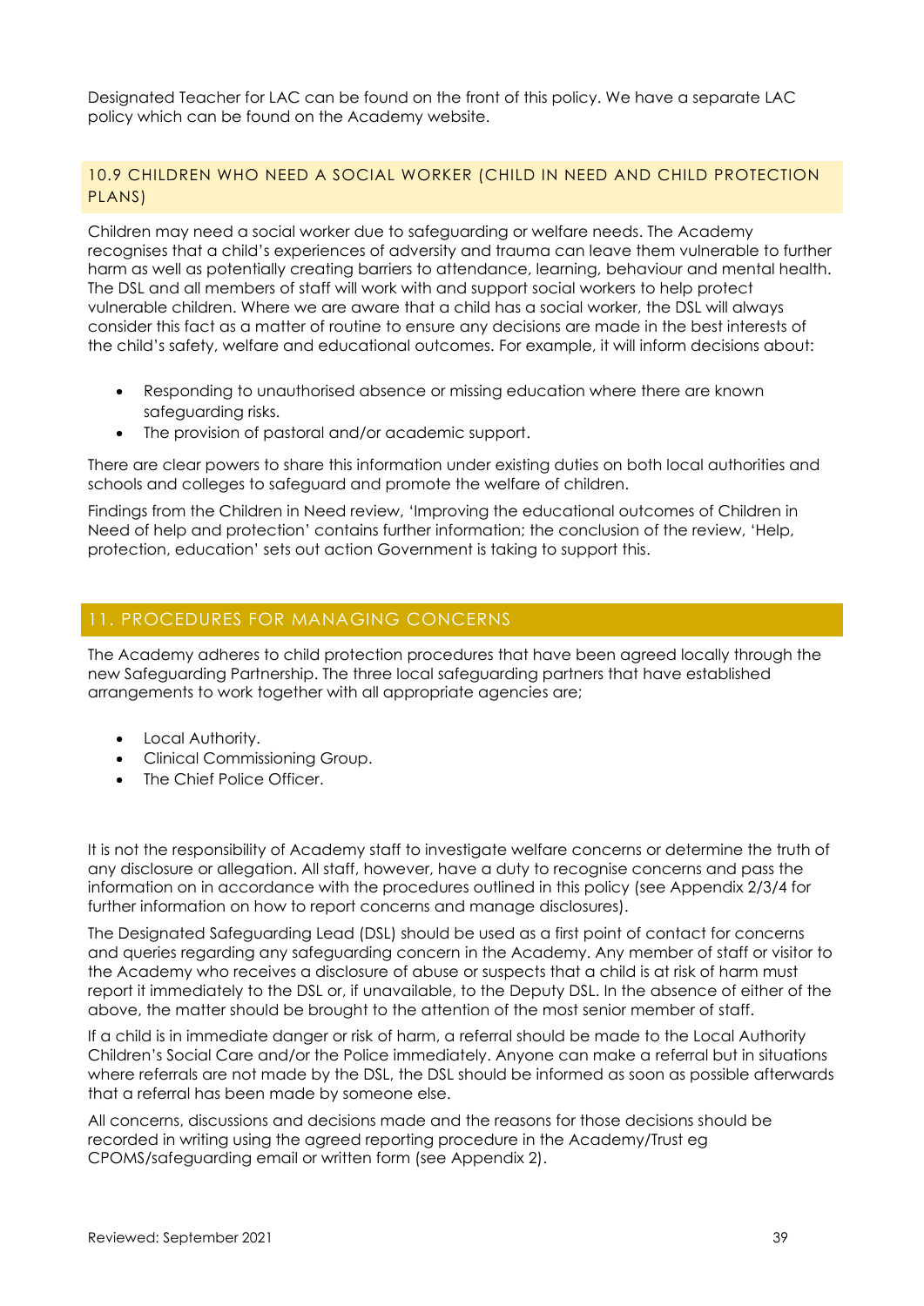Designated Teacher for LAC can be found on the front of this policy. We have a separate LAC policy which can be found on the Academy website.

### 10.9 CHILDREN WHO NEED A SOCIAL WORKER (CHILD IN NEED AND CHILD PROTECTION PLANS)

Children may need a social worker due to safeguarding or welfare needs. The Academy recognises that a child's experiences of adversity and trauma can leave them vulnerable to further harm as well as potentially creating barriers to attendance, learning, behaviour and mental health. The DSL and all members of staff will work with and support social workers to help protect vulnerable children. Where we are aware that a child has a social worker, the DSL will always consider this fact as a matter of routine to ensure any decisions are made in the best interests of the child's safety, welfare and educational outcomes. For example, it will inform decisions about:

- Responding to unauthorised absence or missing education where there are known safeguarding risks.
- The provision of pastoral and/or academic support.

There are clear powers to share this information under existing duties on both local authorities and schools and colleges to safeguard and promote the welfare of children.

Findings from the Children in Need review, 'Improving the educational outcomes of Children in Need of help and protection' contains further information; the conclusion of the review, 'Help, protection, education' sets out action Government is taking to support this.

## 11. PROCEDURES FOR MANAGING CONCERNS

The Academy adheres to child protection procedures that have been agreed locally through the new Safeguarding Partnership. The three local safeguarding partners that have established arrangements to work together with all appropriate agencies are;

- Local Authority.
- Clinical Commissioning Group.
- The Chief Police Officer.

It is not the responsibility of Academy staff to investigate welfare concerns or determine the truth of any disclosure or allegation. All staff, however, have a duty to recognise concerns and pass the information on in accordance with the procedures outlined in this policy (see Appendix 2/3/4 for further information on how to report concerns and manage disclosures).

The Designated Safeguarding Lead (DSL) should be used as a first point of contact for concerns and queries regarding any safeguarding concern in the Academy. Any member of staff or visitor to the Academy who receives a disclosure of abuse or suspects that a child is at risk of harm must report it immediately to the DSL or, if unavailable, to the Deputy DSL. In the absence of either of the above, the matter should be brought to the attention of the most senior member of staff.

If a child is in immediate danger or risk of harm, a referral should be made to the Local Authority Children's Social Care and/or the Police immediately. Anyone can make a referral but in situations where referrals are not made by the DSL, the DSL should be informed as soon as possible afterwards that a referral has been made by someone else.

All concerns, discussions and decisions made and the reasons for those decisions should be recorded in writing using the agreed reporting procedure in the Academy/Trust eg CPOMS/safeguarding email or written form (see Appendix 2).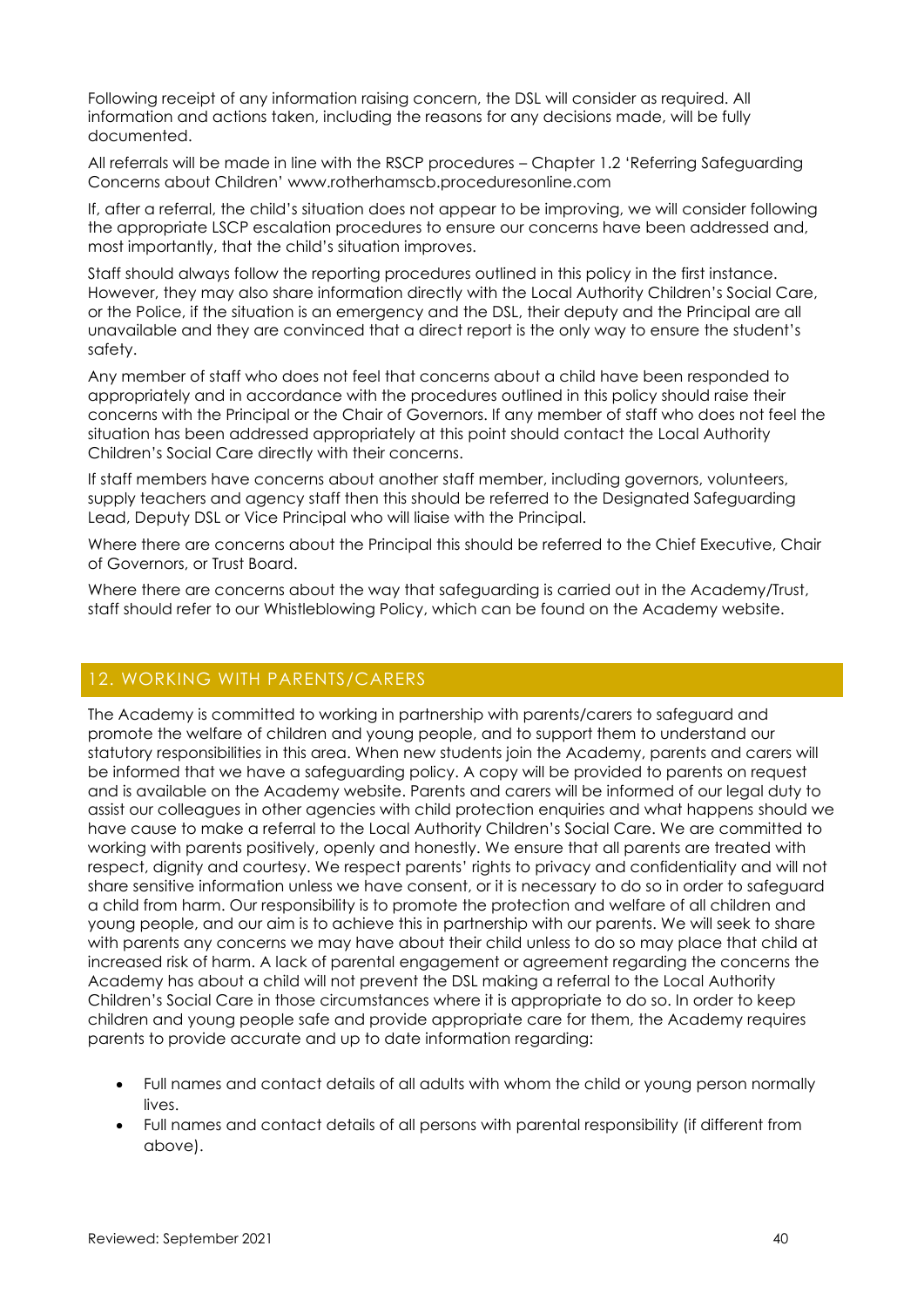Following receipt of any information raising concern, the DSL will consider as required. All information and actions taken, including the reasons for any decisions made, will be fully documented.

All referrals will be made in line with the RSCP procedures – Chapter 1.2 'Referring Safeguarding Concerns about Children' www.rotherhamscb.proceduresonline.com

If, after a referral, the child's situation does not appear to be improving, we will consider following the appropriate LSCP escalation procedures to ensure our concerns have been addressed and, most importantly, that the child's situation improves.

Staff should always follow the reporting procedures outlined in this policy in the first instance. However, they may also share information directly with the Local Authority Children's Social Care, or the Police, if the situation is an emergency and the DSL, their deputy and the Principal are all unavailable and they are convinced that a direct report is the only way to ensure the student's safety.

Any member of staff who does not feel that concerns about a child have been responded to appropriately and in accordance with the procedures outlined in this policy should raise their concerns with the Principal or the Chair of Governors. If any member of staff who does not feel the situation has been addressed appropriately at this point should contact the Local Authority Children's Social Care directly with their concerns.

If staff members have concerns about another staff member, including governors, volunteers, supply teachers and agency staff then this should be referred to the Designated Safeguarding Lead, Deputy DSL or Vice Principal who will liaise with the Principal.

Where there are concerns about the Principal this should be referred to the Chief Executive, Chair of Governors, or Trust Board.

Where there are concerns about the way that safeguarding is carried out in the Academy/Trust, staff should refer to our Whistleblowing Policy, which can be found on the Academy website.

## 12. WORKING WITH PARENTS/CARERS

The Academy is committed to working in partnership with parents/carers to safeguard and promote the welfare of children and young people, and to support them to understand our statutory responsibilities in this area. When new students join the Academy, parents and carers will be informed that we have a safeguarding policy. A copy will be provided to parents on request and is available on the Academy website. Parents and carers will be informed of our legal duty to assist our colleagues in other agencies with child protection enquiries and what happens should we have cause to make a referral to the Local Authority Children's Social Care. We are committed to working with parents positively, openly and honestly. We ensure that all parents are treated with respect, dignity and courtesy. We respect parents' rights to privacy and confidentiality and will not share sensitive information unless we have consent, or it is necessary to do so in order to safeguard a child from harm. Our responsibility is to promote the protection and welfare of all children and young people, and our aim is to achieve this in partnership with our parents. We will seek to share with parents any concerns we may have about their child unless to do so may place that child at increased risk of harm. A lack of parental engagement or agreement regarding the concerns the Academy has about a child will not prevent the DSL making a referral to the Local Authority Children's Social Care in those circumstances where it is appropriate to do so. In order to keep children and young people safe and provide appropriate care for them, the Academy requires parents to provide accurate and up to date information regarding:

- Full names and contact details of all adults with whom the child or young person normally lives.
- Full names and contact details of all persons with parental responsibility (if different from above).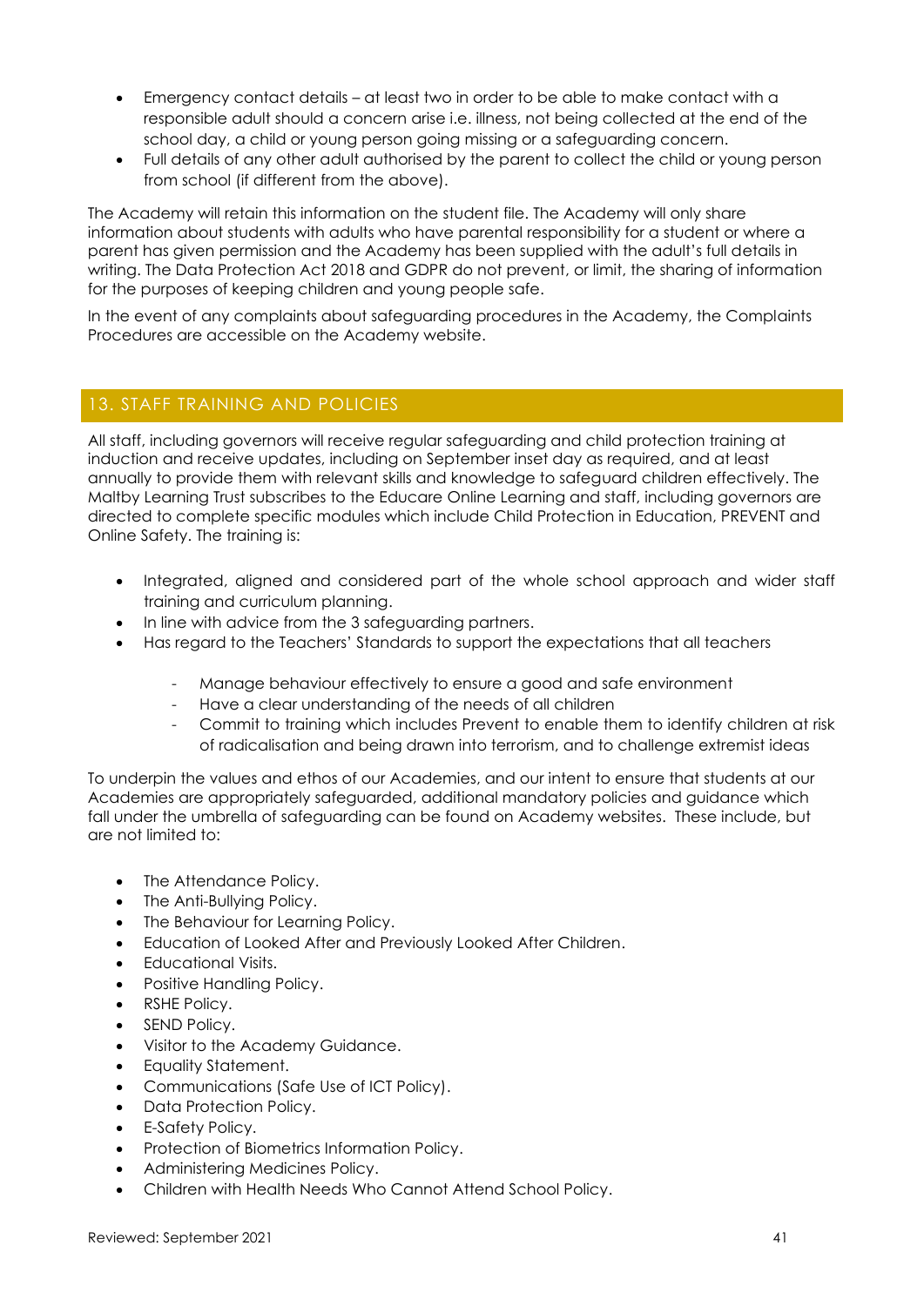- Emergency contact details – at least two in order to be able to make contact with a responsible adult should a concern arise i.e. illness, not being collected at the end of the school day, a child or young person going missing or a safeguarding concern.
- Full details of any other adult authorised by the parent to collect the child or young person from school (if different from the above).

The Academy will retain this information on the student file. The Academy will only share information about students with adults who have parental responsibility for a student or where a parent has given permission and the Academy has been supplied with the adult's full details in writing. The Data Protection Act 2018 and GDPR do not prevent, or limit, the sharing of information for the purposes of keeping children and young people safe.

In the event of any complaints about safeguarding procedures in the Academy, the Complaints Procedures are accessible on the Academy website.

## 13. STAFF TRAINING AND POLICIES

All staff, including governors will receive regular safeguarding and child protection training at induction and receive updates, including on September inset day as required, and at least annually to provide them with relevant skills and knowledge to safeguard children effectively. The Maltby Learning Trust subscribes to the Educare Online Learning and staff, including governors are directed to complete specific modules which include Child Protection in Education, PREVENT and Online Safety. The training is:

- Integrated, aligned and considered part of the whole school approach and wider staff training and curriculum planning.
- In line with advice from the 3 safeguarding partners.
- Has regard to the Teachers' Standards to support the expectations that all teachers
    - Manage behaviour effectively to ensure a good and safe environment
    - Have a clear understanding of the needs of all children
    - Commit to training which includes Prevent to enable them to identify children at risk of radicalisation and being drawn into terrorism, and to challenge extremist ideas

To underpin the values and ethos of our Academies, and our intent to ensure that students at our Academies are appropriately safeguarded, additional mandatory policies and guidance which fall under the umbrella of safeguarding can be found on Academy websites. These include, but are not limited to:

- The Attendance Policy.
- The Anti-Bullying Policy.
- The Behaviour for Learning Policy.
- Education of Looked After and Previously Looked After Children.
- Educational Visits.
- Positive Handling Policy.
- RSHE Policy.
- SEND Policy.
- Visitor to the Academy Guidance.
- Equality Statement.
- Communications (Safe Use of ICT Policy).
- Data Protection Policy.
- E-Safety Policy.
- Protection of Biometrics Information Policy.
- Administering Medicines Policy.
- Children with Health Needs Who Cannot Attend School Policy.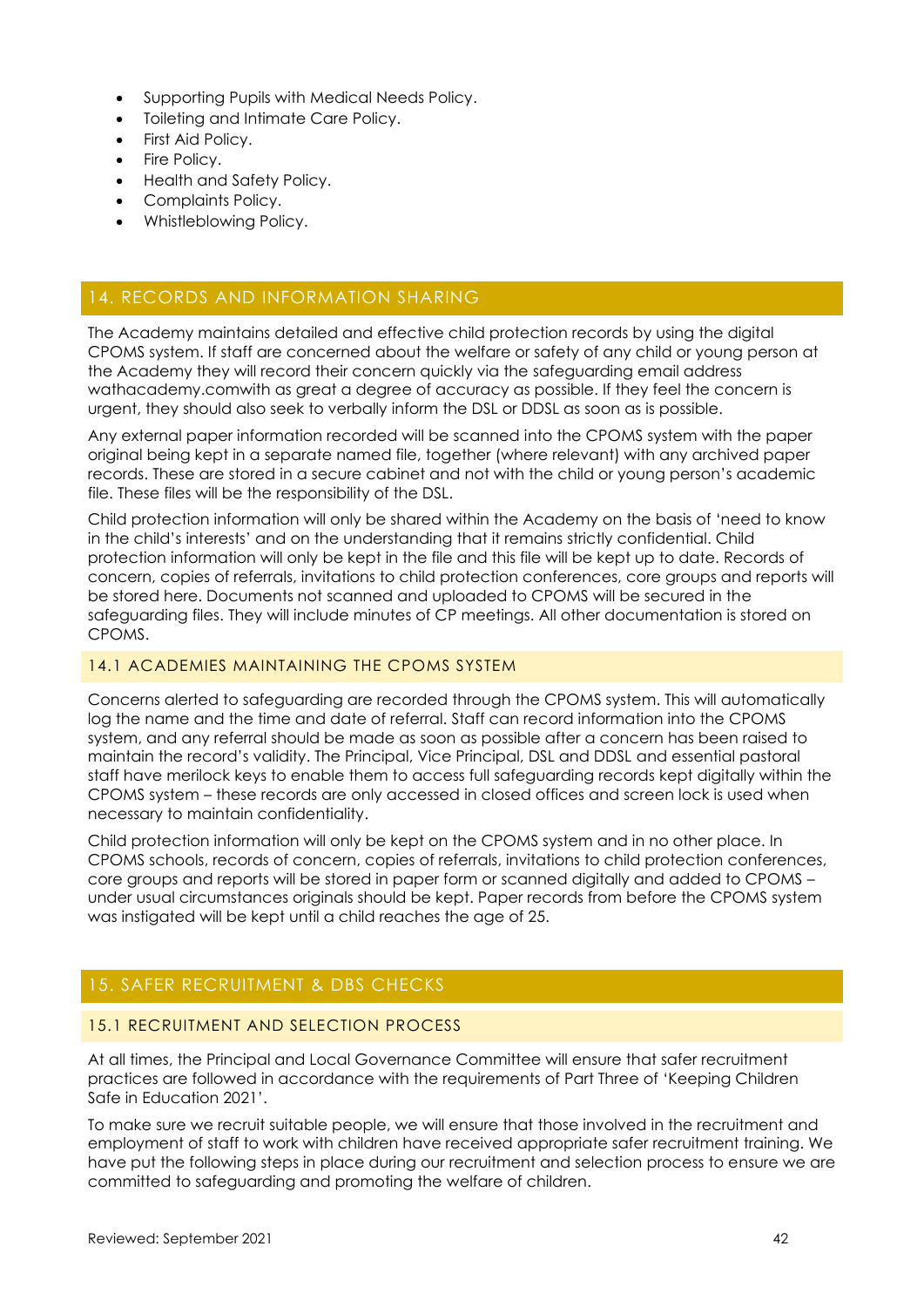- Supporting Pupils with Medical Needs Policy.
- Toileting and Intimate Care Policy.
- First Aid Policy.
- Fire Policy.
- Health and Safety Policy.
- Complaints Policy.
- Whistleblowing Policy.

## 14. RECORDS AND INFORMATION SHARING

The Academy maintains detailed and effective child protection records by using the digital CPOMS system. If staff are concerned about the welfare or safety of any child or young person at the Academy they will record their concern quickly via the safeguarding email address wathacademy.comwith as great a degree of accuracy as possible. If they feel the concern is urgent, they should also seek to verbally inform the DSL or DDSL as soon as is possible.

Any external paper information recorded will be scanned into the CPOMS system with the paper original being kept in a separate named file, together (where relevant) with any archived paper records. These are stored in a secure cabinet and not with the child or young person's academic file. These files will be the responsibility of the DSL.

Child protection information will only be shared within the Academy on the basis of 'need to know in the child's interests' and on the understanding that it remains strictly confidential. Child protection information will only be kept in the file and this file will be kept up to date. Records of concern, copies of referrals, invitations to child protection conferences, core groups and reports will be stored here. Documents not scanned and uploaded to CPOMS will be secured in the safeguarding files. They will include minutes of CP meetings. All other documentation is stored on CPOMS.

### 14.1 ACADEMIES MAINTAINING THE CPOMS SYSTEM

Concerns alerted to safeguarding are recorded through the CPOMS system. This will automatically log the name and the time and date of referral. Staff can record information into the CPOMS system, and any referral should be made as soon as possible after a concern has been raised to maintain the record's validity. The Principal, Vice Principal, DSL and DDSL and essential pastoral staff have merilock keys to enable them to access full safeguarding records kept digitally within the CPOMS system – these records are only accessed in closed offices and screen lock is used when necessary to maintain confidentiality.

Child protection information will only be kept on the CPOMS system and in no other place. In CPOMS schools, records of concern, copies of referrals, invitations to child protection conferences, core groups and reports will be stored in paper form or scanned digitally and added to CPOMS – under usual circumstances originals should be kept. Paper records from before the CPOMS system was instigated will be kept until a child reaches the age of 25.

## 15. SAFER RECRUITMENT & DBS CHECKS

### 15.1 RECRUITMENT AND SELECTION PROCESS

At all times, the Principal and Local Governance Committee will ensure that safer recruitment practices are followed in accordance with the requirements of Part Three of 'Keeping Children Safe in Education 2021'.

To make sure we recruit suitable people, we will ensure that those involved in the recruitment and employment of staff to work with children have received appropriate safer recruitment training. We have put the following steps in place during our recruitment and selection process to ensure we are committed to safeguarding and promoting the welfare of children.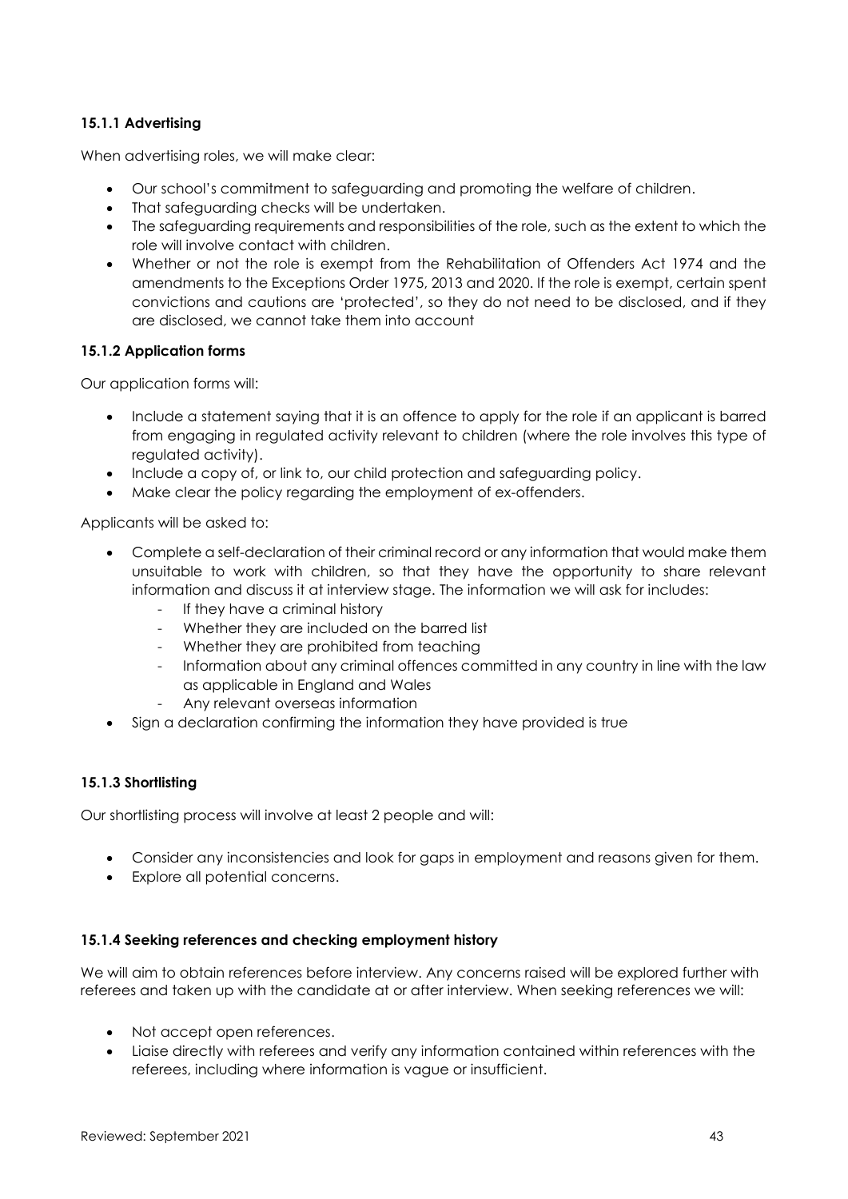#### 15.1.1 Advertising

When advertising roles, we will make clear:

- Our school's commitment to safeguarding and promoting the welfare of children.
- That safeguarding checks will be undertaken.
- The safeguarding requirements and responsibilities of the role, such as the extent to which the role will involve contact with children.
- Whether or not the role is exempt from the Rehabilitation of Offenders Act 1974 and the amendments to the Exceptions Order 1975, 2013 and 2020. If the role is exempt, certain spent convictions and cautions are 'protected', so they do not need to be disclosed, and if they are disclosed, we cannot take them into account

#### 15.1.2 Application forms

Our application forms will:

- Include a statement saying that it is an offence to apply for the role if an applicant is barred from engaging in regulated activity relevant to children (where the role involves this type of regulated activity).
- Include a copy of, or link to, our child protection and safeguarding policy.
- Make clear the policy regarding the employment of ex-offenders.

Applicants will be asked to:

- Complete a self-declaration of their criminal record or any information that would make them unsuitable to work with children, so that they have the opportunity to share relevant information and discuss it at interview stage. The information we will ask for includes:
  - If they have a criminal history
  - Whether they are included on the barred list
  - Whether they are prohibited from teaching
  - Information about any criminal offences committed in any country in line with the law as applicable in England and Wales
  - Any relevant overseas information
- Sign a declaration confirming the information they have provided is true

#### 15.1.3 Shortlisting

Our shortlisting process will involve at least 2 people and will:

- Consider any inconsistencies and look for gaps in employment and reasons given for them.
- Explore all potential concerns.

#### 15.1.4 Seeking references and checking employment history

We will aim to obtain references before interview. Any concerns raised will be explored further with referees and taken up with the candidate at or after interview. When seeking references we will:

- Not accept open references.
- Liaise directly with referees and verify any information contained within references with the referees, including where information is vague or insufficient.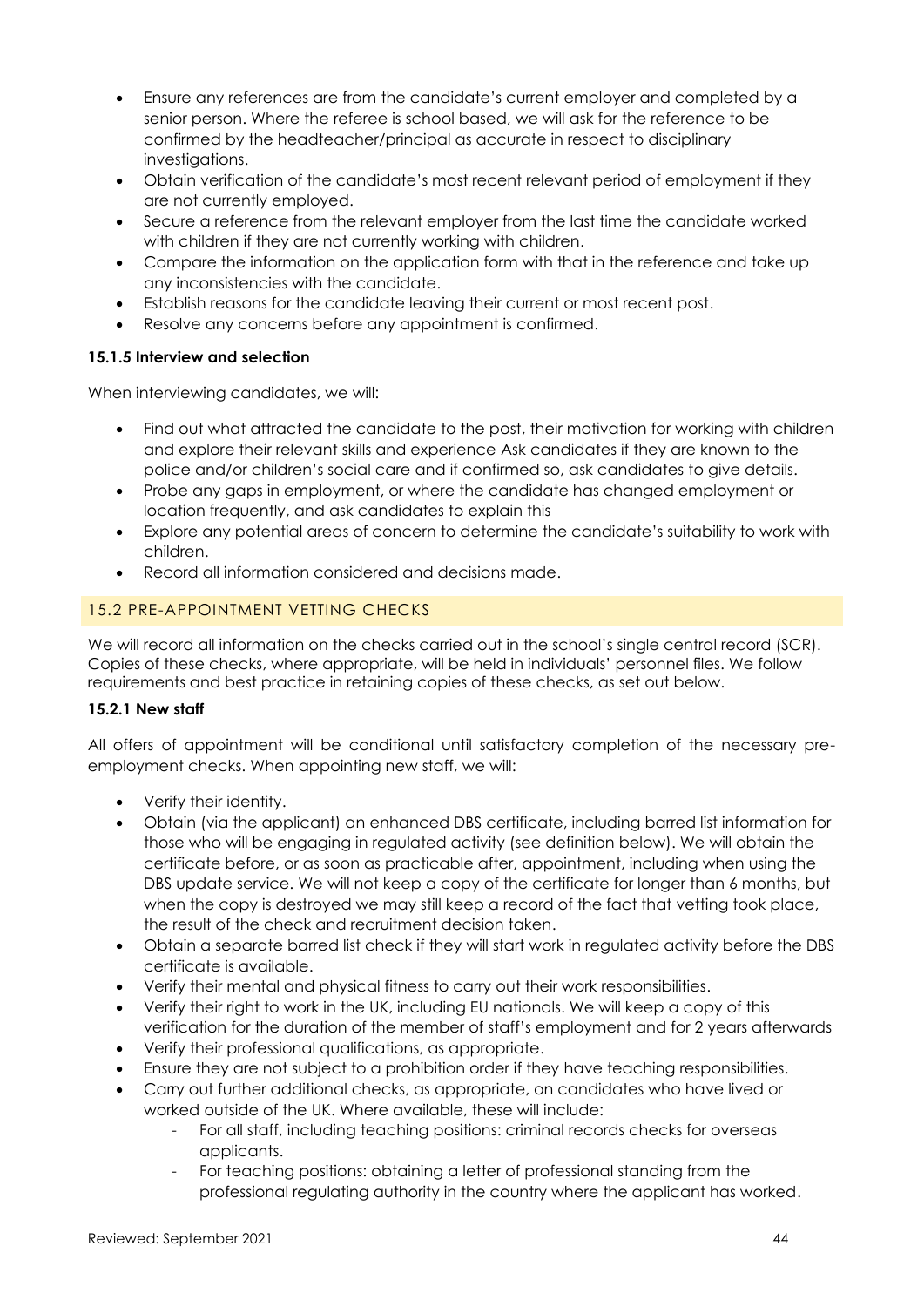- Ensure any references are from the candidate's current employer and completed by a senior person. Where the referee is school based, we will ask for the reference to be confirmed by the headteacher/principal as accurate in respect to disciplinary investigations.
- Obtain verification of the candidate's most recent relevant period of employment if they are not currently employed.
- Secure a reference from the relevant employer from the last time the candidate worked with children if they are not currently working with children.
- Compare the information on the application form with that in the reference and take up any inconsistencies with the candidate.
- Establish reasons for the candidate leaving their current or most recent post.
- Resolve any concerns before any appointment is confirmed.

**15.1.5 Interview and selection**

When interviewing candidates, we will:

- Find out what attracted the candidate to the post, their motivation for working with children and explore their relevant skills and experience Ask candidates if they are known to the police and/or children's social care and if confirmed so, ask candidates to give details.
- Probe any gaps in employment, or where the candidate has changed employment or location frequently, and ask candidates to explain this
- Explore any potential areas of concern to determine the candidate's suitability to work with children.
- Record all information considered and decisions made.

## 15.2 PRE-APPOINTMENT VETTING CHECKS

We will record all information on the checks carried out in the school's single central record (SCR). Copies of these checks, where appropriate, will be held in individuals' personnel files. We follow requirements and best practice in retaining copies of these checks, as set out below.

**15.2.1 New staff**

All offers of appointment will be conditional until satisfactory completion of the necessary pre-employment checks. When appointing new staff, we will:

- Verify their identity.
- Obtain (via the applicant) an enhanced DBS certificate, including barred list information for those who will be engaging in regulated activity (see definition below). We will obtain the certificate before, or as soon as practicable after, appointment, including when using the DBS update service. We will not keep a copy of the certificate for longer than 6 months, but when the copy is destroyed we may still keep a record of the fact that vetting took place, the result of the check and recruitment decision taken.
- Obtain a separate barred list check if they will start work in regulated activity before the DBS certificate is available.
- Verify their mental and physical fitness to carry out their work responsibilities.
- Verify their right to work in the UK, including EU nationals. We will keep a copy of this verification for the duration of the member of staff's employment and for 2 years afterwards
- Verify their professional qualifications, as appropriate.
- Ensure they are not subject to a prohibition order if they have teaching responsibilities.
- Carry out further additional checks, as appropriate, on candidates who have lived or worked outside of the UK. Where available, these will include:
    - For all staff, including teaching positions: criminal records checks for overseas applicants.
    - For teaching positions: obtaining a letter of professional standing from the professional regulating authority in the country where the applicant has worked.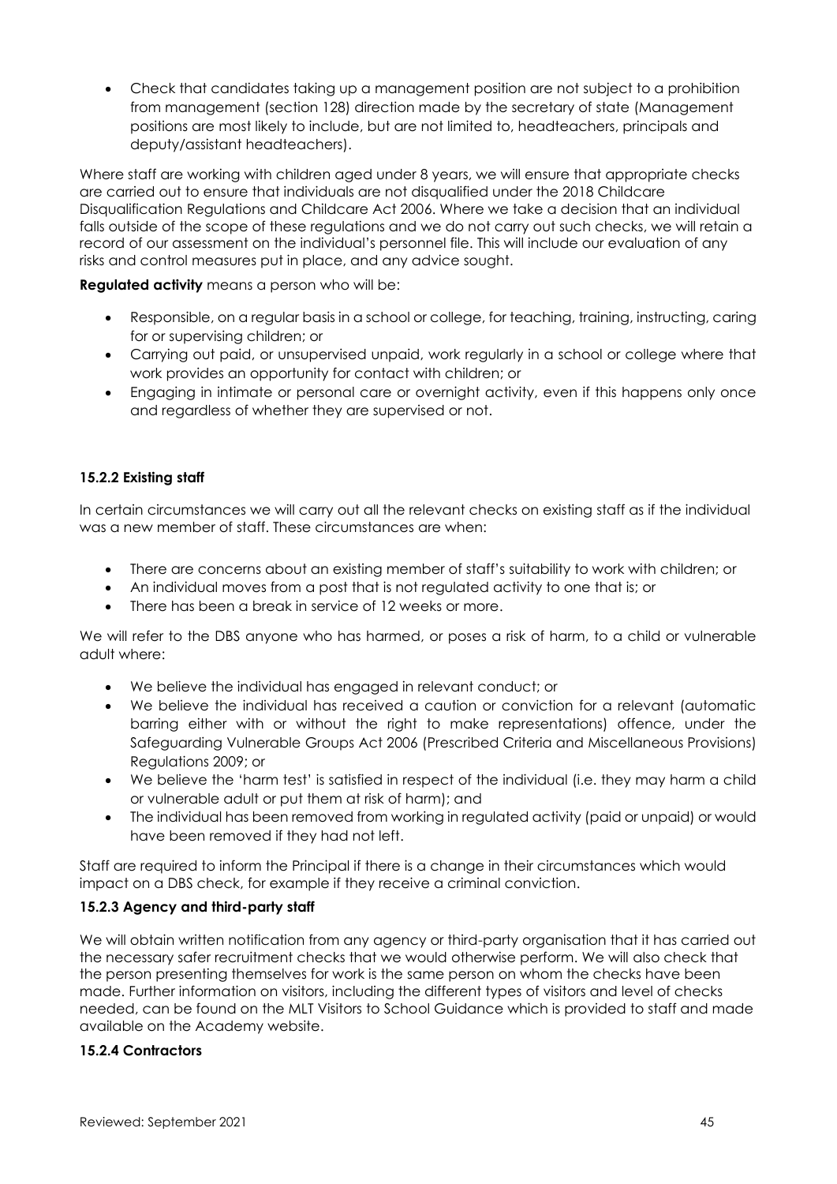- Check that candidates taking up a management position are not subject to a prohibition from management (section 128) direction made by the secretary of state (Management positions are most likely to include, but are not limited to, headteachers, principals and deputy/assistant headteachers).

Where staff are working with children aged under 8 years, we will ensure that appropriate checks are carried out to ensure that individuals are not disqualified under the 2018 Childcare Disqualification Regulations and Childcare Act 2006. Where we take a decision that an individual falls outside of the scope of these regulations and we do not carry out such checks, we will retain a record of our assessment on the individual's personnel file. This will include our evaluation of any risks and control measures put in place, and any advice sought.

**Regulated activity** means a person who will be:

- Responsible, on a regular basis in a school or college, for teaching, training, instructing, caring for or supervising children; or
- Carrying out paid, or unsupervised unpaid, work regularly in a school or college where that work provides an opportunity for contact with children; or
- Engaging in intimate or personal care or overnight activity, even if this happens only once and regardless of whether they are supervised or not.

#### 15.2.2 Existing staff

In certain circumstances we will carry out all the relevant checks on existing staff as if the individual was a new member of staff. These circumstances are when:

- There are concerns about an existing member of staff's suitability to work with children; or
- An individual moves from a post that is not regulated activity to one that is; or
- There has been a break in service of 12 weeks or more.

We will refer to the DBS anyone who has harmed, or poses a risk of harm, to a child or vulnerable adult where:

- We believe the individual has engaged in relevant conduct; or
- We believe the individual has received a caution or conviction for a relevant (automatic barring either with or without the right to make representations) offence, under the Safeguarding Vulnerable Groups Act 2006 (Prescribed Criteria and Miscellaneous Provisions) Regulations 2009; or
- We believe the 'harm test' is satisfied in respect of the individual (i.e. they may harm a child or vulnerable adult or put them at risk of harm); and
- The individual has been removed from working in regulated activity (paid or unpaid) or would have been removed if they had not left.

Staff are required to inform the Principal if there is a change in their circumstances which would impact on a DBS check, for example if they receive a criminal conviction.

#### 15.2.3 Agency and third-party staff

We will obtain written notification from any agency or third-party organisation that it has carried out the necessary safer recruitment checks that we would otherwise perform. We will also check that the person presenting themselves for work is the same person on whom the checks have been made. Further information on visitors, including the different types of visitors and level of checks needed, can be found on the MLT Visitors to School Guidance which is provided to staff and made available on the Academy website.

#### 15.2.4 Contractors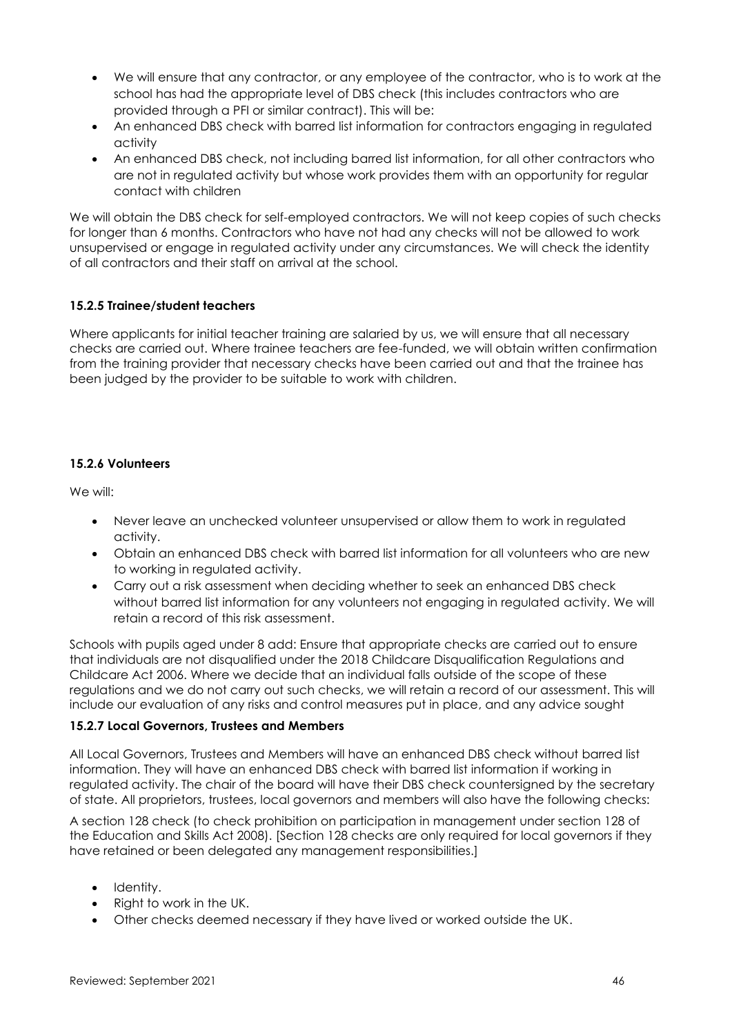- We will ensure that any contractor, or any employee of the contractor, who is to work at the school has had the appropriate level of DBS check (this includes contractors who are provided through a PFI or similar contract). This will be:
- An enhanced DBS check with barred list information for contractors engaging in regulated activity
- An enhanced DBS check, not including barred list information, for all other contractors who are not in regulated activity but whose work provides them with an opportunity for regular contact with children

We will obtain the DBS check for self-employed contractors. We will not keep copies of such checks for longer than 6 months. Contractors who have not had any checks will not be allowed to work unsupervised or engage in regulated activity under any circumstances. We will check the identity of all contractors and their staff on arrival at the school.

#### 15.2.5 Trainee/student teachers

Where applicants for initial teacher training are salaried by us, we will ensure that all necessary checks are carried out. Where trainee teachers are fee-funded, we will obtain written confirmation from the training provider that necessary checks have been carried out and that the trainee has been judged by the provider to be suitable to work with children.

#### 15.2.6 Volunteers

We will:

- Never leave an unchecked volunteer unsupervised or allow them to work in regulated activity.
- Obtain an enhanced DBS check with barred list information for all volunteers who are new to working in regulated activity.
- Carry out a risk assessment when deciding whether to seek an enhanced DBS check without barred list information for any volunteers not engaging in regulated activity. We will retain a record of this risk assessment.

Schools with pupils aged under 8 add: Ensure that appropriate checks are carried out to ensure that individuals are not disqualified under the 2018 Childcare Disqualification Regulations and Childcare Act 2006. Where we decide that an individual falls outside of the scope of these regulations and we do not carry out such checks, we will retain a record of our assessment. This will include our evaluation of any risks and control measures put in place, and any advice sought

#### 15.2.7 Local Governors, Trustees and Members

All Local Governors, Trustees and Members will have an enhanced DBS check without barred list information. They will have an enhanced DBS check with barred list information if working in regulated activity. The chair of the board will have their DBS check countersigned by the secretary of state. All proprietors, trustees, local governors and members will also have the following checks:

A section 128 check (to check prohibition on participation in management under section 128 of the Education and Skills Act 2008). [Section 128 checks are only required for local governors if they have retained or been delegated any management responsibilities.]

- Identity.
- Right to work in the UK.
- Other checks deemed necessary if they have lived or worked outside the UK.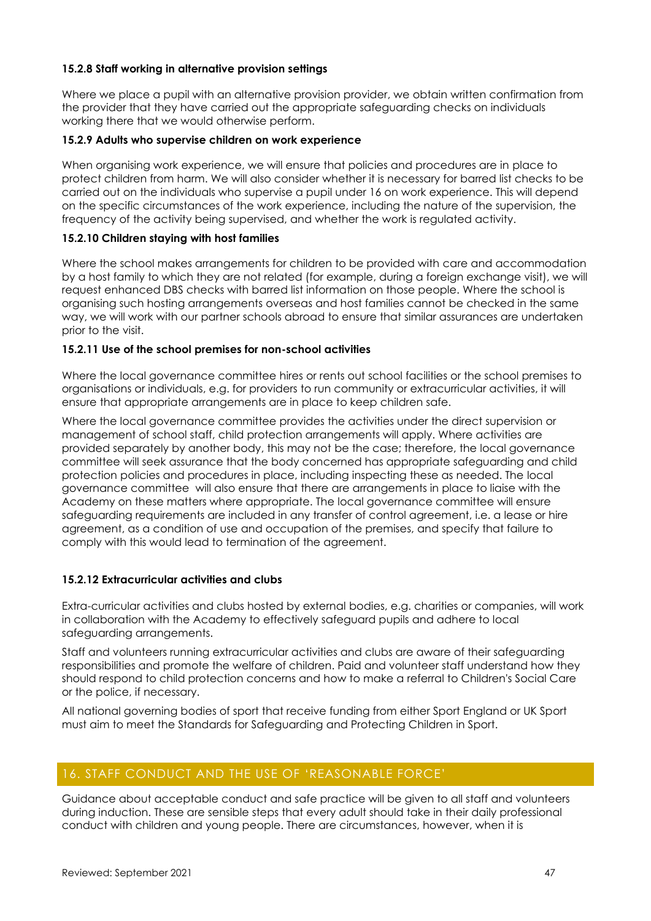#### 15.2.8 Staff working in alternative provision settings

Where we place a pupil with an alternative provision provider, we obtain written confirmation from the provider that they have carried out the appropriate safeguarding checks on individuals working there that we would otherwise perform.

#### 15.2.9 Adults who supervise children on work experience

When organising work experience, we will ensure that policies and procedures are in place to protect children from harm. We will also consider whether it is necessary for barred list checks to be carried out on the individuals who supervise a pupil under 16 on work experience. This will depend on the specific circumstances of the work experience, including the nature of the supervision, the frequency of the activity being supervised, and whether the work is regulated activity.

#### 15.2.10 Children staying with host families

Where the school makes arrangements for children to be provided with care and accommodation by a host family to which they are not related (for example, during a foreign exchange visit), we will request enhanced DBS checks with barred list information on those people. Where the school is organising such hosting arrangements overseas and host families cannot be checked in the same way, we will work with our partner schools abroad to ensure that similar assurances are undertaken prior to the visit.

#### 15.2.11 Use of the school premises for non-school activities

Where the local governance committee hires or rents out school facilities or the school premises to organisations or individuals, e.g. for providers to run community or extracurricular activities, it will ensure that appropriate arrangements are in place to keep children safe.

Where the local governance committee provides the activities under the direct supervision or management of school staff, child protection arrangements will apply. Where activities are provided separately by another body, this may not be the case; therefore, the local governance committee will seek assurance that the body concerned has appropriate safeguarding and child protection policies and procedures in place, including inspecting these as needed. The local governance committee will also ensure that there are arrangements in place to liaise with the Academy on these matters where appropriate. The local governance committee will ensure safeguarding requirements are included in any transfer of control agreement, i.e. a lease or hire agreement, as a condition of use and occupation of the premises, and specify that failure to comply with this would lead to termination of the agreement.

#### 15.2.12 Extracurricular activities and clubs

Extra-curricular activities and clubs hosted by external bodies, e.g. charities or companies, will work in collaboration with the Academy to effectively safeguard pupils and adhere to local safeguarding arrangements.

Staff and volunteers running extracurricular activities and clubs are aware of their safeguarding responsibilities and promote the welfare of children. Paid and volunteer staff understand how they should respond to child protection concerns and how to make a referral to Children's Social Care or the police, if necessary.

All national governing bodies of sport that receive funding from either Sport England or UK Sport must aim to meet the Standards for Safeguarding and Protecting Children in Sport.

## 16. STAFF CONDUCT AND THE USE OF 'REASONABLE FORCE'

Guidance about acceptable conduct and safe practice will be given to all staff and volunteers during induction. These are sensible steps that every adult should take in their daily professional conduct with children and young people. There are circumstances, however, when it is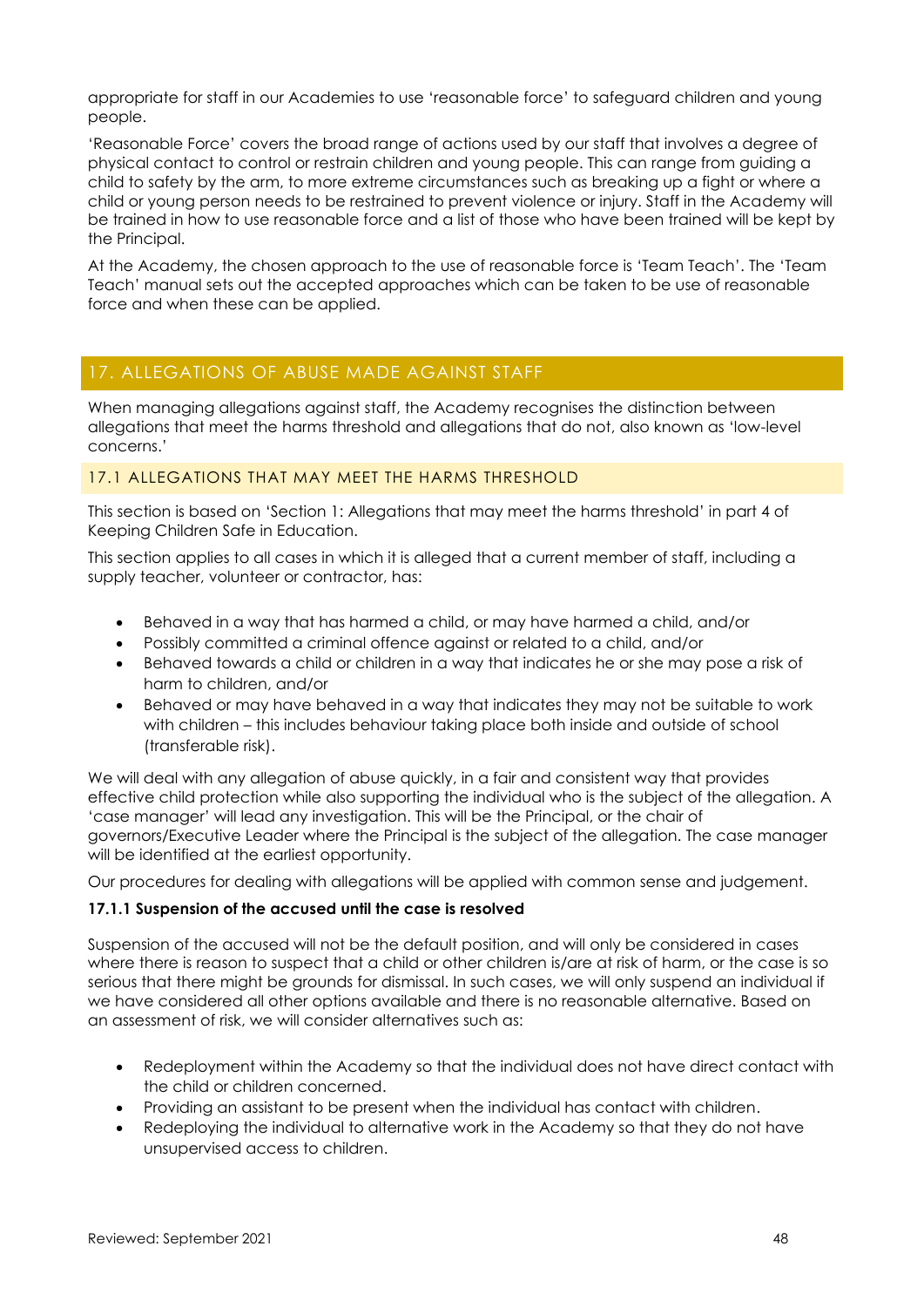appropriate for staff in our Academies to use 'reasonable force' to safeguard children and young people.

'Reasonable Force' covers the broad range of actions used by our staff that involves a degree of physical contact to control or restrain children and young people. This can range from guiding a child to safety by the arm, to more extreme circumstances such as breaking up a fight or where a child or young person needs to be restrained to prevent violence or injury. Staff in the Academy will be trained in how to use reasonable force and a list of those who have been trained will be kept by the Principal.

At the Academy, the chosen approach to the use of reasonable force is 'Team Teach'. The 'Team Teach' manual sets out the accepted approaches which can be taken to be use of reasonable force and when these can be applied.

## 17. ALLEGATIONS OF ABUSE MADE AGAINST STAFF

When managing allegations against staff, the Academy recognises the distinction between allegations that meet the harms threshold and allegations that do not, also known as 'low-level concerns.'

### 17.1 ALLEGATIONS THAT MAY MEET THE HARMS THRESHOLD

This section is based on 'Section 1: Allegations that may meet the harms threshold' in part 4 of Keeping Children Safe in Education.

This section applies to all cases in which it is alleged that a current member of staff, including a supply teacher, volunteer or contractor, has:

- Behaved in a way that has harmed a child, or may have harmed a child, and/or
- Possibly committed a criminal offence against or related to a child, and/or
- Behaved towards a child or children in a way that indicates he or she may pose a risk of harm to children, and/or
- Behaved or may have behaved in a way that indicates they may not be suitable to work with children – this includes behaviour taking place both inside and outside of school (transferable risk).

We will deal with any allegation of abuse quickly, in a fair and consistent way that provides effective child protection while also supporting the individual who is the subject of the allegation. A 'case manager' will lead any investigation. This will be the Principal, or the chair of governors/Executive Leader where the Principal is the subject of the allegation. The case manager will be identified at the earliest opportunity.

Our procedures for dealing with allegations will be applied with common sense and judgement.

#### 17.1.1 Suspension of the accused until the case is resolved

Suspension of the accused will not be the default position, and will only be considered in cases where there is reason to suspect that a child or other children is/are at risk of harm, or the case is so serious that there might be grounds for dismissal. In such cases, we will only suspend an individual if we have considered all other options available and there is no reasonable alternative. Based on an assessment of risk, we will consider alternatives such as:

- Redeployment within the Academy so that the individual does not have direct contact with the child or children concerned.
- Providing an assistant to be present when the individual has contact with children.
- Redeploying the individual to alternative work in the Academy so that they do not have unsupervised access to children.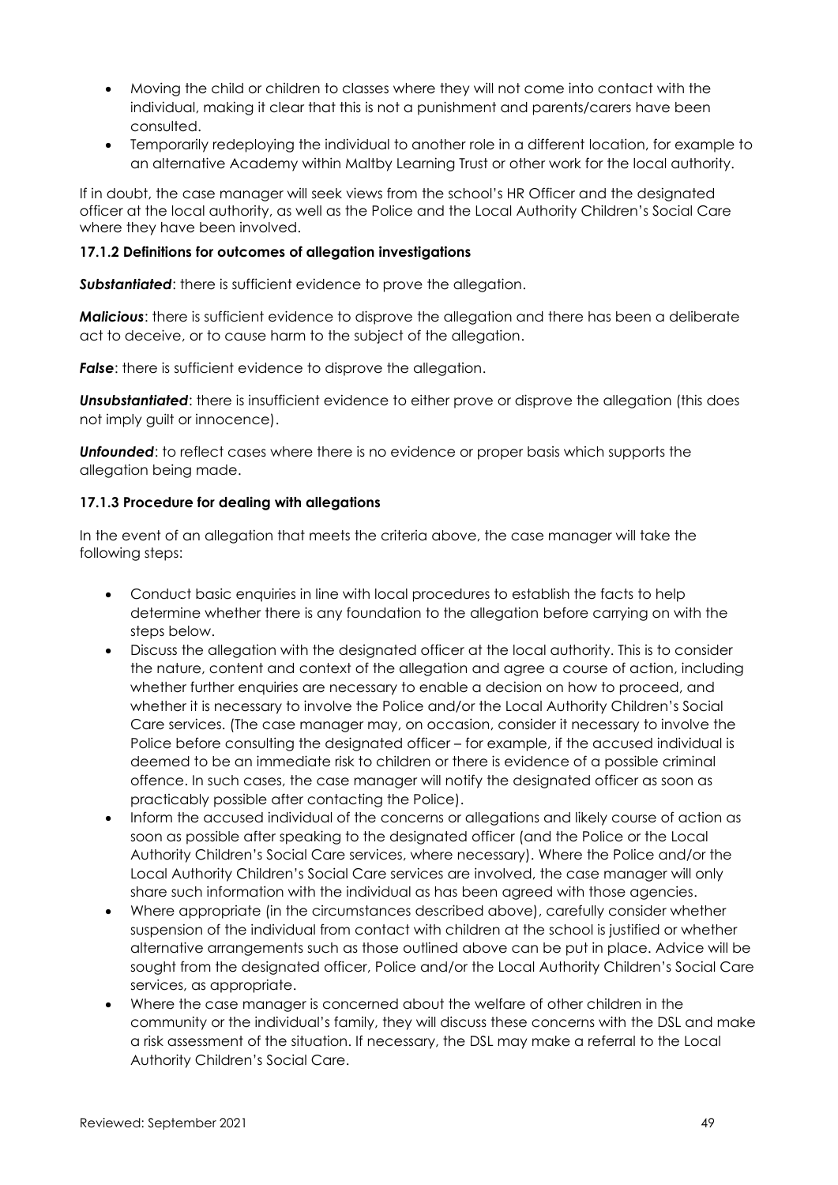- Moving the child or children to classes where they will not come into contact with the individual, making it clear that this is not a punishment and parents/carers have been consulted.
- Temporarily redeploying the individual to another role in a different location, for example to an alternative Academy within Maltby Learning Trust or other work for the local authority.

If in doubt, the case manager will seek views from the school's HR Officer and the designated officer at the local authority, as well as the Police and the Local Authority Children's Social Care where they have been involved.

#### 17.1.2 Definitions for outcomes of allegation investigations

***Substantiated***: there is sufficient evidence to prove the allegation.

***Malicious***: there is sufficient evidence to disprove the allegation and there has been a deliberate act to deceive, or to cause harm to the subject of the allegation.

***False***: there is sufficient evidence to disprove the allegation.

***Unsubstantiated***: there is insufficient evidence to either prove or disprove the allegation (this does not imply guilt or innocence).

***Unfounded***: to reflect cases where there is no evidence or proper basis which supports the allegation being made.

#### 17.1.3 Procedure for dealing with allegations

In the event of an allegation that meets the criteria above, the case manager will take the following steps:

- Conduct basic enquiries in line with local procedures to establish the facts to help determine whether there is any foundation to the allegation before carrying on with the steps below.
- Discuss the allegation with the designated officer at the local authority. This is to consider the nature, content and context of the allegation and agree a course of action, including whether further enquiries are necessary to enable a decision on how to proceed, and whether it is necessary to involve the Police and/or the Local Authority Children's Social Care services. (The case manager may, on occasion, consider it necessary to involve the Police before consulting the designated officer – for example, if the accused individual is deemed to be an immediate risk to children or there is evidence of a possible criminal offence. In such cases, the case manager will notify the designated officer as soon as practicably possible after contacting the Police).
- Inform the accused individual of the concerns or allegations and likely course of action as soon as possible after speaking to the designated officer (and the Police or the Local Authority Children's Social Care services, where necessary). Where the Police and/or the Local Authority Children's Social Care services are involved, the case manager will only share such information with the individual as has been agreed with those agencies.
- Where appropriate (in the circumstances described above), carefully consider whether suspension of the individual from contact with children at the school is justified or whether alternative arrangements such as those outlined above can be put in place. Advice will be sought from the designated officer, Police and/or the Local Authority Children's Social Care services, as appropriate.
- Where the case manager is concerned about the welfare of other children in the community or the individual's family, they will discuss these concerns with the DSL and make a risk assessment of the situation. If necessary, the DSL may make a referral to the Local Authority Children's Social Care.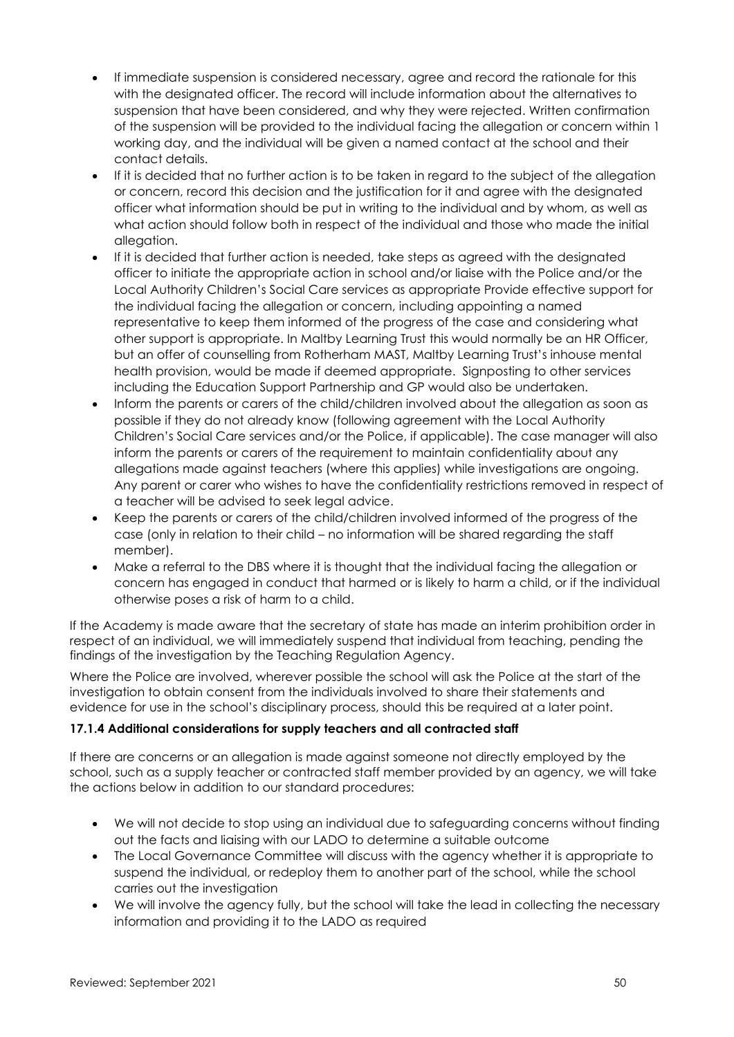- If immediate suspension is considered necessary, agree and record the rationale for this with the designated officer. The record will include information about the alternatives to suspension that have been considered, and why they were rejected. Written confirmation of the suspension will be provided to the individual facing the allegation or concern within 1 working day, and the individual will be given a named contact at the school and their contact details.
- If it is decided that no further action is to be taken in regard to the subject of the allegation or concern, record this decision and the justification for it and agree with the designated officer what information should be put in writing to the individual and by whom, as well as what action should follow both in respect of the individual and those who made the initial allegation.
- If it is decided that further action is needed, take steps as agreed with the designated officer to initiate the appropriate action in school and/or liaise with the Police and/or the Local Authority Children's Social Care services as appropriate Provide effective support for the individual facing the allegation or concern, including appointing a named representative to keep them informed of the progress of the case and considering what other support is appropriate. In Maltby Learning Trust this would normally be an HR Officer, but an offer of counselling from Rotherham MAST, Maltby Learning Trust's inhouse mental health provision, would be made if deemed appropriate. Signposting to other services including the Education Support Partnership and GP would also be undertaken.
- Inform the parents or carers of the child/children involved about the allegation as soon as possible if they do not already know (following agreement with the Local Authority Children's Social Care services and/or the Police, if applicable). The case manager will also inform the parents or carers of the requirement to maintain confidentiality about any allegations made against teachers (where this applies) while investigations are ongoing. Any parent or carer who wishes to have the confidentiality restrictions removed in respect of a teacher will be advised to seek legal advice.
- Keep the parents or carers of the child/children involved informed of the progress of the case (only in relation to their child – no information will be shared regarding the staff member).
- Make a referral to the DBS where it is thought that the individual facing the allegation or concern has engaged in conduct that harmed or is likely to harm a child, or if the individual otherwise poses a risk of harm to a child.

If the Academy is made aware that the secretary of state has made an interim prohibition order in respect of an individual, we will immediately suspend that individual from teaching, pending the findings of the investigation by the Teaching Regulation Agency.

Where the Police are involved, wherever possible the school will ask the Police at the start of the investigation to obtain consent from the individuals involved to share their statements and evidence for use in the school's disciplinary process, should this be required at a later point.

**17.1.4 Additional considerations for supply teachers and all contracted staff**

If there are concerns or an allegation is made against someone not directly employed by the school, such as a supply teacher or contracted staff member provided by an agency, we will take the actions below in addition to our standard procedures:

- We will not decide to stop using an individual due to safeguarding concerns without finding out the facts and liaising with our LADO to determine a suitable outcome
- The Local Governance Committee will discuss with the agency whether it is appropriate to suspend the individual, or redeploy them to another part of the school, while the school carries out the investigation
- We will involve the agency fully, but the school will take the lead in collecting the necessary information and providing it to the LADO as required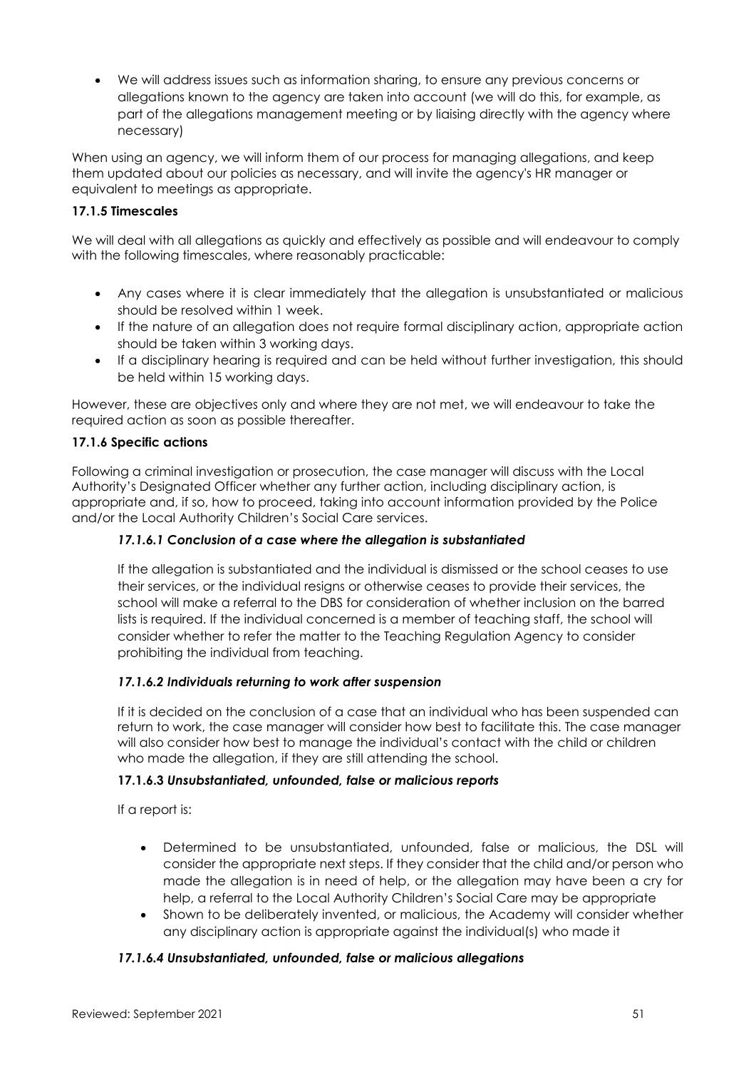- We will address issues such as information sharing, to ensure any previous concerns or allegations known to the agency are taken into account (we will do this, for example, as part of the allegations management meeting or by liaising directly with the agency where necessary)

When using an agency, we will inform them of our process for managing allegations, and keep them updated about our policies as necessary, and will invite the agency's HR manager or equivalent to meetings as appropriate.

**17.1.5 Timescales**

We will deal with all allegations as quickly and effectively as possible and will endeavour to comply with the following timescales, where reasonably practicable:

- Any cases where it is clear immediately that the allegation is unsubstantiated or malicious should be resolved within 1 week.
- If the nature of an allegation does not require formal disciplinary action, appropriate action should be taken within 3 working days.
- If a disciplinary hearing is required and can be held without further investigation, this should be held within 15 working days.

However, these are objectives only and where they are not met, we will endeavour to take the required action as soon as possible thereafter.

**17.1.6 Specific actions**

Following a criminal investigation or prosecution, the case manager will discuss with the Local Authority's Designated Officer whether any further action, including disciplinary action, is appropriate and, if so, how to proceed, taking into account information provided by the Police and/or the Local Authority Children's Social Care services.

***17.1.6.1 Conclusion of a case where the allegation is substantiated***

If the allegation is substantiated and the individual is dismissed or the school ceases to use their services, or the individual resigns or otherwise ceases to provide their services, the school will make a referral to the DBS for consideration of whether inclusion on the barred lists is required. If the individual concerned is a member of teaching staff, the school will consider whether to refer the matter to the Teaching Regulation Agency to consider prohibiting the individual from teaching.

***17.1.6.2 Individuals returning to work after suspension***

If it is decided on the conclusion of a case that an individual who has been suspended can return to work, the case manager will consider how best to facilitate this. The case manager will also consider how best to manage the individual's contact with the child or children who made the allegation, if they are still attending the school.

**17.1.6.3 *Unsubstantiated, unfounded, false or malicious reports***

If a report is:

- Determined to be unsubstantiated, unfounded, false or malicious, the DSL will consider the appropriate next steps. If they consider that the child and/or person who made the allegation is in need of help, or the allegation may have been a cry for help, a referral to the Local Authority Children's Social Care may be appropriate
- Shown to be deliberately invented, or malicious, the Academy will consider whether any disciplinary action is appropriate against the individual(s) who made it

***17.1.6.4 Unsubstantiated, unfounded, false or malicious allegations***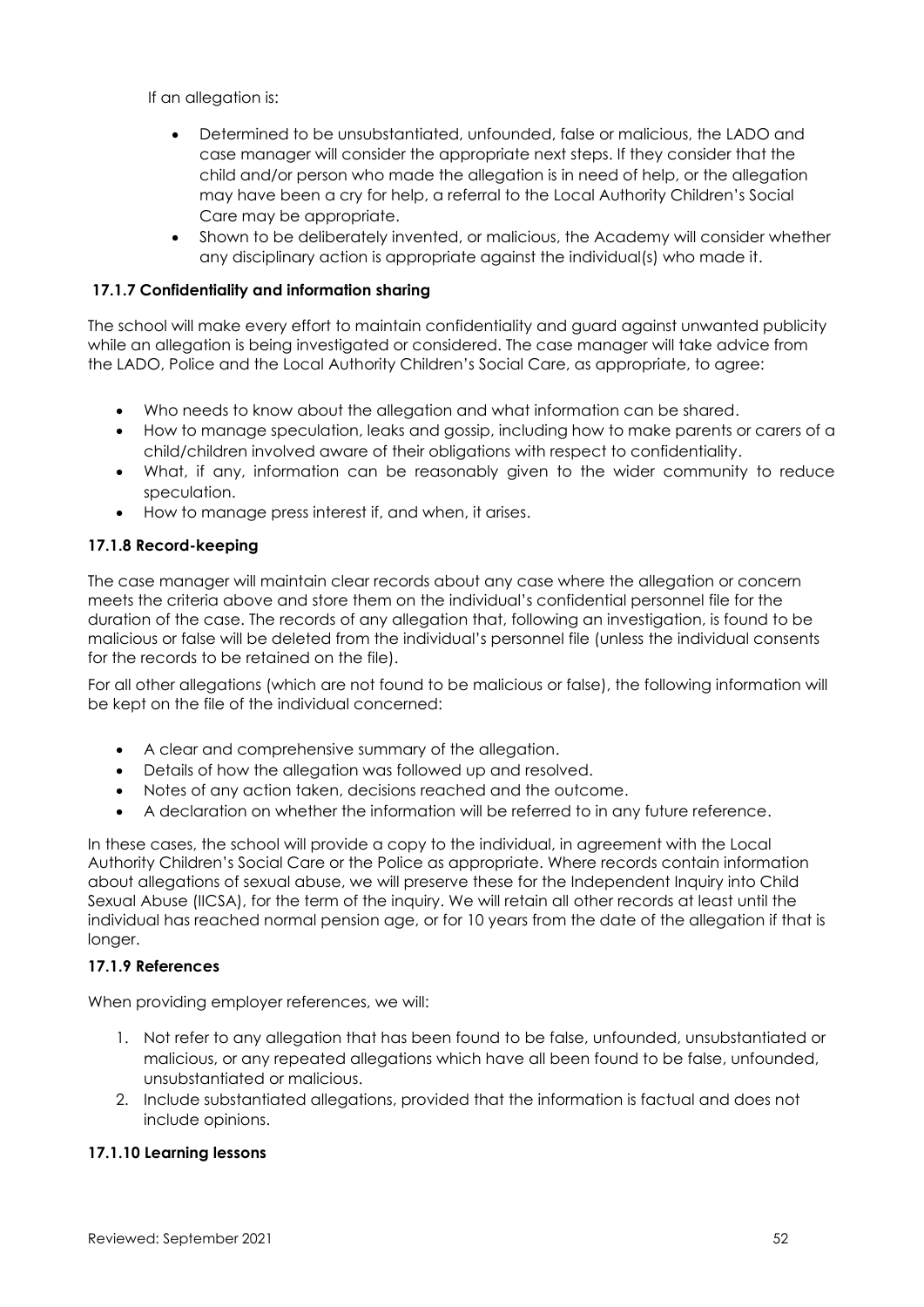If an allegation is:

- Determined to be unsubstantiated, unfounded, false or malicious, the LADO and case manager will consider the appropriate next steps. If they consider that the child and/or person who made the allegation is in need of help, or the allegation may have been a cry for help, a referral to the Local Authority Children's Social Care may be appropriate.
- Shown to be deliberately invented, or malicious, the Academy will consider whether any disciplinary action is appropriate against the individual(s) who made it.

#### 17.1.7 Confidentiality and information sharing

The school will make every effort to maintain confidentiality and guard against unwanted publicity while an allegation is being investigated or considered. The case manager will take advice from the LADO, Police and the Local Authority Children's Social Care, as appropriate, to agree:

- Who needs to know about the allegation and what information can be shared.
- How to manage speculation, leaks and gossip, including how to make parents or carers of a child/children involved aware of their obligations with respect to confidentiality.
- What, if any, information can be reasonably given to the wider community to reduce speculation.
- How to manage press interest if, and when, it arises.

#### 17.1.8 Record-keeping

The case manager will maintain clear records about any case where the allegation or concern meets the criteria above and store them on the individual's confidential personnel file for the duration of the case. The records of any allegation that, following an investigation, is found to be malicious or false will be deleted from the individual's personnel file (unless the individual consents for the records to be retained on the file).

For all other allegations (which are not found to be malicious or false), the following information will be kept on the file of the individual concerned:

- A clear and comprehensive summary of the allegation.
- Details of how the allegation was followed up and resolved.
- Notes of any action taken, decisions reached and the outcome.
- A declaration on whether the information will be referred to in any future reference.

In these cases, the school will provide a copy to the individual, in agreement with the Local Authority Children's Social Care or the Police as appropriate. Where records contain information about allegations of sexual abuse, we will preserve these for the Independent Inquiry into Child Sexual Abuse (IICSA), for the term of the inquiry. We will retain all other records at least until the individual has reached normal pension age, or for 10 years from the date of the allegation if that is longer.

#### 17.1.9 References

When providing employer references, we will:

1. Not refer to any allegation that has been found to be false, unfounded, unsubstantiated or malicious, or any repeated allegations which have all been found to be false, unfounded, unsubstantiated or malicious.
2. Include substantiated allegations, provided that the information is factual and does not include opinions.

#### 17.1.10 Learning lessons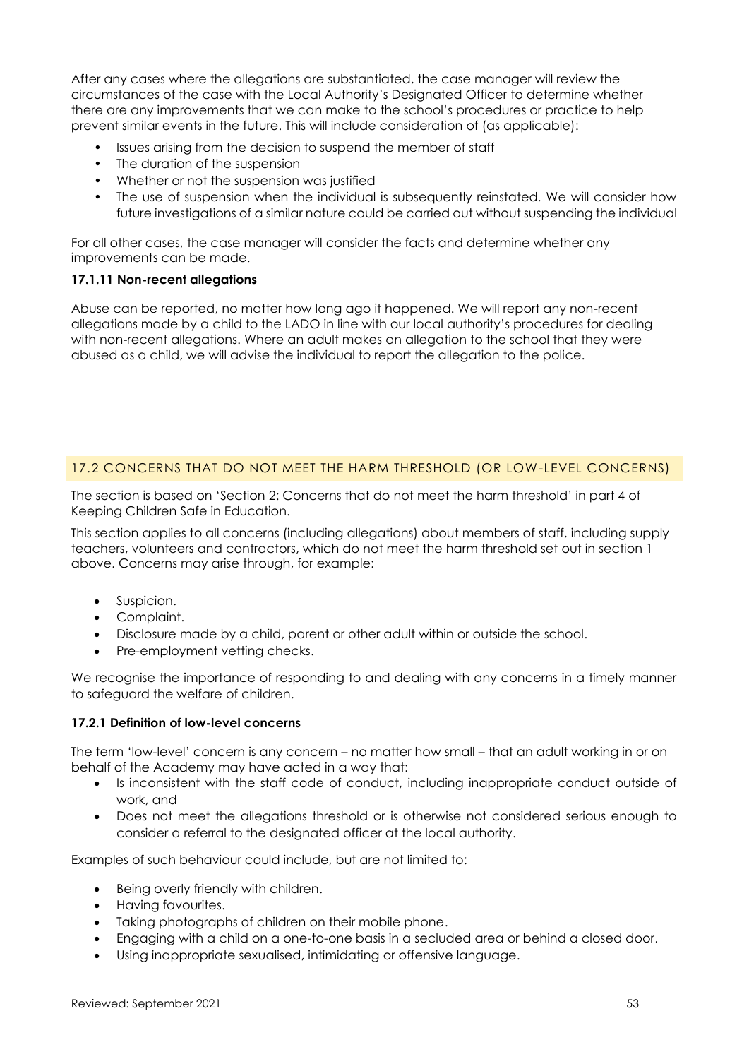After any cases where the allegations are substantiated, the case manager will review the circumstances of the case with the Local Authority's Designated Officer to determine whether there are any improvements that we can make to the school's procedures or practice to help prevent similar events in the future. This will include consideration of (as applicable):

- Issues arising from the decision to suspend the member of staff
- The duration of the suspension
- Whether or not the suspension was justified
- The use of suspension when the individual is subsequently reinstated. We will consider how future investigations of a similar nature could be carried out without suspending the individual

For all other cases, the case manager will consider the facts and determine whether any improvements can be made.

**17.1.11 Non-recent allegations**

Abuse can be reported, no matter how long ago it happened. We will report any non-recent allegations made by a child to the LADO in line with our local authority's procedures for dealing with non-recent allegations. Where an adult makes an allegation to the school that they were abused as a child, we will advise the individual to report the allegation to the police.

## 17.2 CONCERNS THAT DO NOT MEET THE HARM THRESHOLD (OR LOW-LEVEL CONCERNS)

The section is based on 'Section 2: Concerns that do not meet the harm threshold' in part 4 of Keeping Children Safe in Education.

This section applies to all concerns (including allegations) about members of staff, including supply teachers, volunteers and contractors, which do not meet the harm threshold set out in section 1 above. Concerns may arise through, for example:

- Suspicion.
- Complaint.
- Disclosure made by a child, parent or other adult within or outside the school.
- Pre-employment vetting checks.

We recognise the importance of responding to and dealing with any concerns in a timely manner to safeguard the welfare of children.

**17.2.1 Definition of low-level concerns**

The term 'low-level' concern is any concern – no matter how small – that an adult working in or on behalf of the Academy may have acted in a way that:

- Is inconsistent with the staff code of conduct, including inappropriate conduct outside of work, and
- Does not meet the allegations threshold or is otherwise not considered serious enough to consider a referral to the designated officer at the local authority.

Examples of such behaviour could include, but are not limited to:

- Being overly friendly with children.
- Having favourites.
- Taking photographs of children on their mobile phone.
- Engaging with a child on a one-to-one basis in a secluded area or behind a closed door.
- Using inappropriate sexualised, intimidating or offensive language.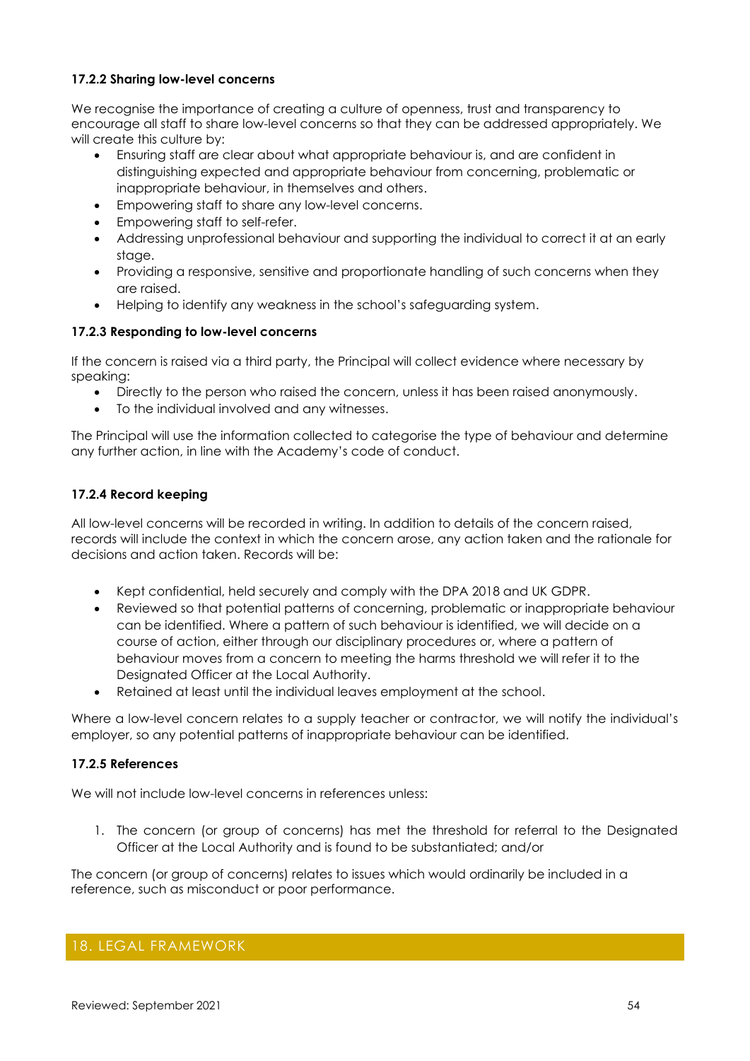#### 17.2.2 Sharing low-level concerns

We recognise the importance of creating a culture of openness, trust and transparency to encourage all staff to share low-level concerns so that they can be addressed appropriately. We will create this culture by:

- Ensuring staff are clear about what appropriate behaviour is, and are confident in distinguishing expected and appropriate behaviour from concerning, problematic or inappropriate behaviour, in themselves and others.
- Empowering staff to share any low-level concerns.
- Empowering staff to self-refer.
- Addressing unprofessional behaviour and supporting the individual to correct it at an early stage.
- Providing a responsive, sensitive and proportionate handling of such concerns when they are raised.
- Helping to identify any weakness in the school's safeguarding system.

#### 17.2.3 Responding to low-level concerns

If the concern is raised via a third party, the Principal will collect evidence where necessary by speaking:

- Directly to the person who raised the concern, unless it has been raised anonymously.
- To the individual involved and any witnesses.

The Principal will use the information collected to categorise the type of behaviour and determine any further action, in line with the Academy's code of conduct.

#### 17.2.4 Record keeping

All low-level concerns will be recorded in writing. In addition to details of the concern raised, records will include the context in which the concern arose, any action taken and the rationale for decisions and action taken. Records will be:

- Kept confidential, held securely and comply with the DPA 2018 and UK GDPR.
- Reviewed so that potential patterns of concerning, problematic or inappropriate behaviour can be identified. Where a pattern of such behaviour is identified, we will decide on a course of action, either through our disciplinary procedures or, where a pattern of behaviour moves from a concern to meeting the harms threshold we will refer it to the Designated Officer at the Local Authority.
- Retained at least until the individual leaves employment at the school.

Where a low-level concern relates to a supply teacher or contractor, we will notify the individual's employer, so any potential patterns of inappropriate behaviour can be identified.

#### 17.2.5 References

We will not include low-level concerns in references unless:

1. The concern (or group of concerns) has met the threshold for referral to the Designated Officer at the Local Authority and is found to be substantiated; and/or

The concern (or group of concerns) relates to issues which would ordinarily be included in a reference, such as misconduct or poor performance.

## 18. LEGAL FRAMEWORK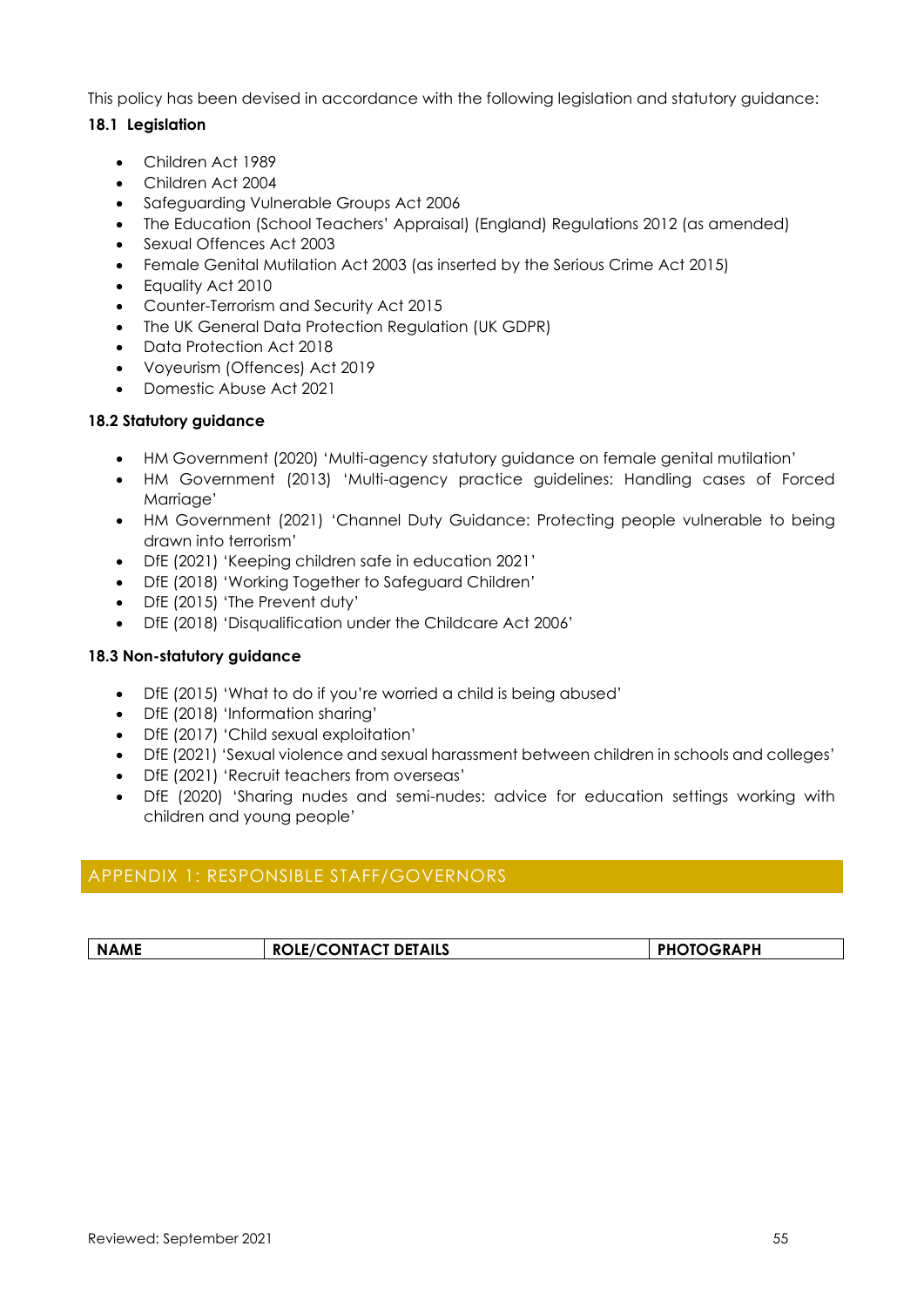This policy has been devised in accordance with the following legislation and statutory guidance:

### 18.1 Legislation

- Children Act 1989
- Children Act 2004
- Safeguarding Vulnerable Groups Act 2006
- The Education (School Teachers' Appraisal) (England) Regulations 2012 (as amended)
- Sexual Offences Act 2003
- Female Genital Mutilation Act 2003 (as inserted by the Serious Crime Act 2015)
- Equality Act 2010
- Counter-Terrorism and Security Act 2015
- The UK General Data Protection Regulation (UK GDPR)
- Data Protection Act 2018
- Voyeurism (Offences) Act 2019
- Domestic Abuse Act 2021

### 18.2 Statutory guidance

- HM Government (2020) 'Multi-agency statutory guidance on female genital mutilation'
- HM Government (2013) 'Multi-agency practice guidelines: Handling cases of Forced Marriage'
- HM Government (2021) 'Channel Duty Guidance: Protecting people vulnerable to being drawn into terrorism'
- DfE (2021) 'Keeping children safe in education 2021'
- DfE (2018) 'Working Together to Safeguard Children'
- DfE (2015) 'The Prevent duty'
- DfE (2018) 'Disqualification under the Childcare Act 2006'

### 18.3 Non-statutory guidance

- DfE (2015) 'What to do if you're worried a child is being abused'
- DfE (2018) 'Information sharing'
- DfE (2017) 'Child sexual exploitation'
- DfE (2021) 'Sexual violence and sexual harassment between children in schools and colleges'
- DfE (2021) 'Recruit teachers from overseas'
- DfE (2020) 'Sharing nudes and semi-nudes: advice for education settings working with children and young people'

## APPENDIX 1: RESPONSIBLE STAFF/GOVERNORS

| NAME | ROLE/CONTACT DETAILS | PHOTOGRAPH |
|---|---|---|

Reviewed: September 2021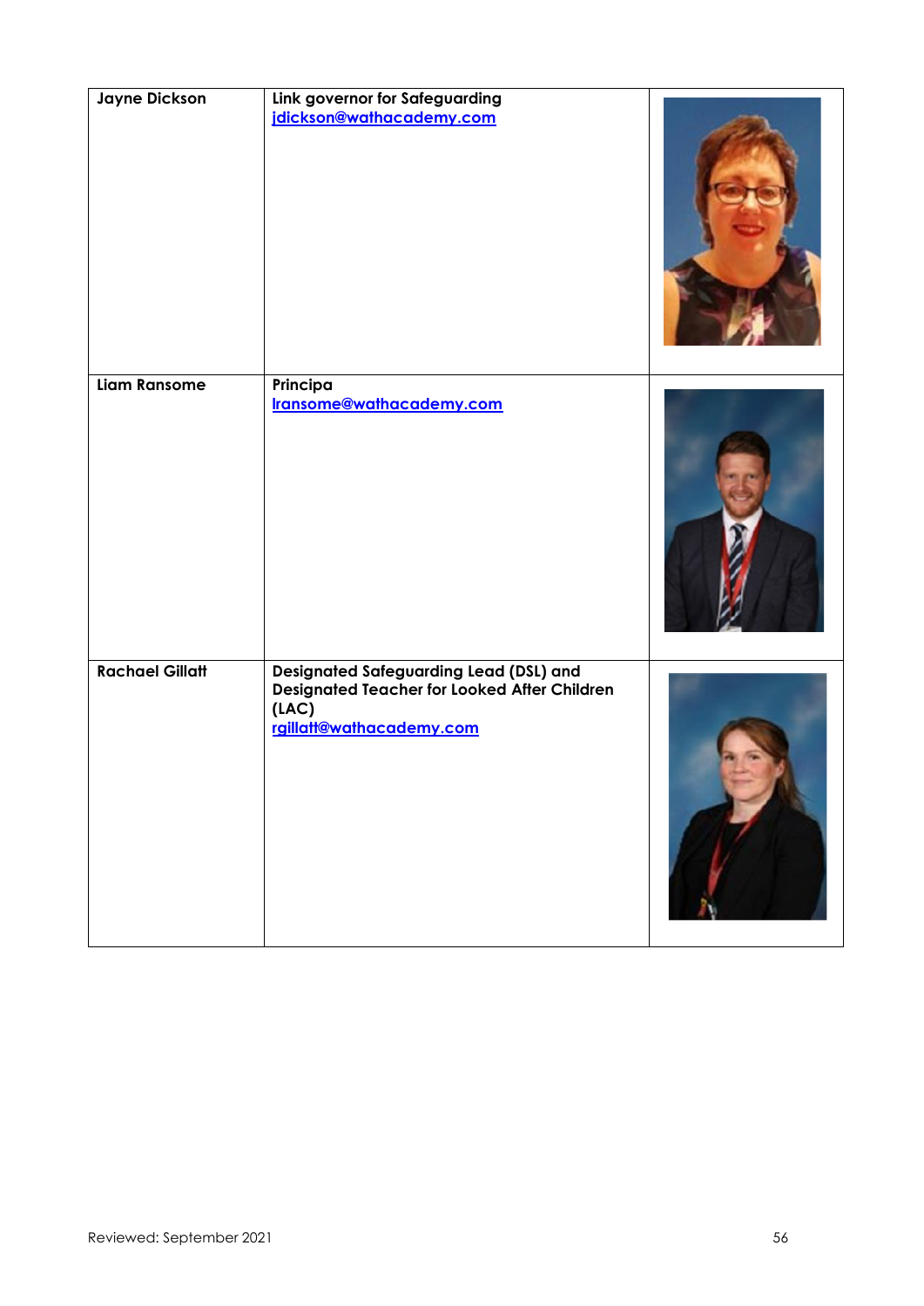| | | |
|---|---|---|
| **Jayne Dickson** | **Link governor for Safeguarding** [jdickson@wathacademy.com](mailto:jdickson@wathacademy.com) | |
| **Liam Ransome** | **Principa** [lransome@wathacademy.com](mailto:lransome@wathacademy.com) | |
| **Rachael Gillatt** | **Designated Safeguarding Lead (DSL) and Designated Teacher for Looked After Children (LAC)** [rgillatt@wathacademy.com](mailto:rgillatt@wathacademy.com) | |

Reviewed: September 2021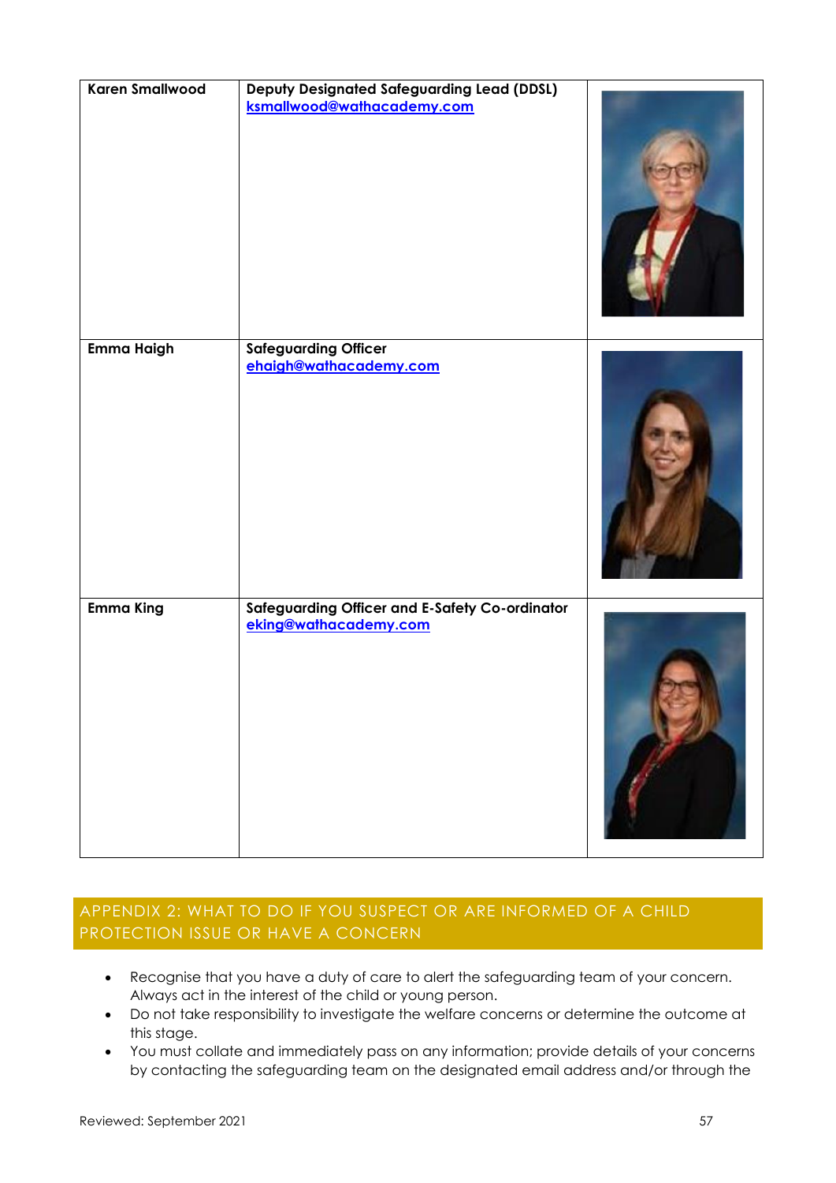| | | |
|---|---|---|
| **Karen Smallwood** | **Deputy Designated Safeguarding Lead (DDSL)**<br>ksmallwood@wathacademy.com | |
| **Emma Haigh** | **Safeguarding Officer**<br>ehaigh@wathacademy.com | |
| **Emma King** | **Safeguarding Officer and E-Safety Co-ordinator**<br>eking@wathacademy.com | |

## APPENDIX 2: WHAT TO DO IF YOU SUSPECT OR ARE INFORMED OF A CHILD PROTECTION ISSUE OR HAVE A CONCERN

- Recognise that you have a duty of care to alert the safeguarding team of your concern. Always act in the interest of the child or young person.
- Do not take responsibility to investigate the welfare concerns or determine the outcome at this stage.
- You must collate and immediately pass on any information; provide details of your concerns by contacting the safeguarding team on the designated email address and/or through the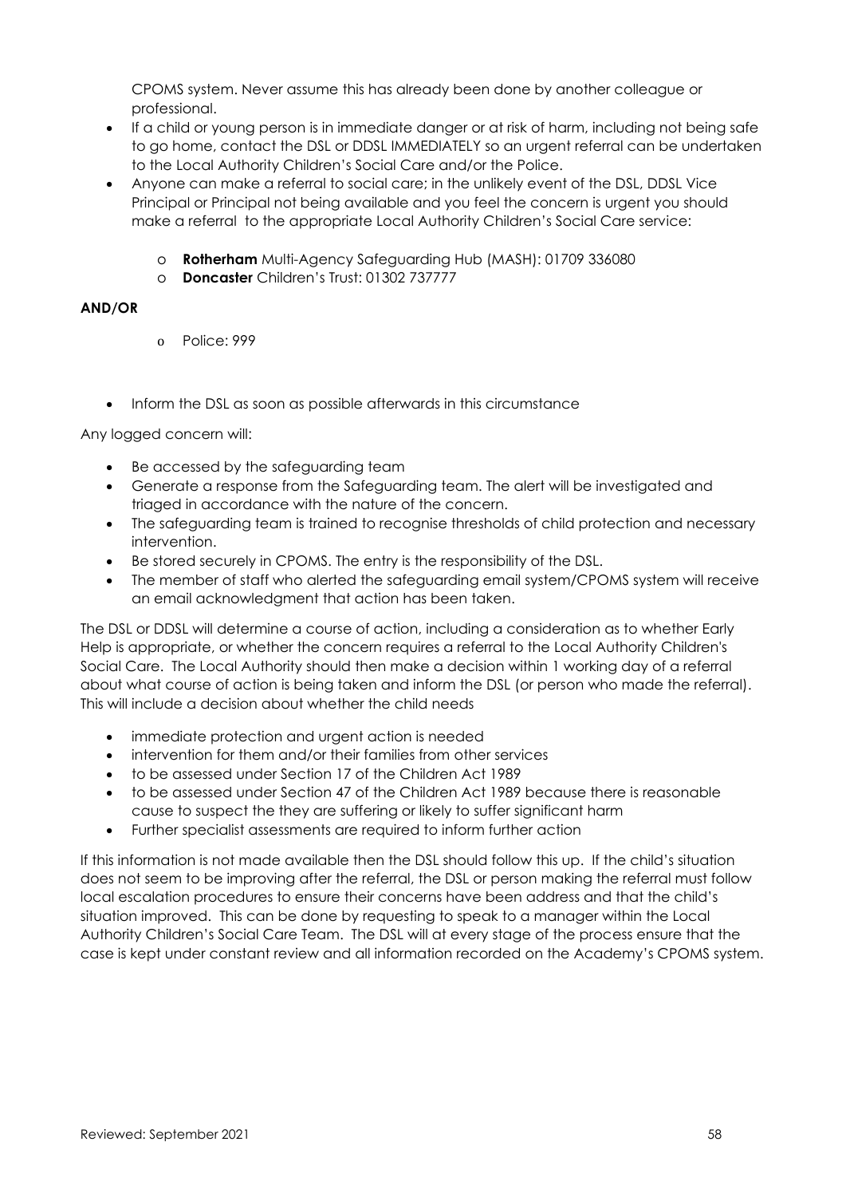CPOMS system. Never assume this has already been done by another colleague or professional.

- If a child or young person is in immediate danger or at risk of harm, including not being safe to go home, contact the DSL or DDSL IMMEDIATELY so an urgent referral can be undertaken to the Local Authority Children's Social Care and/or the Police.
- Anyone can make a referral to social care; in the unlikely event of the DSL, DDSL Vice Principal or Principal not being available and you feel the concern is urgent you should make a referral to the appropriate Local Authority Children's Social Care service:
  - **Rotherham** Multi-Agency Safeguarding Hub (MASH): 01709 336080
  - **Doncaster** Children's Trust: 01302 737777

**AND/OR**

- Police: 999

- Inform the DSL as soon as possible afterwards in this circumstance

Any logged concern will:

- Be accessed by the safeguarding team
- Generate a response from the Safeguarding team. The alert will be investigated and triaged in accordance with the nature of the concern.
- The safeguarding team is trained to recognise thresholds of child protection and necessary intervention.
- Be stored securely in CPOMS. The entry is the responsibility of the DSL.
- The member of staff who alerted the safeguarding email system/CPOMS system will receive an email acknowledgment that action has been taken.

The DSL or DDSL will determine a course of action, including a consideration as to whether Early Help is appropriate, or whether the concern requires a referral to the Local Authority Children's Social Care. The Local Authority should then make a decision within 1 working day of a referral about what course of action is being taken and inform the DSL (or person who made the referral). This will include a decision about whether the child needs

- immediate protection and urgent action is needed
- intervention for them and/or their families from other services
- to be assessed under Section 17 of the Children Act 1989
- to be assessed under Section 47 of the Children Act 1989 because there is reasonable cause to suspect the they are suffering or likely to suffer significant harm
- Further specialist assessments are required to inform further action

If this information is not made available then the DSL should follow this up. If the child's situation does not seem to be improving after the referral, the DSL or person making the referral must follow local escalation procedures to ensure their concerns have been address and that the child's situation improved. This can be done by requesting to speak to a manager within the Local Authority Children's Social Care Team. The DSL will at every stage of the process ensure that the case is kept under constant review and all information recorded on the Academy's CPOMS system.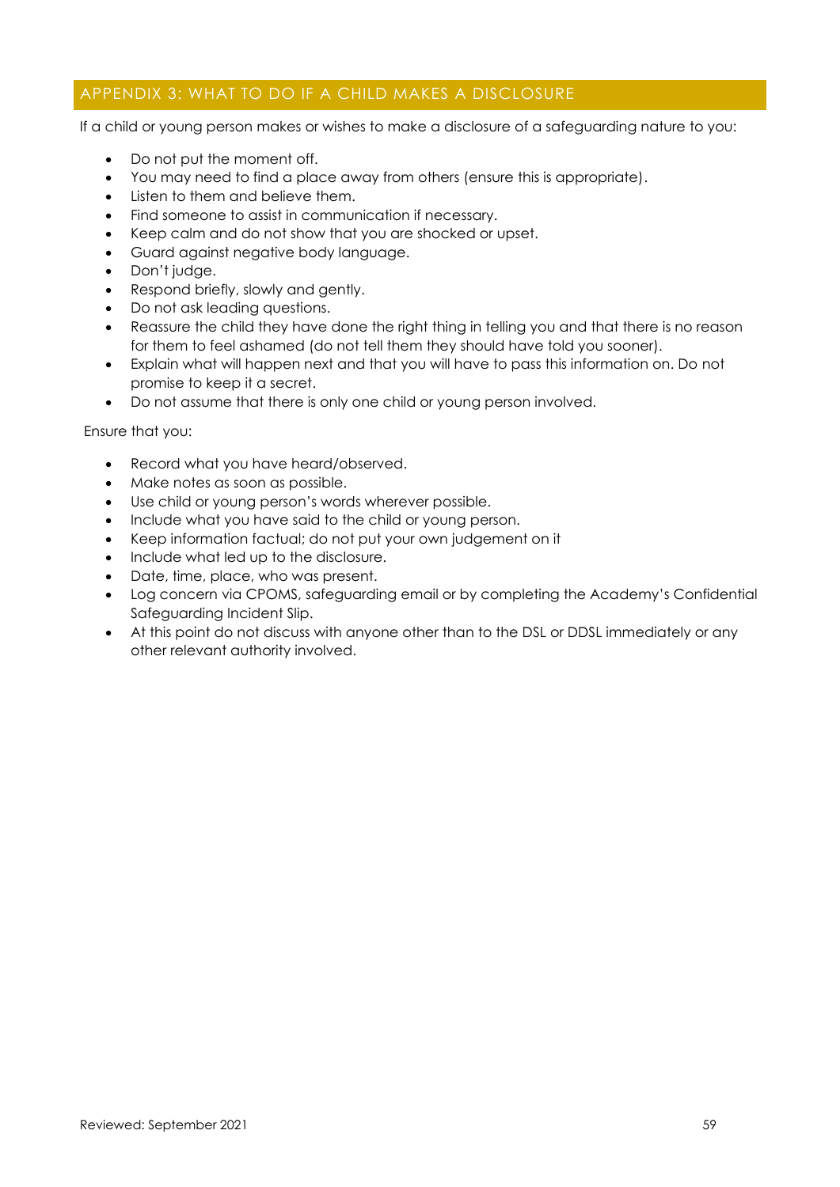## APPENDIX 3: WHAT TO DO IF A CHILD MAKES A DISCLOSURE

If a child or young person makes or wishes to make a disclosure of a safeguarding nature to you:

- Do not put the moment off.
- You may need to find a place away from others (ensure this is appropriate).
- Listen to them and believe them.
- Find someone to assist in communication if necessary.
- Keep calm and do not show that you are shocked or upset.
- Guard against negative body language.
- Don't judge.
- Respond briefly, slowly and gently.
- Do not ask leading questions.
- Reassure the child they have done the right thing in telling you and that there is no reason for them to feel ashamed (do not tell them they should have told you sooner).
- Explain what will happen next and that you will have to pass this information on. Do not promise to keep it a secret.
- Do not assume that there is only one child or young person involved.

Ensure that you:

- Record what you have heard/observed.
- Make notes as soon as possible.
- Use child or young person's words wherever possible.
- Include what you have said to the child or young person.
- Keep information factual; do not put your own judgement on it
- Include what led up to the disclosure.
- Date, time, place, who was present.
- Log concern via CPOMS, safeguarding email or by completing the Academy's Confidential Safeguarding Incident Slip.
- At this point do not discuss with anyone other than to the DSL or DDSL immediately or any other relevant authority involved.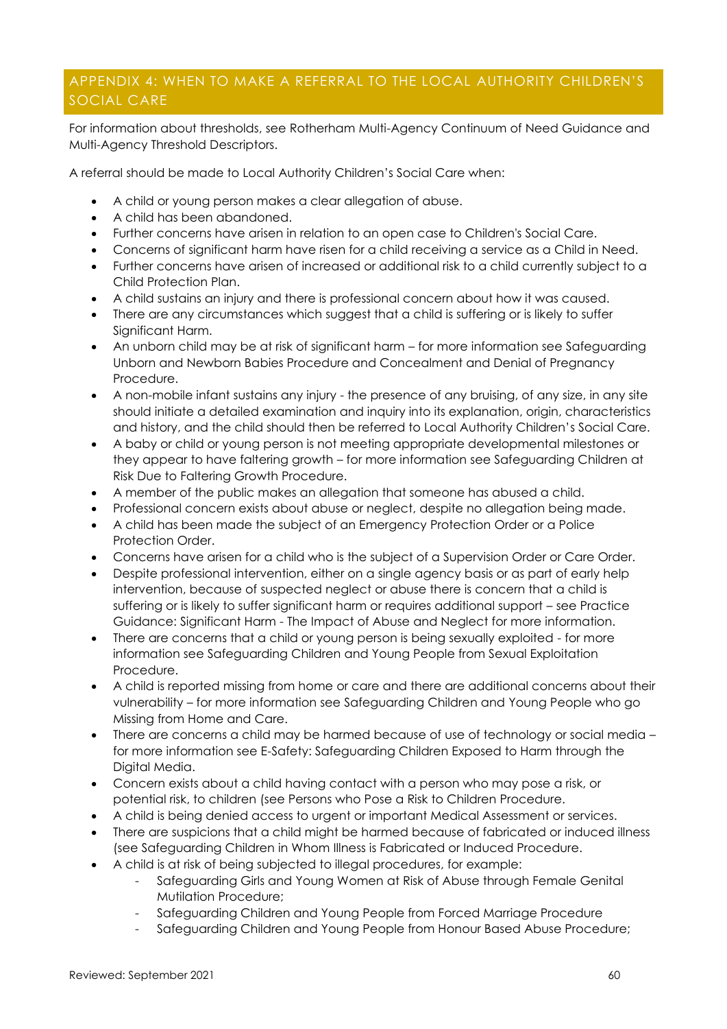## APPENDIX 4: WHEN TO MAKE A REFERRAL TO THE LOCAL AUTHORITY CHILDREN'S SOCIAL CARE

For information about thresholds, see Rotherham Multi-Agency Continuum of Need Guidance and Multi-Agency Threshold Descriptors.

A referral should be made to Local Authority Children's Social Care when:

- A child or young person makes a clear allegation of abuse.
- A child has been abandoned.
- Further concerns have arisen in relation to an open case to Children's Social Care.
- Concerns of significant harm have risen for a child receiving a service as a Child in Need.
- Further concerns have arisen of increased or additional risk to a child currently subject to a Child Protection Plan.
- A child sustains an injury and there is professional concern about how it was caused.
- There are any circumstances which suggest that a child is suffering or is likely to suffer Significant Harm.
- An unborn child may be at risk of significant harm – for more information see Safeguarding Unborn and Newborn Babies Procedure and Concealment and Denial of Pregnancy Procedure.
- A non-mobile infant sustains any injury - the presence of any bruising, of any size, in any site should initiate a detailed examination and inquiry into its explanation, origin, characteristics and history, and the child should then be referred to Local Authority Children's Social Care.
- A baby or child or young person is not meeting appropriate developmental milestones or they appear to have faltering growth – for more information see Safeguarding Children at Risk Due to Faltering Growth Procedure.
- A member of the public makes an allegation that someone has abused a child.
- Professional concern exists about abuse or neglect, despite no allegation being made.
- A child has been made the subject of an Emergency Protection Order or a Police Protection Order.
- Concerns have arisen for a child who is the subject of a Supervision Order or Care Order.
- Despite professional intervention, either on a single agency basis or as part of early help intervention, because of suspected neglect or abuse there is concern that a child is suffering or is likely to suffer significant harm or requires additional support – see Practice Guidance: Significant Harm - The Impact of Abuse and Neglect for more information.
- There are concerns that a child or young person is being sexually exploited - for more information see Safeguarding Children and Young People from Sexual Exploitation Procedure.
- A child is reported missing from home or care and there are additional concerns about their vulnerability – for more information see Safeguarding Children and Young People who go Missing from Home and Care.
- There are concerns a child may be harmed because of use of technology or social media – for more information see E-Safety: Safeguarding Children Exposed to Harm through the Digital Media.
- Concern exists about a child having contact with a person who may pose a risk, or potential risk, to children (see Persons who Pose a Risk to Children Procedure.
- A child is being denied access to urgent or important Medical Assessment or services.
- There are suspicions that a child might be harmed because of fabricated or induced illness (see Safeguarding Children in Whom Illness is Fabricated or Induced Procedure.
- A child is at risk of being subjected to illegal procedures, for example:
    - Safeguarding Girls and Young Women at Risk of Abuse through Female Genital Mutilation Procedure;
    - Safeguarding Children and Young People from Forced Marriage Procedure
    - Safeguarding Children and Young People from Honour Based Abuse Procedure;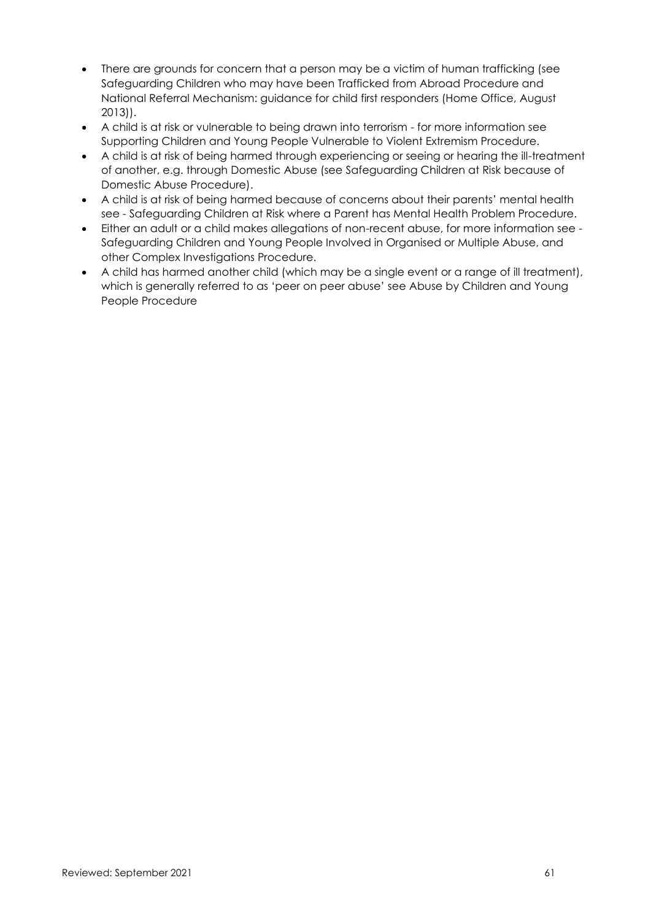- There are grounds for concern that a person may be a victim of human trafficking (see Safeguarding Children who may have been Trafficked from Abroad Procedure and National Referral Mechanism: guidance for child first responders (Home Office, August 2013)).
- A child is at risk or vulnerable to being drawn into terrorism - for more information see Supporting Children and Young People Vulnerable to Violent Extremism Procedure.
- A child is at risk of being harmed through experiencing or seeing or hearing the ill-treatment of another, e.g. through Domestic Abuse (see Safeguarding Children at Risk because of Domestic Abuse Procedure).
- A child is at risk of being harmed because of concerns about their parents' mental health see - Safeguarding Children at Risk where a Parent has Mental Health Problem Procedure.
- Either an adult or a child makes allegations of non-recent abuse, for more information see - Safeguarding Children and Young People Involved in Organised or Multiple Abuse, and other Complex Investigations Procedure.
- A child has harmed another child (which may be a single event or a range of ill treatment), which is generally referred to as 'peer on peer abuse' see Abuse by Children and Young People Procedure

Reviewed: September 2021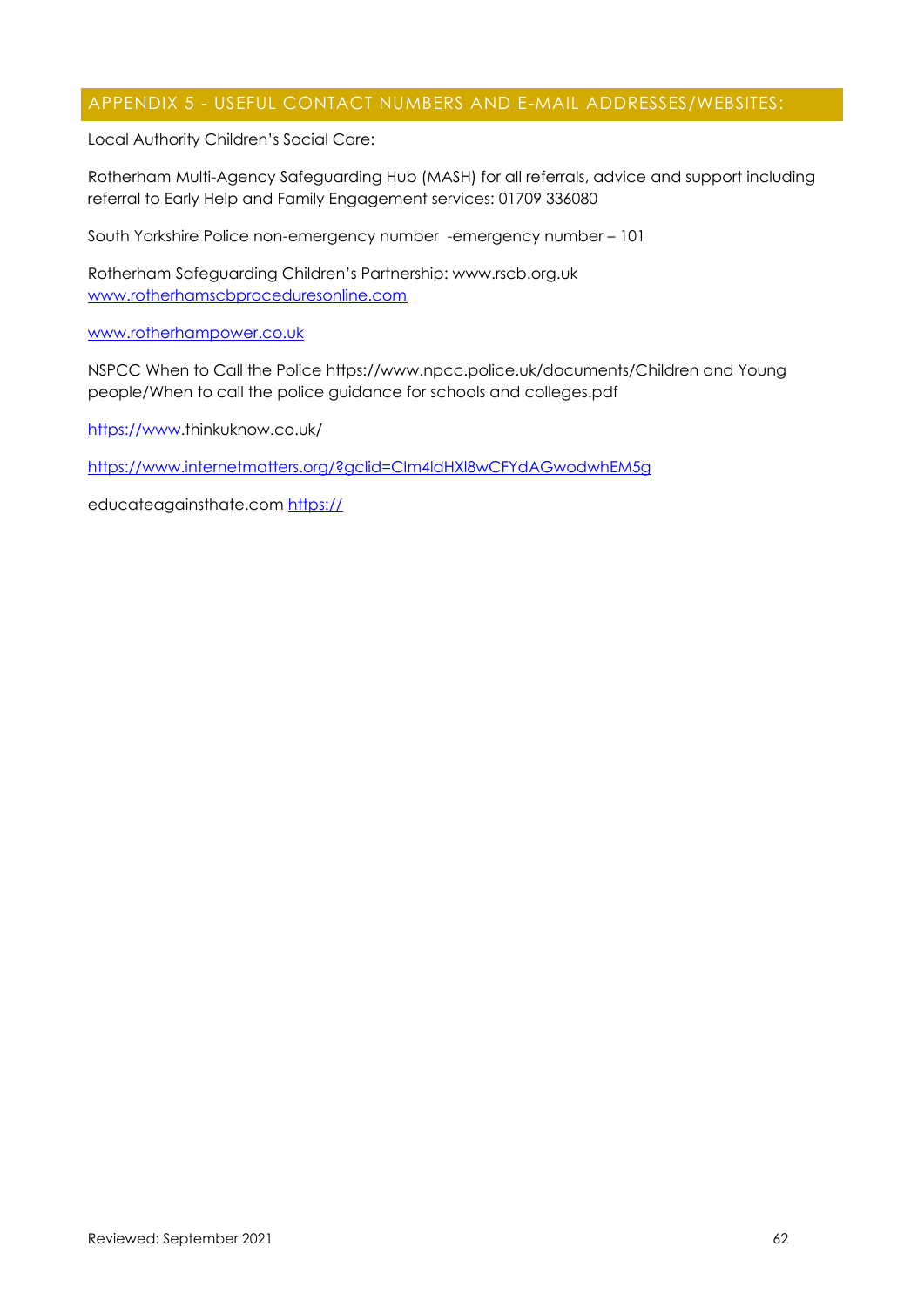## APPENDIX 5 - USEFUL CONTACT NUMBERS AND E-MAIL ADDRESSES/WEBSITES:

Local Authority Children's Social Care:

Rotherham Multi-Agency Safeguarding Hub (MASH) for all referrals, advice and support including referral to Early Help and Family Engagement services: 01709 336080

South Yorkshire Police non-emergency number -emergency number – 101

Rotherham Safeguarding Children's Partnership: www.rscb.org.uk
www.rotherhamscbproceduresonline.com

www.rotherhampower.co.uk

NSPCC When to Call the Police https://www.npcc.police.uk/documents/Children and Young people/When to call the police guidance for schools and colleges.pdf

https://www.thinkuknow.co.uk/

https://www.internetmatters.org/?gclid=CIm4ldHXl8wCFYdAGwodwhEM5g

educateagainsthate.com https://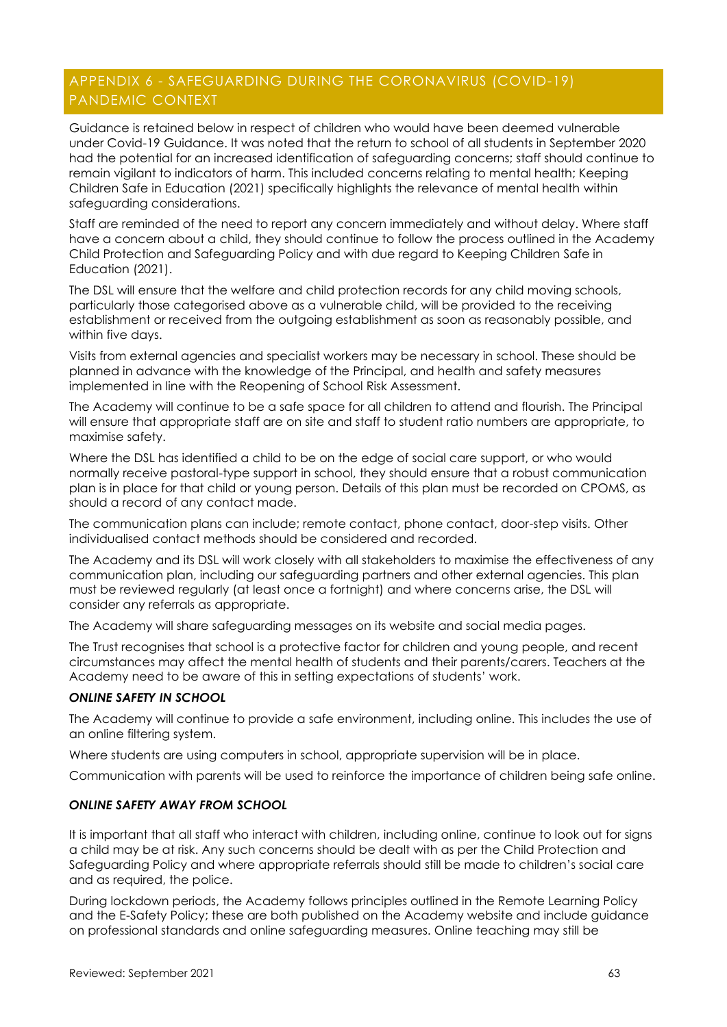## APPENDIX 6 - SAFEGUARDING DURING THE CORONAVIRUS (COVID-19) PANDEMIC CONTEXT

Guidance is retained below in respect of children who would have been deemed vulnerable under Covid-19 Guidance. It was noted that the return to school of all students in September 2020 had the potential for an increased identification of safeguarding concerns; staff should continue to remain vigilant to indicators of harm. This included concerns relating to mental health; Keeping Children Safe in Education (2021) specifically highlights the relevance of mental health within safeguarding considerations.

Staff are reminded of the need to report any concern immediately and without delay. Where staff have a concern about a child, they should continue to follow the process outlined in the Academy Child Protection and Safeguarding Policy and with due regard to Keeping Children Safe in Education (2021).

The DSL will ensure that the welfare and child protection records for any child moving schools, particularly those categorised above as a vulnerable child, will be provided to the receiving establishment or received from the outgoing establishment as soon as reasonably possible, and within five days.

Visits from external agencies and specialist workers may be necessary in school. These should be planned in advance with the knowledge of the Principal, and health and safety measures implemented in line with the Reopening of School Risk Assessment.

The Academy will continue to be a safe space for all children to attend and flourish. The Principal will ensure that appropriate staff are on site and staff to student ratio numbers are appropriate, to maximise safety.

Where the DSL has identified a child to be on the edge of social care support, or who would normally receive pastoral-type support in school, they should ensure that a robust communication plan is in place for that child or young person. Details of this plan must be recorded on CPOMS, as should a record of any contact made.

The communication plans can include; remote contact, phone contact, door-step visits. Other individualised contact methods should be considered and recorded.

The Academy and its DSL will work closely with all stakeholders to maximise the effectiveness of any communication plan, including our safeguarding partners and other external agencies. This plan must be reviewed regularly (at least once a fortnight) and where concerns arise, the DSL will consider any referrals as appropriate.

The Academy will share safeguarding messages on its website and social media pages.

The Trust recognises that school is a protective factor for children and young people, and recent circumstances may affect the mental health of students and their parents/carers. Teachers at the Academy need to be aware of this in setting expectations of students' work.

### *ONLINE SAFETY IN SCHOOL*

The Academy will continue to provide a safe environment, including online. This includes the use of an online filtering system.

Where students are using computers in school, appropriate supervision will be in place.

Communication with parents will be used to reinforce the importance of children being safe online.

### *ONLINE SAFETY AWAY FROM SCHOOL*

It is important that all staff who interact with children, including online, continue to look out for signs a child may be at risk. Any such concerns should be dealt with as per the Child Protection and Safeguarding Policy and where appropriate referrals should still be made to children's social care and as required, the police.

During lockdown periods, the Academy follows principles outlined in the Remote Learning Policy and the E-Safety Policy; these are both published on the Academy website and include guidance on professional standards and online safeguarding measures. Online teaching may still be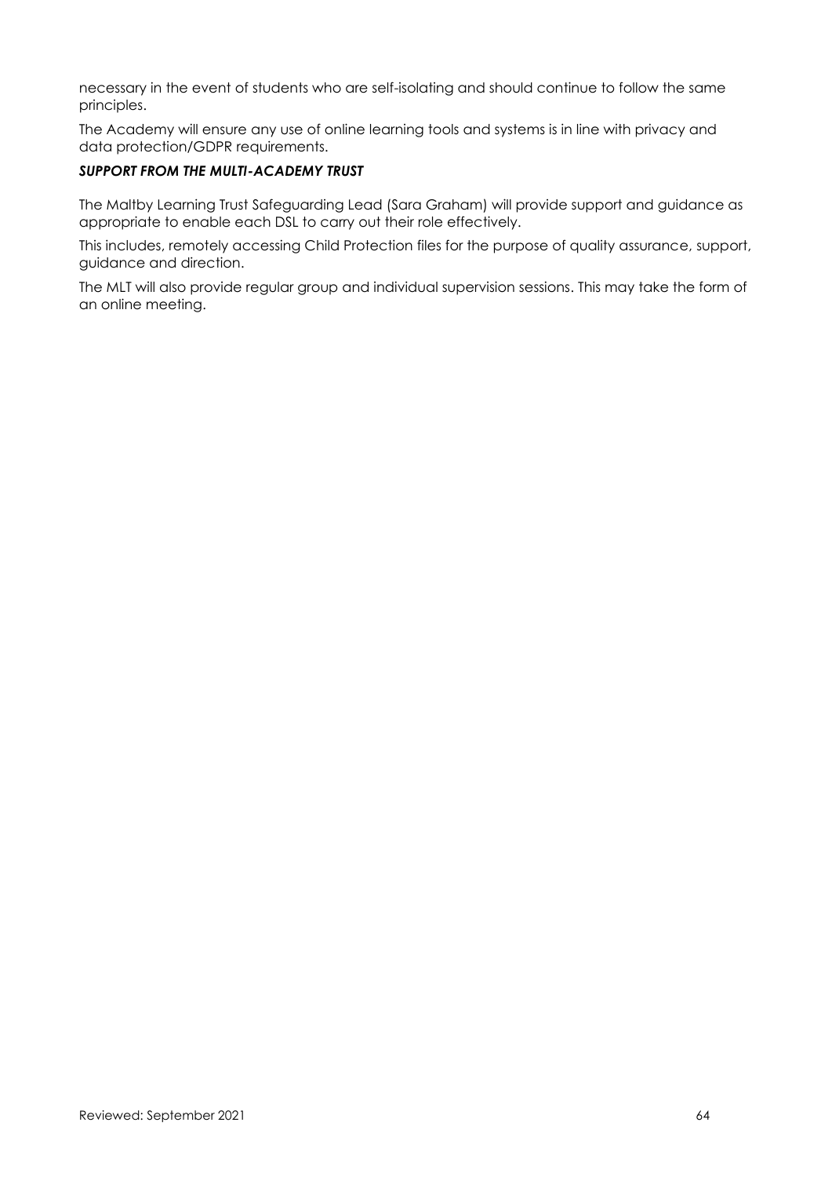necessary in the event of students who are self-isolating and should continue to follow the same principles.

The Academy will ensure any use of online learning tools and systems is in line with privacy and data protection/GDPR requirements.

***SUPPORT FROM THE MULTI-ACADEMY TRUST***

The Maltby Learning Trust Safeguarding Lead (Sara Graham) will provide support and guidance as appropriate to enable each DSL to carry out their role effectively.

This includes, remotely accessing Child Protection files for the purpose of quality assurance, support, guidance and direction.

The MLT will also provide regular group and individual supervision sessions. This may take the form of an online meeting.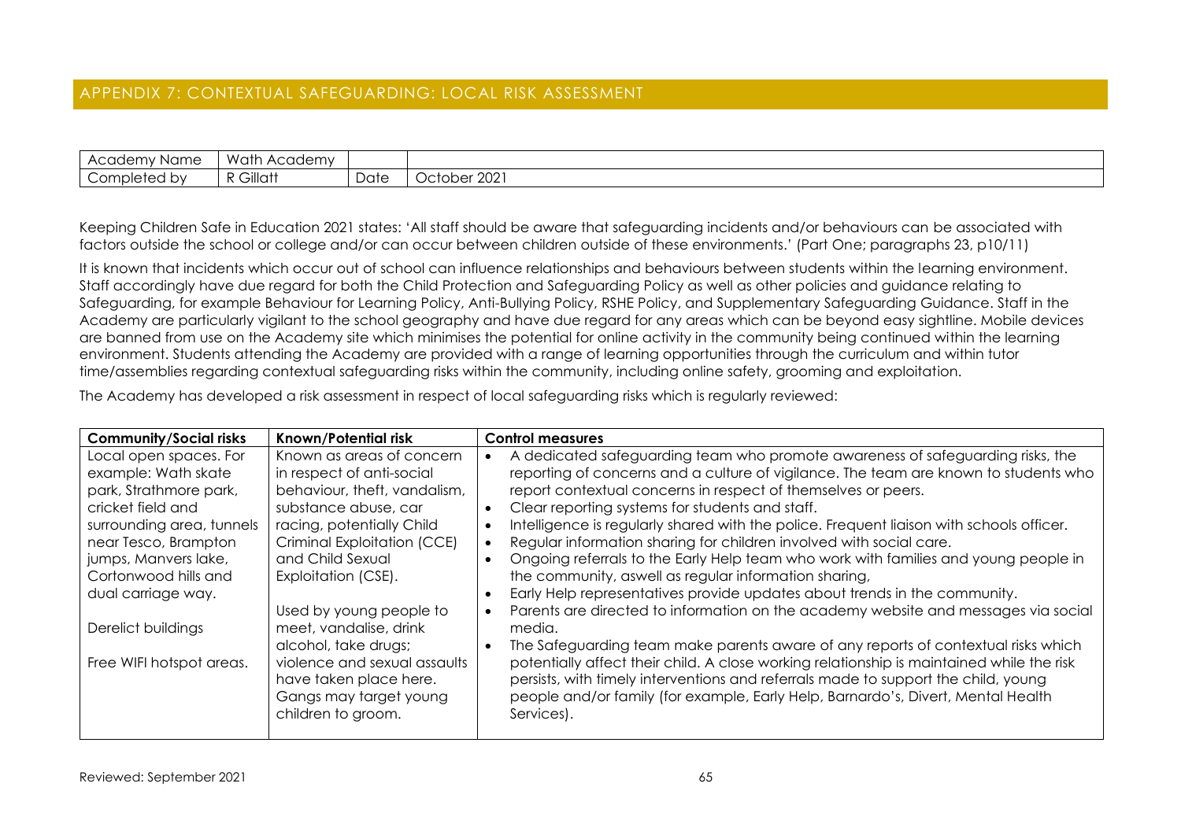## APPENDIX 7: CONTEXTUAL SAFEGUARDING: LOCAL RISK ASSESSMENT

| Academy Name | Wath Academy | | |
|---|---|---|---|
| Completed by | R Gillatt | Date | October 2021 |

Keeping Children Safe in Education 2021 states: 'All staff should be aware that safeguarding incidents and/or behaviours can be associated with factors outside the school or college and/or can occur between children outside of these environments.' (Part One; paragraphs 23, p10/11)

It is known that incidents which occur out of school can influence relationships and behaviours between students within the learning environment. Staff accordingly have due regard for both the Child Protection and Safeguarding Policy as well as other policies and guidance relating to Safeguarding, for example Behaviour for Learning Policy, Anti-Bullying Policy, RSHE Policy, and Supplementary Safeguarding Guidance. Staff in the Academy are particularly vigilant to the school geography and have due regard for any areas which can be beyond easy sightline. Mobile devices are banned from use on the Academy site which minimises the potential for online activity in the community being continued within the learning environment. Students attending the Academy are provided with a range of learning opportunities through the curriculum and within tutor time/assemblies regarding contextual safeguarding risks within the community, including online safety, grooming and exploitation.

The Academy has developed a risk assessment in respect of local safeguarding risks which is regularly reviewed:

| **Community/Social risks** | **Known/Potential risk** | **Control measures** |
|---|---|---|
| Local open spaces. For example: Wath skate park, Strathmore park, cricket field and surrounding area, tunnels near Tesco, Brampton jumps, Manvers lake, Cortonwood hills and dual carriage way.<br><br>Derelict buildings<br><br>Free WIFI hotspot areas. | Known as areas of concern in respect of anti-social behaviour, theft, vandalism, substance abuse, car racing, potentially Child Criminal Exploitation (CCE) and Child Sexual Exploitation (CSE).<br><br>Used by young people to meet, vandalise, drink alcohol, take drugs; violence and sexual assaults have taken place here. Gangs may target young children to groom. | • A dedicated safeguarding team who promote awareness of safeguarding risks, the reporting of concerns and a culture of vigilance. The team are known to students who report contextual concerns in respect of themselves or peers.<br>• Clear reporting systems for students and staff.<br>• Intelligence is regularly shared with the police. Frequent liaison with schools officer.<br>• Regular information sharing for children involved with social care.<br>• Ongoing referrals to the Early Help team who work with families and young people in the community, aswell as regular information sharing,<br>• Early Help representatives provide updates about trends in the community.<br>• Parents are directed to information on the academy website and messages via social media.<br>• The Safeguarding team make parents aware of any reports of contextual risks which potentially affect their child. A close working relationship is maintained while the risk persists, with timely interventions and referrals made to support the child, young people and/or family (for example, Early Help, Barnardo's, Divert, Mental Health Services). |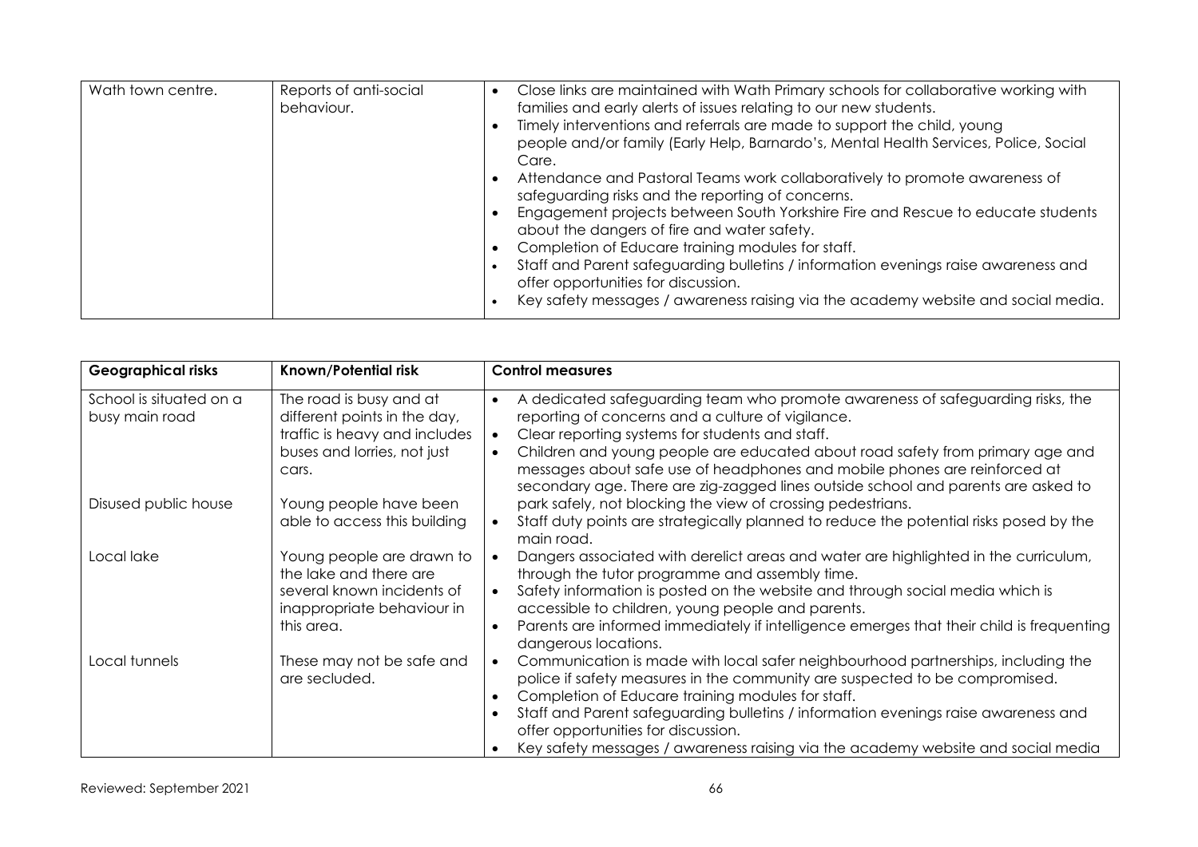| | | |
|---|---|---|
| Wath town centre. | Reports of anti-social behaviour. | • Close links are maintained with Wath Primary schools for collaborative working with families and early alerts of issues relating to our new students.<br>• Timely interventions and referrals are made to support the child, young people and/or family (Early Help, Barnardo's, Mental Health Services, Police, Social Care.<br>• Attendance and Pastoral Teams work collaboratively to promote awareness of safeguarding risks and the reporting of concerns.<br>• Engagement projects between South Yorkshire Fire and Rescue to educate students about the dangers of fire and water safety.<br>• Completion of Educare training modules for staff.<br>• Staff and Parent safeguarding bulletins / information evenings raise awareness and offer opportunities for discussion.<br>• Key safety messages / awareness raising via the academy website and social media. |

| **Geographical risks** | **Known/Potential risk** | **Control measures** |
|---|---|---|
| School is situated on a busy main road<br><br>Disused public house<br><br>Local lake<br><br>Local tunnels | The road is busy and at different points in the day, traffic is heavy and includes buses and lorries, not just cars.<br><br>Young people have been able to access this building<br><br>Young people are drawn to the lake and there are several known incidents of inappropriate behaviour in this area.<br><br>These may not be safe and are secluded. | • A dedicated safeguarding team who promote awareness of safeguarding risks, the reporting of concerns and a culture of vigilance.<br>• Clear reporting systems for students and staff.<br>• Children and young people are educated about road safety from primary age and messages about safe use of headphones and mobile phones are reinforced at secondary age. There are zig-zagged lines outside school and parents are asked to park safely, not blocking the view of crossing pedestrians.<br>• Staff duty points are strategically planned to reduce the potential risks posed by the main road.<br>• Dangers associated with derelict areas and water are highlighted in the curriculum, through the tutor programme and assembly time.<br>• Safety information is posted on the website and through social media which is accessible to children, young people and parents.<br>• Parents are informed immediately if intelligence emerges that their child is frequenting dangerous locations.<br>• Communication is made with local safer neighbourhood partnerships, including the police if safety measures in the community are suspected to be compromised.<br>• Completion of Educare training modules for staff.<br>• Staff and Parent safeguarding bulletins / information evenings raise awareness and offer opportunities for discussion.<br>• Key safety messages / awareness raising via the academy website and social media |

Reviewed: September 2021